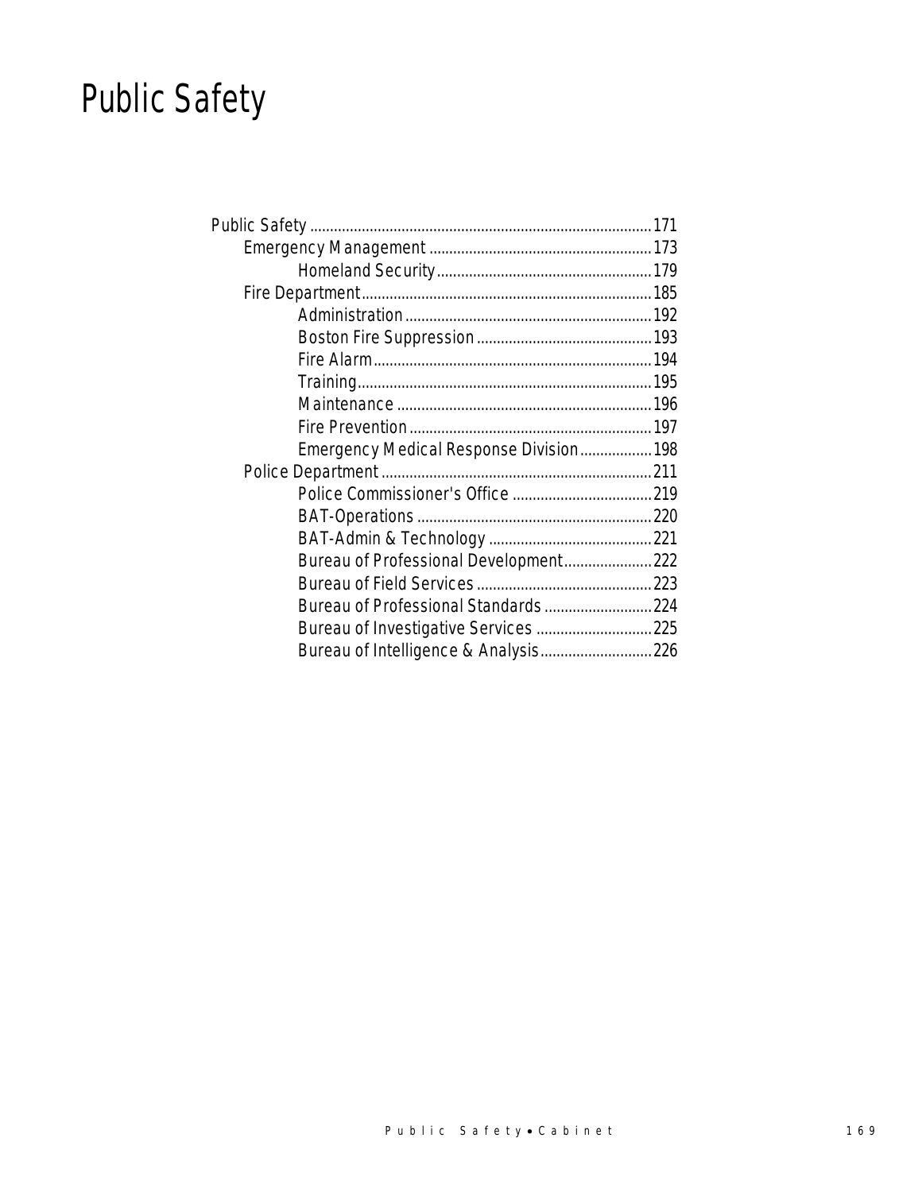# Public Safety

- Public Safety .................................................................................... 171
  - Emergency Management ....................................................... 173
    - Homeland Security ..................................................... 179
  - Fire Department ........................................................................ 185
    - Administration ............................................................. 192
    - Boston Fire Suppression ............................................ 193
    - Fire Alarm ..................................................................... 194
    - Training ......................................................................... 195
    - Maintenance ................................................................ 196
    - Fire Prevention ............................................................ 197
    - Emergency Medical Response Division .................. 198
  - Police Department ................................................................... 211
    - Police Commissioner's Office ................................... 219
    - BAT-Operations ........................................................... 220
    - BAT-Admin & Technology ......................................... 221
    - Bureau of Professional Development ...................... 222
    - Bureau of Field Services ............................................ 223
    - Bureau of Professional Standards ........................... 224
    - Bureau of Investigative Services ............................. 225
    - Bureau of Intelligence & Analysis ............................ 226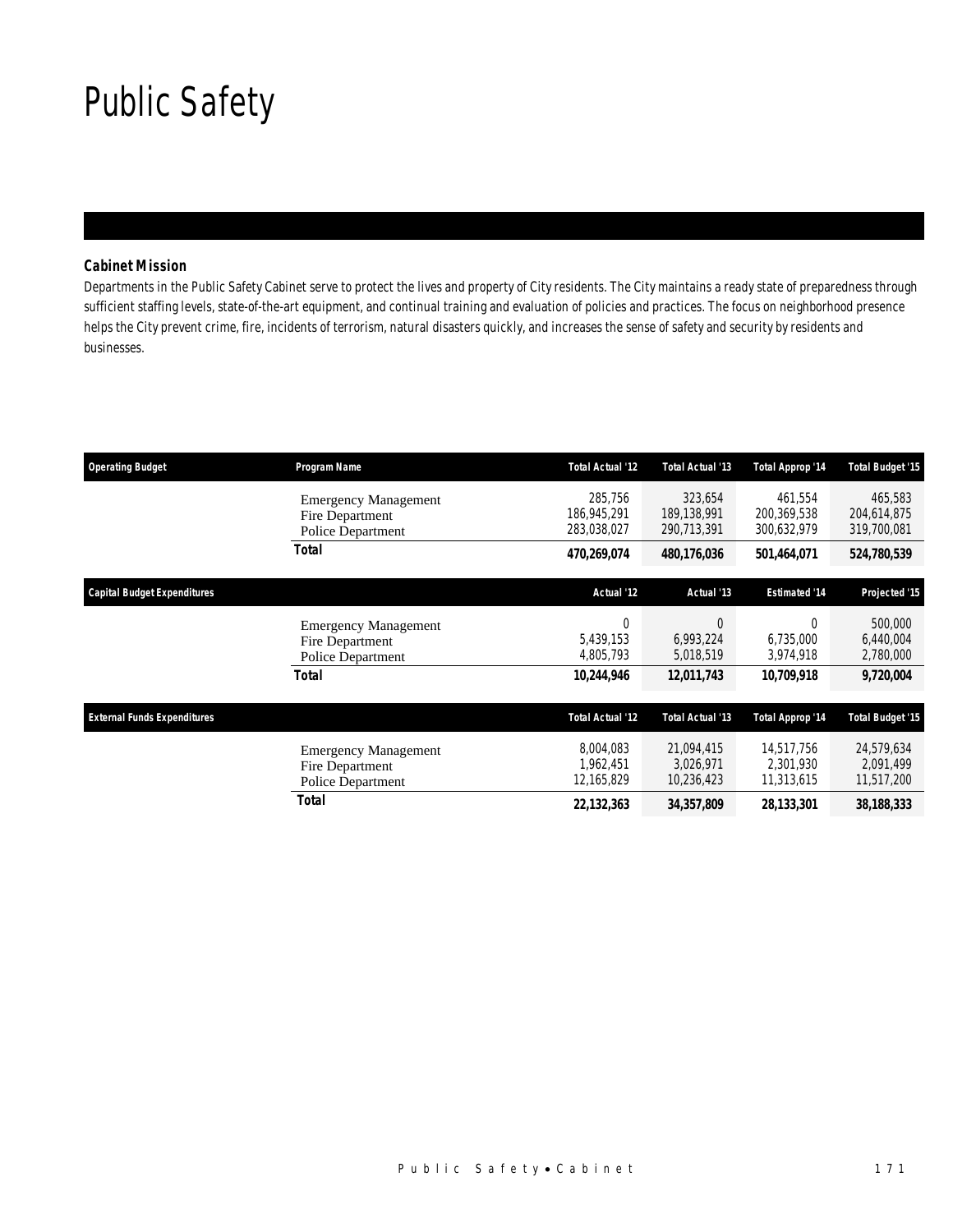# Public Safety

### Cabinet Mission

Departments in the Public Safety Cabinet serve to protect the lives and property of City residents. The City maintains a ready state of preparedness through sufficient staffing levels, state-of-the-art equipment, and continual training and evaluation of policies and practices. The focus on neighborhood presence helps the City prevent crime, fire, incidents of terrorism, natural disasters quickly, and increases the sense of safety and security by residents and businesses.

| Operating Budget | Program Name | Total Actual '12 | Total Actual '13 | Total Approp '14 | Total Budget '15 |
|---|---|---|---|---|---|
| | Emergency Management | 285,756 | 323,654 | 461,554 | 465,583 |
| | Fire Department | 186,945,291 | 189,138,991 | 200,369,538 | 204,614,875 |
| | Police Department | 283,038,027 | 290,713,391 | 300,632,979 | 319,700,081 |
| | **Total** | **470,269,074** | **480,176,036** | **501,464,071** | **524,780,539** |

| Capital Budget Expenditures | | Actual '12 | Actual '13 | Estimated '14 | Projected '15 |
|---|---|---|---|---|---|
| | Emergency Management | 0 | 0 | 0 | 500,000 |
| | Fire Department | 5,439,153 | 6,993,224 | 6,735,000 | 6,440,004 |
| | Police Department | 4,805,793 | 5,018,519 | 3,974,918 | 2,780,000 |
| | **Total** | **10,244,946** | **12,011,743** | **10,709,918** | **9,720,004** |

| External Funds Expenditures | | Total Actual '12 | Total Actual '13 | Total Approp '14 | Total Budget '15 |
|---|---|---|---|---|---|
| | Emergency Management | 8,004,083 | 21,094,415 | 14,517,756 | 24,579,634 |
| | Fire Department | 1,962,451 | 3,026,971 | 2,301,930 | 2,091,499 |
| | Police Department | 12,165,829 | 10,236,423 | 11,313,615 | 11,517,200 |
| | **Total** | **22,132,363** | **34,357,809** | **28,133,301** | **38,188,333** |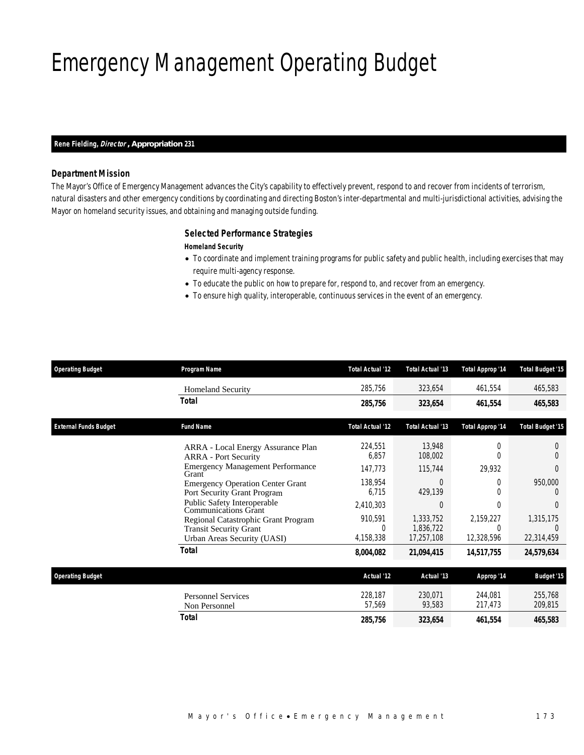# Emergency Management Operating Budget

**Rene Fielding, *Director*, Appropriation 231**

### Department Mission

The Mayor's Office of Emergency Management advances the City's capability to effectively prevent, respond to and recover from incidents of terrorism, natural disasters and other emergency conditions by coordinating and directing Boston's inter-departmental and multi-jurisdictional activities, advising the Mayor on homeland security issues, and obtaining and managing outside funding.

### Selected Performance Strategies

**Homeland Security**

- To coordinate and implement training programs for public safety and public health, including exercises that may require multi-agency response.
- To educate the public on how to prepare for, respond to, and recover from an emergency.
- To ensure high quality, interoperable, continuous services in the event of an emergency.

| Operating Budget | Program Name | Total Actual '12 | Total Actual '13 | Total Approp '14 | Total Budget '15 |
|---|---|---|---|---|---|
| | Homeland Security | 285,756 | 323,654 | 461,554 | 465,583 |
| | **Total** | **285,756** | **323,654** | **461,554** | **465,583** |

| External Funds Budget | Fund Name | Total Actual '12 | Total Actual '13 | Total Approp '14 | Total Budget '15 |
|---|---|---|---|---|---|
| | ARRA - Local Energy Assurance Plan | 224,551 | 13,948 | 0 | 0 |
| | ARRA - Port Security | 6,857 | 108,002 | 0 | 0 |
| | Emergency Management Performance Grant | 147,773 | 115,744 | 29,932 | 0 |
| | Emergency Operation Center Grant | 138,954 | 0 | 0 | 950,000 |
| | Port Security Grant Program | 6,715 | 429,139 | 0 | 0 |
| | Public Safety Interoperable Communications Grant | 2,410,303 | 0 | 0 | 0 |
| | Regional Catastrophic Grant Program | 910,591 | 1,333,752 | 2,159,227 | 1,315,175 |
| | Transit Security Grant | 0 | 1,836,722 | 0 | 0 |
| | Urban Areas Security (UASI) | 4,158,338 | 17,257,108 | 12,328,596 | 22,314,459 |
| | **Total** | **8,004,082** | **21,094,415** | **14,517,755** | **24,579,634** |

| Operating Budget | | Actual '12 | Actual '13 | Approp '14 | Budget '15 |
|---|---|---|---|---|---|
| | Personnel Services | 228,187 | 230,071 | 244,081 | 255,768 |
| | Non Personnel | 57,569 | 93,583 | 217,473 | 209,815 |
| | **Total** | **285,756** | **323,654** | **461,554** | **465,583** |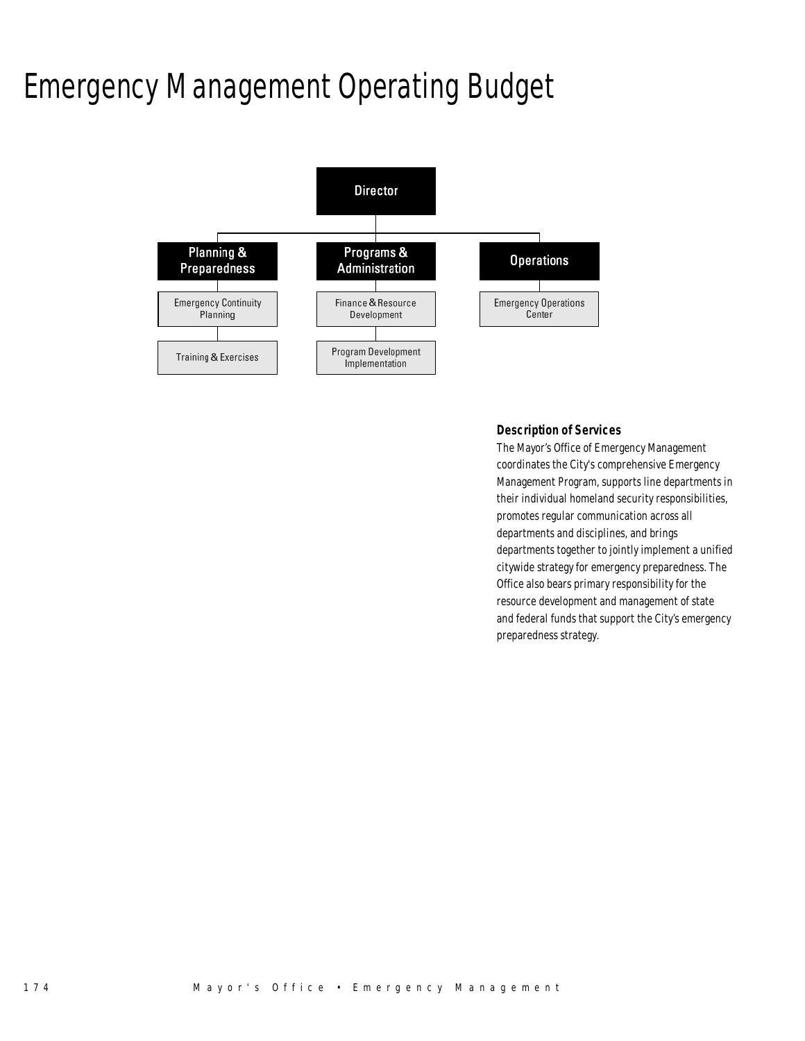# Emergency Management Operating Budget

- Director
  - Planning & Preparedness
    - Emergency Continuity Planning
    - Training & Exercises
  - Programs & Administration
    - Finance & Resource Development
    - Program Development Implementation
  - Operations
    - Emergency Operations Center

### Description of Services

The Mayor's Office of Emergency Management coordinates the City's comprehensive Emergency Management Program, supports line departments in their individual homeland security responsibilities, promotes regular communication across all departments and disciplines, and brings departments together to jointly implement a unified citywide strategy for emergency preparedness. The Office also bears primary responsibility for the resource development and management of state and federal funds that support the City's emergency preparedness strategy.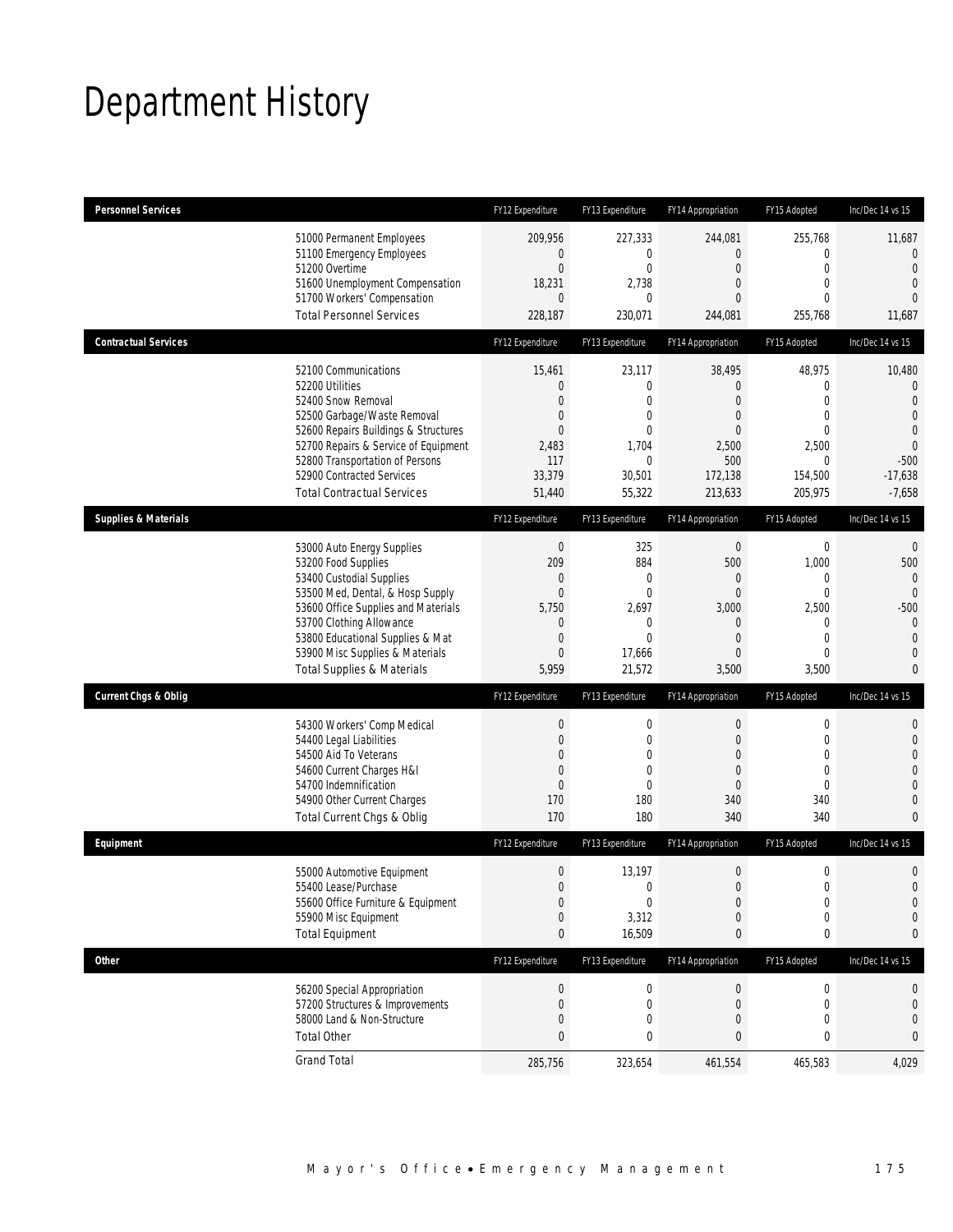# Department History

| Personnel Services | FY12 Expenditure | FY13 Expenditure | FY14 Appropriation | FY15 Adopted | Inc/Dec 14 vs 15 |
|---|---|---|---|---|---|
| 51000 Permanent Employees | 209,956 | 227,333 | 244,081 | 255,768 | 11,687 |
| 51100 Emergency Employees | 0 | 0 | 0 | 0 | 0 |
| 51200 Overtime | 0 | 0 | 0 | 0 | 0 |
| 51600 Unemployment Compensation | 18,231 | 2,738 | 0 | 0 | 0 |
| 51700 Workers' Compensation | 0 | 0 | 0 | 0 | 0 |
| Total Personnel Services | 228,187 | 230,071 | 244,081 | 255,768 | 11,687 |

| Contractual Services | FY12 Expenditure | FY13 Expenditure | FY14 Appropriation | FY15 Adopted | Inc/Dec 14 vs 15 |
|---|---|---|---|---|---|
| 52100 Communications | 15,461 | 23,117 | 38,495 | 48,975 | 10,480 |
| 52200 Utilities | 0 | 0 | 0 | 0 | 0 |
| 52400 Snow Removal | 0 | 0 | 0 | 0 | 0 |
| 52500 Garbage/Waste Removal | 0 | 0 | 0 | 0 | 0 |
| 52600 Repairs Buildings & Structures | 0 | 0 | 0 | 0 | 0 |
| 52700 Repairs & Service of Equipment | 2,483 | 1,704 | 2,500 | 2,500 | 0 |
| 52800 Transportation of Persons | 117 | 0 | 500 | 0 | -500 |
| 52900 Contracted Services | 33,379 | 30,501 | 172,138 | 154,500 | -17,638 |
| Total Contractual Services | 51,440 | 55,322 | 213,633 | 205,975 | -7,658 |

| Supplies & Materials | FY12 Expenditure | FY13 Expenditure | FY14 Appropriation | FY15 Adopted | Inc/Dec 14 vs 15 |
|---|---|---|---|---|---|
| 53000 Auto Energy Supplies | 0 | 325 | 0 | 0 | 0 |
| 53200 Food Supplies | 209 | 884 | 500 | 1,000 | 500 |
| 53400 Custodial Supplies | 0 | 0 | 0 | 0 | 0 |
| 53500 Med, Dental, & Hosp Supply | 0 | 0 | 0 | 0 | 0 |
| 53600 Office Supplies and Materials | 5,750 | 2,697 | 3,000 | 2,500 | -500 |
| 53700 Clothing Allowance | 0 | 0 | 0 | 0 | 0 |
| 53800 Educational Supplies & Mat | 0 | 0 | 0 | 0 | 0 |
| 53900 Misc Supplies & Materials | 0 | 17,666 | 0 | 0 | 0 |
| Total Supplies & Materials | 5,959 | 21,572 | 3,500 | 3,500 | 0 |

| Current Chgs & Oblig | FY12 Expenditure | FY13 Expenditure | FY14 Appropriation | FY15 Adopted | Inc/Dec 14 vs 15 |
|---|---|---|---|---|---|
| 54300 Workers' Comp Medical | 0 | 0 | 0 | 0 | 0 |
| 54400 Legal Liabilities | 0 | 0 | 0 | 0 | 0 |
| 54500 Aid To Veterans | 0 | 0 | 0 | 0 | 0 |
| 54600 Current Charges H&I | 0 | 0 | 0 | 0 | 0 |
| 54700 Indemnification | 0 | 0 | 0 | 0 | 0 |
| 54900 Other Current Charges | 170 | 180 | 340 | 340 | 0 |
| Total Current Chgs & Oblig | 170 | 180 | 340 | 340 | 0 |

| Equipment | FY12 Expenditure | FY13 Expenditure | FY14 Appropriation | FY15 Adopted | Inc/Dec 14 vs 15 |
|---|---|---|---|---|---|
| 55000 Automotive Equipment | 0 | 13,197 | 0 | 0 | 0 |
| 55400 Lease/Purchase | 0 | 0 | 0 | 0 | 0 |
| 55600 Office Furniture & Equipment | 0 | 0 | 0 | 0 | 0 |
| 55900 Misc Equipment | 0 | 3,312 | 0 | 0 | 0 |
| Total Equipment | 0 | 16,509 | 0 | 0 | 0 |

| Other | FY12 Expenditure | FY13 Expenditure | FY14 Appropriation | FY15 Adopted | Inc/Dec 14 vs 15 |
|---|---|---|---|---|---|
| 56200 Special Appropriation | 0 | 0 | 0 | 0 | 0 |
| 57200 Structures & Improvements | 0 | 0 | 0 | 0 | 0 |
| 58000 Land & Non-Structure | 0 | 0 | 0 | 0 | 0 |
| Total Other | 0 | 0 | 0 | 0 | 0 |
| Grand Total | 285,756 | 323,654 | 461,554 | 465,583 | 4,029 |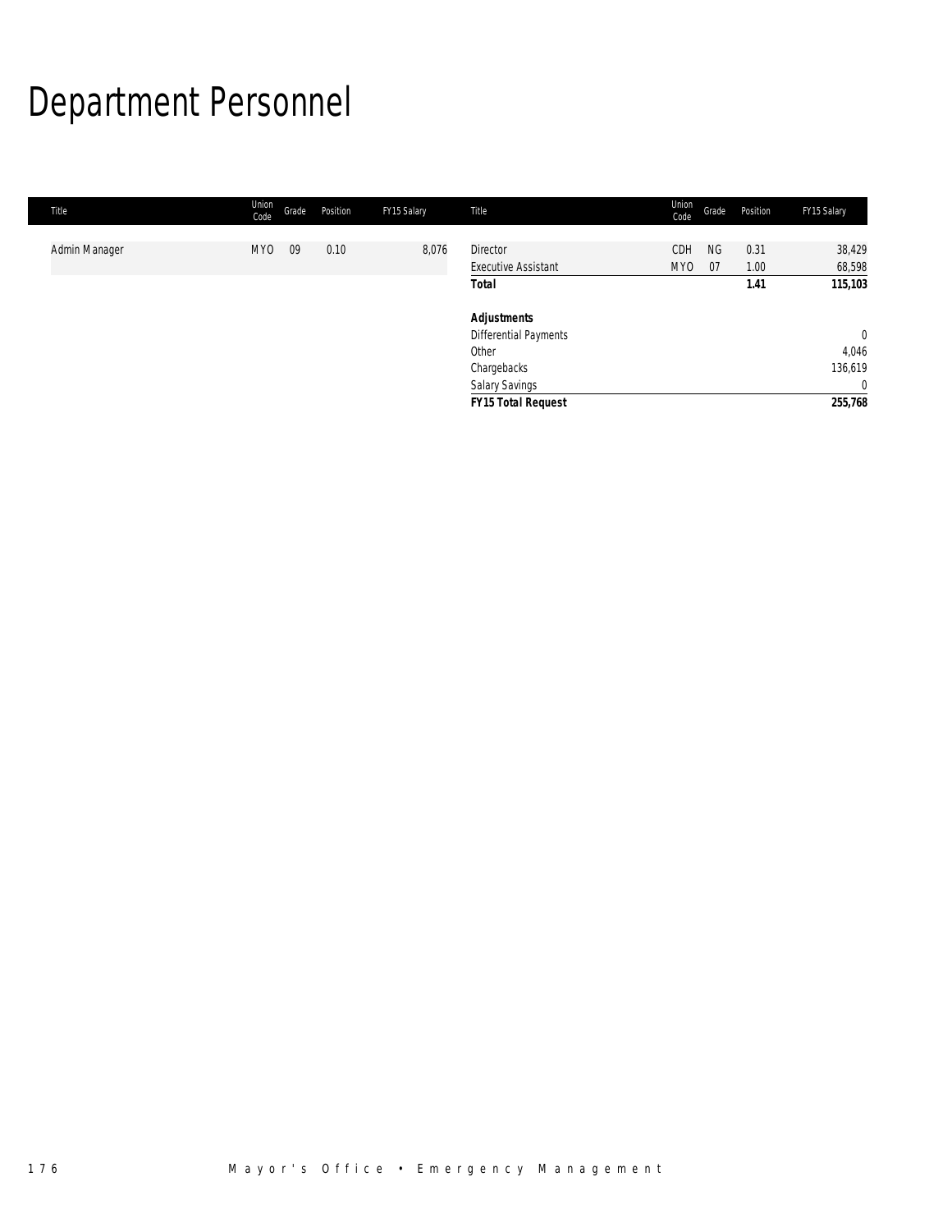# Department Personnel

| Title | Union Code | Grade | Position | FY15 Salary |
|---|---|---|---|---|
| Admin Manager | MYO | 09 | 0.10 | 8,076 |
| Director | CDH | NG | 0.31 | 38,429 |
| Executive Assistant | MYO | 07 | 1.00 | 68,598 |
| **Total** | | | **1.41** | **115,103** |
| | | | | |
| ***Adjustments*** | | | | |
| Differential Payments | | | | 0 |
| Other | | | | 4,046 |
| Chargebacks | | | | 136,619 |
| Salary Savings | | | | 0 |
| ***FY15 Total Request*** | | | | **255,768** |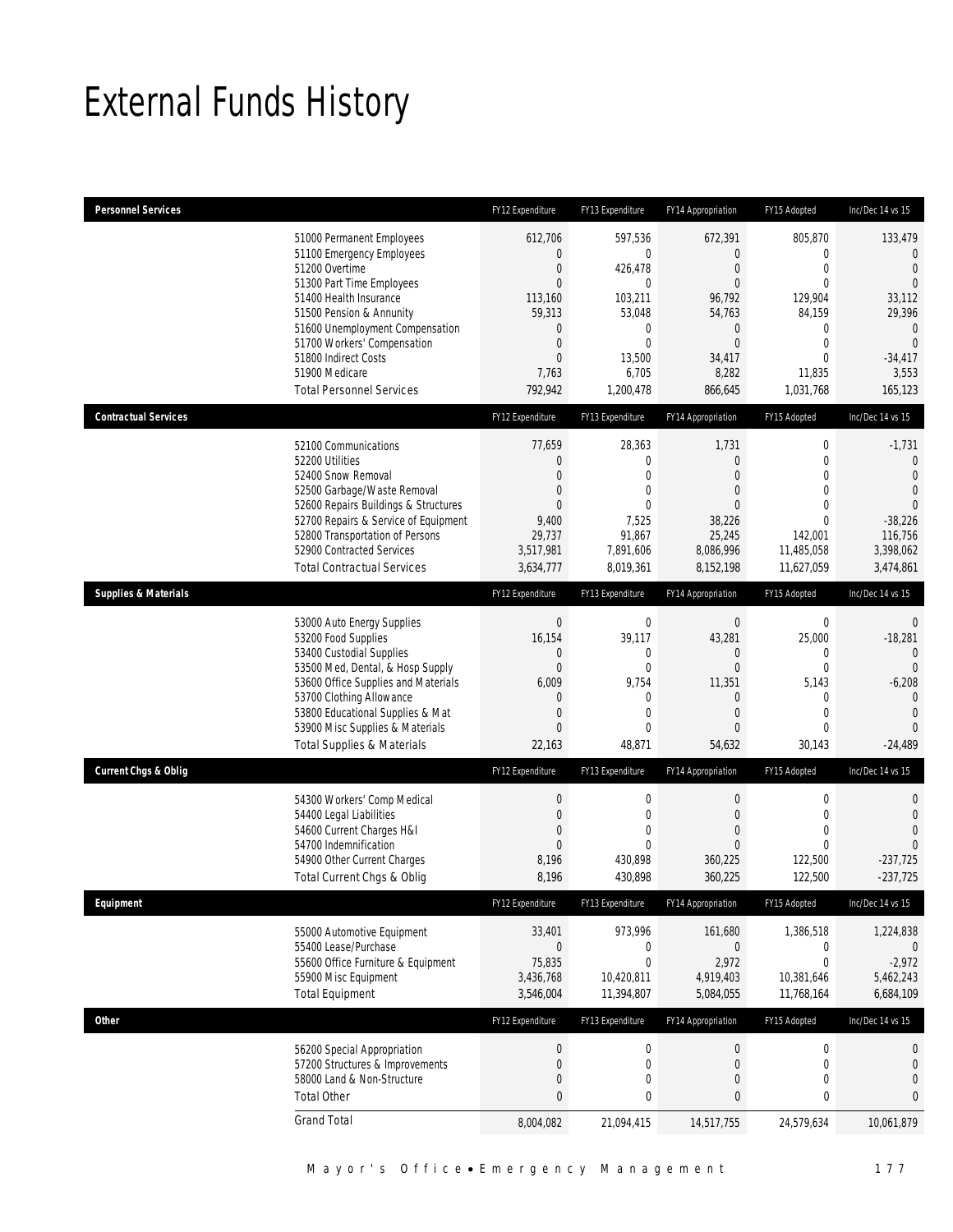# External Funds History

| Personnel Services | FY12 Expenditure | FY13 Expenditure | FY14 Appropriation | FY15 Adopted | Inc/Dec 14 vs 15 |
|---|---|---|---|---|---|
| 51000 Permanent Employees | 612,706 | 597,536 | 672,391 | 805,870 | 133,479 |
| 51100 Emergency Employees | 0 | 0 | 0 | 0 | 0 |
| 51200 Overtime | 0 | 426,478 | 0 | 0 | 0 |
| 51300 Part Time Employees | 0 | 0 | 0 | 0 | 0 |
| 51400 Health Insurance | 113,160 | 103,211 | 96,792 | 129,904 | 33,112 |
| 51500 Pension & Annunity | 59,313 | 53,048 | 54,763 | 84,159 | 29,396 |
| 51600 Unemployment Compensation | 0 | 0 | 0 | 0 | 0 |
| 51700 Workers' Compensation | 0 | 0 | 0 | 0 | 0 |
| 51800 Indirect Costs | 0 | 13,500 | 34,417 | 0 | -34,417 |
| 51900 Medicare | 7,763 | 6,705 | 8,282 | 11,835 | 3,553 |
| Total Personnel Services | 792,942 | 1,200,478 | 866,645 | 1,031,768 | 165,123 |

| Contractual Services | FY12 Expenditure | FY13 Expenditure | FY14 Appropriation | FY15 Adopted | Inc/Dec 14 vs 15 |
|---|---|---|---|---|---|
| 52100 Communications | 77,659 | 28,363 | 1,731 | 0 | -1,731 |
| 52200 Utilities | 0 | 0 | 0 | 0 | 0 |
| 52400 Snow Removal | 0 | 0 | 0 | 0 | 0 |
| 52500 Garbage/Waste Removal | 0 | 0 | 0 | 0 | 0 |
| 52600 Repairs Buildings & Structures | 0 | 0 | 0 | 0 | 0 |
| 52700 Repairs & Service of Equipment | 9,400 | 7,525 | 38,226 | 0 | -38,226 |
| 52800 Transportation of Persons | 29,737 | 91,867 | 25,245 | 142,001 | 116,756 |
| 52900 Contracted Services | 3,517,981 | 7,891,606 | 8,086,996 | 11,485,058 | 3,398,062 |
| Total Contractual Services | 3,634,777 | 8,019,361 | 8,152,198 | 11,627,059 | 3,474,861 |

| Supplies & Materials | FY12 Expenditure | FY13 Expenditure | FY14 Appropriation | FY15 Adopted | Inc/Dec 14 vs 15 |
|---|---|---|---|---|---|
| 53000 Auto Energy Supplies | 0 | 0 | 0 | 0 | 0 |
| 53200 Food Supplies | 16,154 | 39,117 | 43,281 | 25,000 | -18,281 |
| 53400 Custodial Supplies | 0 | 0 | 0 | 0 | 0 |
| 53500 Med, Dental, & Hosp Supply | 0 | 0 | 0 | 0 | 0 |
| 53600 Office Supplies and Materials | 6,009 | 9,754 | 11,351 | 5,143 | -6,208 |
| 53700 Clothing Allowance | 0 | 0 | 0 | 0 | 0 |
| 53800 Educational Supplies & Mat | 0 | 0 | 0 | 0 | 0 |
| 53900 Misc Supplies & Materials | 0 | 0 | 0 | 0 | 0 |
| Total Supplies & Materials | 22,163 | 48,871 | 54,632 | 30,143 | -24,489 |

| Current Chgs & Oblig | FY12 Expenditure | FY13 Expenditure | FY14 Appropriation | FY15 Adopted | Inc/Dec 14 vs 15 |
|---|---|---|---|---|---|
| 54300 Workers' Comp Medical | 0 | 0 | 0 | 0 | 0 |
| 54400 Legal Liabilities | 0 | 0 | 0 | 0 | 0 |
| 54600 Current Charges H&I | 0 | 0 | 0 | 0 | 0 |
| 54700 Indemnification | 0 | 0 | 0 | 0 | 0 |
| 54900 Other Current Charges | 8,196 | 430,898 | 360,225 | 122,500 | -237,725 |
| Total Current Chgs & Oblig | 8,196 | 430,898 | 360,225 | 122,500 | -237,725 |

| Equipment | FY12 Expenditure | FY13 Expenditure | FY14 Appropriation | FY15 Adopted | Inc/Dec 14 vs 15 |
|---|---|---|---|---|---|
| 55000 Automotive Equipment | 33,401 | 973,996 | 161,680 | 1,386,518 | 1,224,838 |
| 55400 Lease/Purchase | 0 | 0 | 0 | 0 | 0 |
| 55600 Office Furniture & Equipment | 75,835 | 0 | 2,972 | 0 | -2,972 |
| 55900 Misc Equipment | 3,436,768 | 10,420,811 | 4,919,403 | 10,381,646 | 5,462,243 |
| Total Equipment | 3,546,004 | 11,394,807 | 5,084,055 | 11,768,164 | 6,684,109 |

| Other | FY12 Expenditure | FY13 Expenditure | FY14 Appropriation | FY15 Adopted | Inc/Dec 14 vs 15 |
|---|---|---|---|---|---|
| 56200 Special Appropriation | 0 | 0 | 0 | 0 | 0 |
| 57200 Structures & Improvements | 0 | 0 | 0 | 0 | 0 |
| 58000 Land & Non-Structure | 0 | 0 | 0 | 0 | 0 |
| Total Other | 0 | 0 | 0 | 0 | 0 |
| Grand Total | 8,004,082 | 21,094,415 | 14,517,755 | 24,579,634 | 10,061,879 |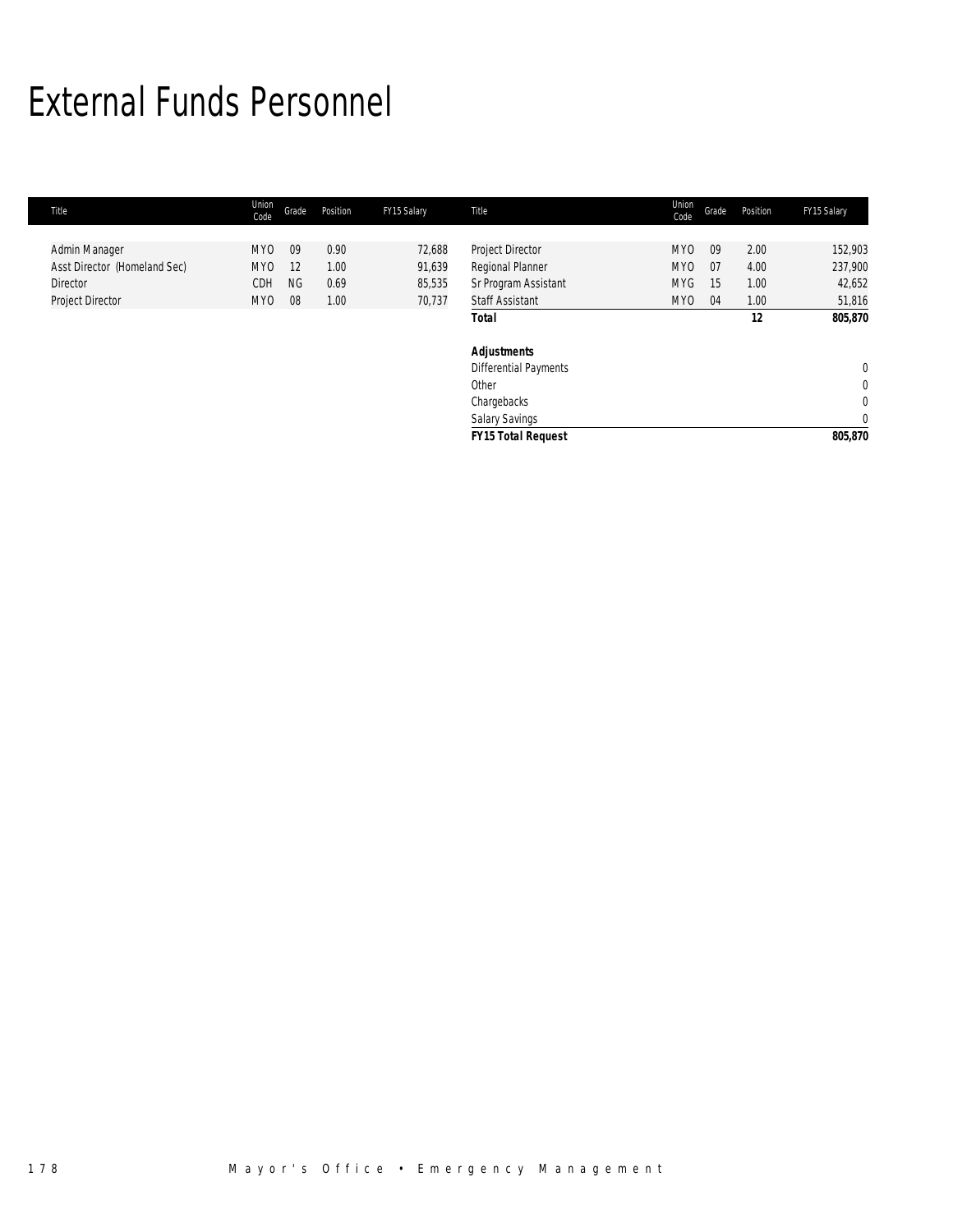# External Funds Personnel

| Title | Union Code | Grade | Position | FY15 Salary | Title | Union Code | Grade | Position | FY15 Salary |
|---|---|---|---|---|---|---|---|---|---|
| Admin Manager | MYO | 09 | 0.90 | 72,688 | Project Director | MYO | 09 | 2.00 | 152,903 |
| Asst Director (Homeland Sec) | MYO | 12 | 1.00 | 91,639 | Regional Planner | MYO | 07 | 4.00 | 237,900 |
| Director | CDH | NG | 0.69 | 85,535 | Sr Program Assistant | MYG | 15 | 1.00 | 42,652 |
| Project Director | MYO | 08 | 1.00 | 70,737 | Staff Assistant | MYO | 04 | 1.00 | 51,816 |
| | | | | | **Total** | | | **12** | **805,870** |
| | | | | | | | | | |
| | | | | | ***Adjustments*** | | | | |
| | | | | | Differential Payments | | | | 0 |
| | | | | | Other | | | | 0 |
| | | | | | Chargebacks | | | | 0 |
| | | | | | Salary Savings | | | | 0 |
| | | | | | ***FY15 Total Request*** | | | | **805,870** |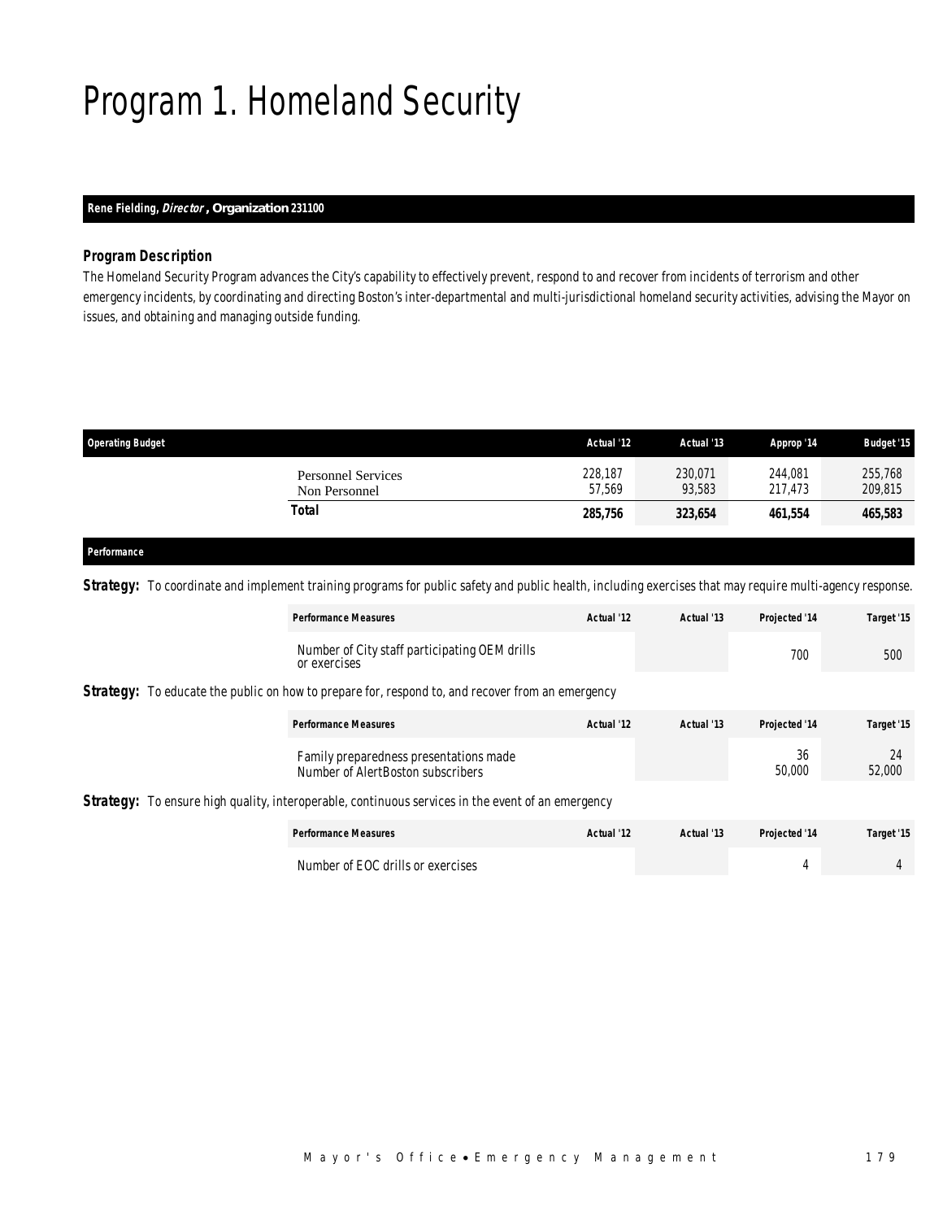# Program 1. Homeland Security

**Rene Fielding, *Director*, Organization 231100**

### Program Description

The Homeland Security Program advances the City's capability to effectively prevent, respond to and recover from incidents of terrorism and other emergency incidents, by coordinating and directing Boston's inter-departmental and multi-jurisdictional homeland security activities, advising the Mayor on issues, and obtaining and managing outside funding.

| Operating Budget | Actual '12 | Actual '13 | Approp '14 | Budget '15 |
|---|---|---|---|---|
| Personnel Services | 228,187 | 230,071 | 244,081 | 255,768 |
| Non Personnel | 57,569 | 93,583 | 217,473 | 209,815 |
| **Total** | **285,756** | **323,654** | **461,554** | **465,583** |

### Performance

**Strategy:** To coordinate and implement training programs for public safety and public health, including exercises that may require multi-agency response.

| Performance Measures | Actual '12 | Actual '13 | Projected '14 | Target '15 |
|---|---|---|---|---|
| Number of City staff participating OEM drills or exercises | | | 700 | 500 |

**Strategy:** To educate the public on how to prepare for, respond to, and recover from an emergency

| Performance Measures | Actual '12 | Actual '13 | Projected '14 | Target '15 |
|---|---|---|---|---|
| Family preparedness presentations made | | | 36 | 24 |
| Number of AlertBoston subscribers | | | 50,000 | 52,000 |

**Strategy:** To ensure high quality, interoperable, continuous services in the event of an emergency

| Performance Measures | Actual '12 | Actual '13 | Projected '14 | Target '15 |
|---|---|---|---|---|
| Number of EOC drills or exercises | | | 4 | 4 |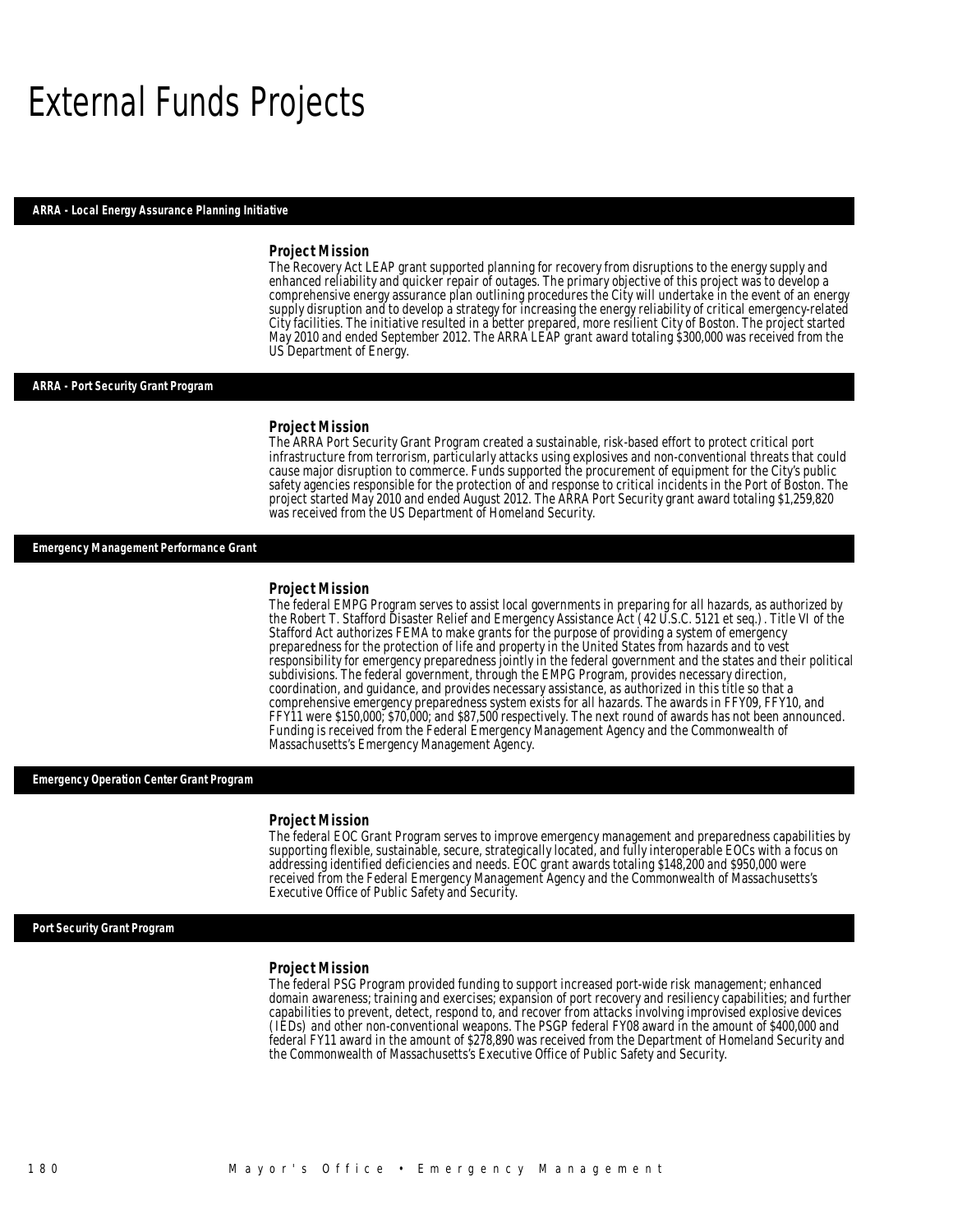# External Funds Projects

## ARRA - Local Energy Assurance Planning Initiative

### Project Mission

The Recovery Act LEAP grant supported planning for recovery from disruptions to the energy supply and enhanced reliability and quicker repair of outages. The primary objective of this project was to develop a comprehensive energy assurance plan outlining procedures the City will undertake in the event of an energy supply disruption and to develop a strategy for increasing the energy reliability of critical emergency-related City facilities. The initiative resulted in a better prepared, more resilient City of Boston. The project started May 2010 and ended September 2012. The ARRA LEAP grant award totaling $300,000 was received from the US Department of Energy.

## ARRA - Port Security Grant Program

### Project Mission

The ARRA Port Security Grant Program created a sustainable, risk-based effort to protect critical port infrastructure from terrorism, particularly attacks using explosives and non-conventional threats that could cause major disruption to commerce. Funds supported the procurement of equipment for the City's public safety agencies responsible for the protection of and response to critical incidents in the Port of Boston. The project started May 2010 and ended August 2012. The ARRA Port Security grant award totaling $1,259,820 was received from the US Department of Homeland Security.

## Emergency Management Performance Grant

### Project Mission

The federal EMPG Program serves to assist local governments in preparing for all hazards, as authorized by the Robert T. Stafford Disaster Relief and Emergency Assistance Act (42 U.S.C. 5121 et seq.). Title VI of the Stafford Act authorizes FEMA to make grants for the purpose of providing a system of emergency preparedness for the protection of life and property in the United States from hazards and to vest responsibility for emergency preparedness jointly in the federal government and the states and their political subdivisions. The federal government, through the EMPG Program, provides necessary direction, coordination, and guidance, and provides necessary assistance, as authorized in this title so that a comprehensive emergency preparedness system exists for all hazards. The awards in FFY09, FFY10, and FFY11 were $150,000; $70,000; and $87,500 respectively. The next round of awards has not been announced. Funding is received from the Federal Emergency Management Agency and the Commonwealth of Massachusetts's Emergency Management Agency.

## Emergency Operation Center Grant Program

### Project Mission

The federal EOC Grant Program serves to improve emergency management and preparedness capabilities by supporting flexible, sustainable, secure, strategically located, and fully interoperable EOCs with a focus on addressing identified deficiencies and needs. EOC grant awards totaling $148,200 and $950,000 were received from the Federal Emergency Management Agency and the Commonwealth of Massachusetts's Executive Office of Public Safety and Security.

## Port Security Grant Program

### Project Mission

The federal PSG Program provided funding to support increased port-wide risk management; enhanced domain awareness; training and exercises; expansion of port recovery and resiliency capabilities; and further capabilities to prevent, detect, respond to, and recover from attacks involving improvised explosive devices (IEDs) and other non-conventional weapons. The PSGP federal FY08 award in the amount of $400,000 and federal FY11 award in the amount of $278,890 was received from the Department of Homeland Security and the Commonwealth of Massachusetts's Executive Office of Public Safety and Security.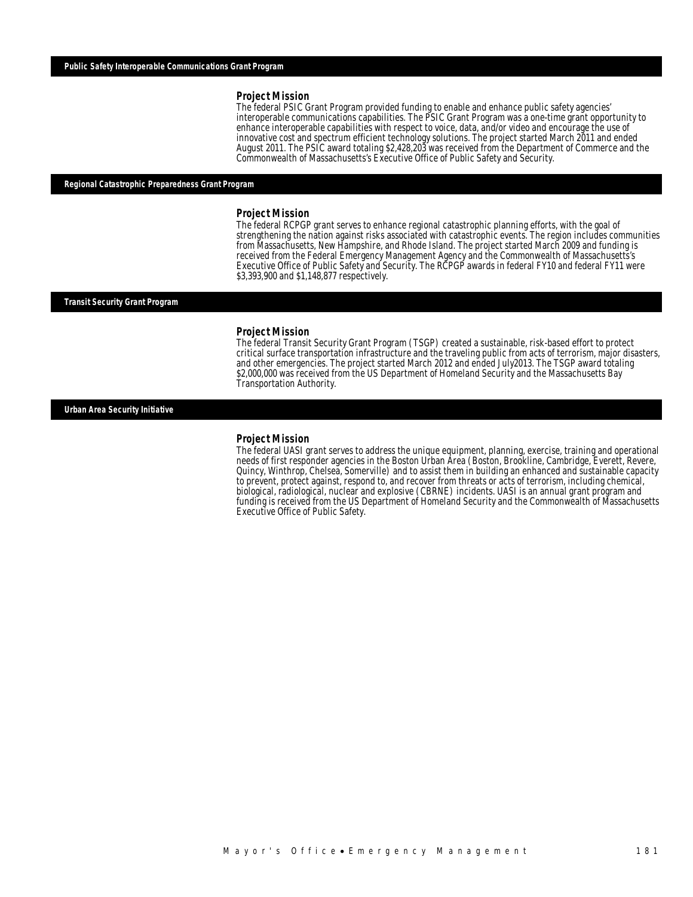## Public Safety Interoperable Communications Grant Program

### Project Mission

The federal PSIC Grant Program provided funding to enable and enhance public safety agencies' interoperable communications capabilities. The PSIC Grant Program was a one-time grant opportunity to enhance interoperable capabilities with respect to voice, data, and/or video and encourage the use of innovative cost and spectrum efficient technology solutions. The project started March 2011 and ended August 2011. The PSIC award totaling $2,428,203 was received from the Department of Commerce and the Commonwealth of Massachusetts's Executive Office of Public Safety and Security.

## Regional Catastrophic Preparedness Grant Program

### Project Mission

The federal RCPGP grant serves to enhance regional catastrophic planning efforts, with the goal of strengthening the nation against risks associated with catastrophic events. The region includes communities from Massachusetts, New Hampshire, and Rhode Island. The project started March 2009 and funding is received from the Federal Emergency Management Agency and the Commonwealth of Massachusetts's Executive Office of Public Safety and Security. The RCPGP awards in federal FY10 and federal FY11 were $3,393,900 and $1,148,877 respectively.

## Transit Security Grant Program

### Project Mission

The federal Transit Security Grant Program (TSGP) created a sustainable, risk-based effort to protect critical surface transportation infrastructure and the traveling public from acts of terrorism, major disasters, and other emergencies. The project started March 2012 and ended July2013. The TSGP award totaling $2,000,000 was received from the US Department of Homeland Security and the Massachusetts Bay Transportation Authority.

## Urban Area Security Initiative

### Project Mission

The federal UASI grant serves to address the unique equipment, planning, exercise, training and operational needs of first responder agencies in the Boston Urban Area (Boston, Brookline, Cambridge, Everett, Revere, Quincy, Winthrop, Chelsea, Somerville) and to assist them in building an enhanced and sustainable capacity to prevent, protect against, respond to, and recover from threats or acts of terrorism, including chemical, biological, radiological, nuclear and explosive (CBRNE) incidents. UASI is an annual grant program and funding is received from the US Department of Homeland Security and the Commonwealth of Massachusetts Executive Office of Public Safety.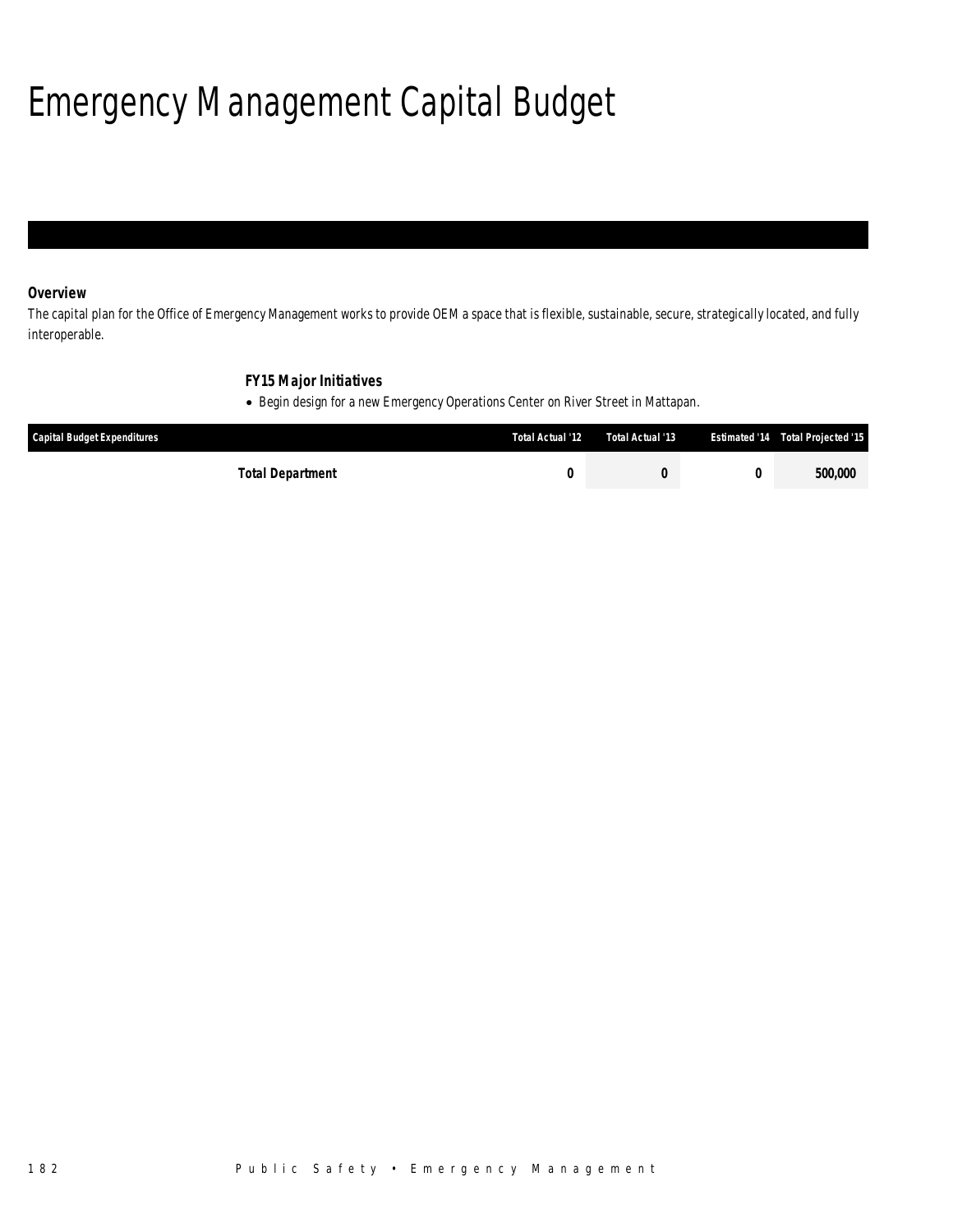# Emergency Management Capital Budget

### Overview

*The capital plan for the Office of Emergency Management works to provide OEM a space that is flexible, sustainable, secure, strategically located, and fully interoperable.*

### FY15 Major Initiatives

- Begin design for a new Emergency Operations Center on River Street in Mattapan.

| Capital Budget Expenditures | Total Actual '12 | Total Actual '13 | Estimated '14 | Total Projected '15 |
|---|---|---|---|---|
| **Total Department** | **0** | **0** | **0** | **500,000** |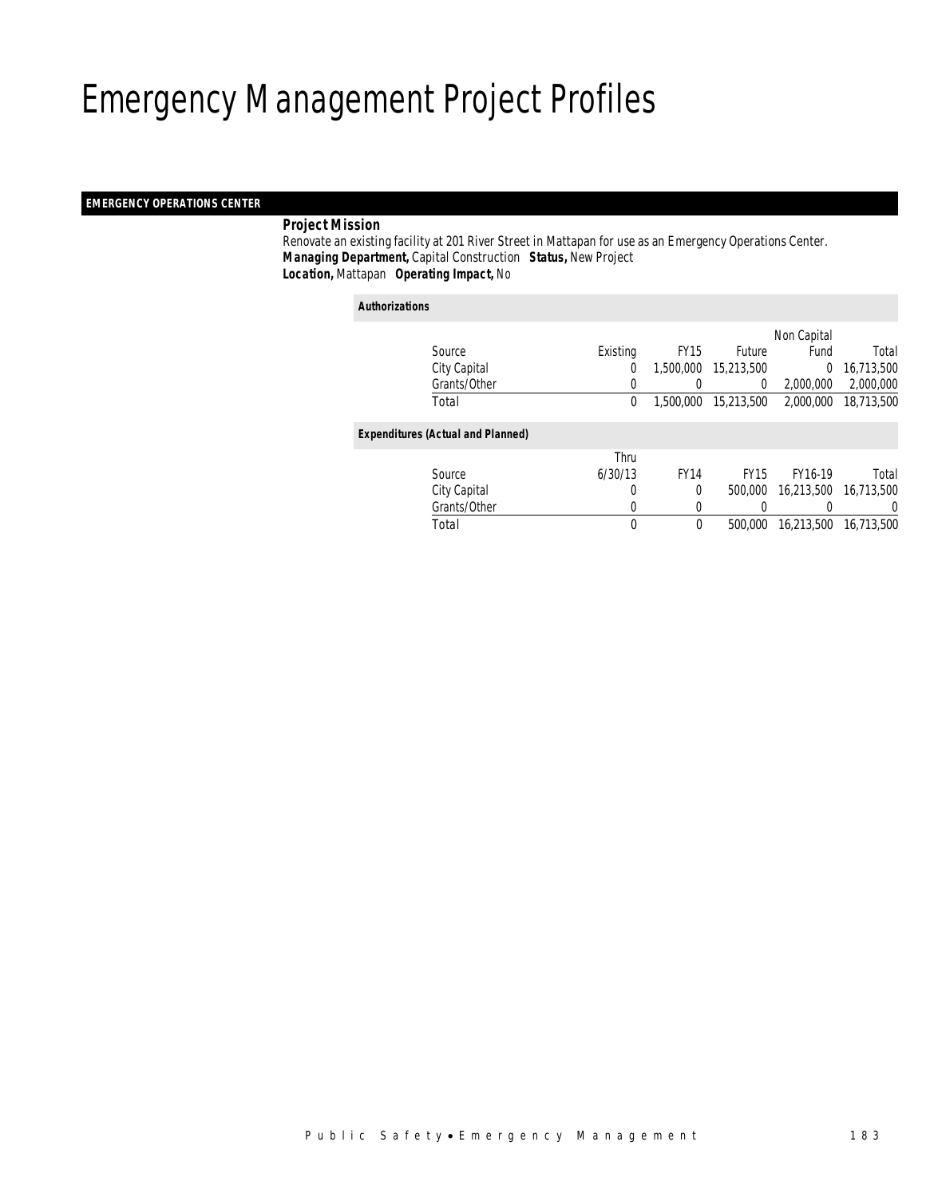# Emergency Management Project Profiles

## EMERGENCY OPERATIONS CENTER

**Project Mission**

Renovate an existing facility at 201 River Street in Mattapan for use as an Emergency Operations Center.

***Managing Department,*** Capital Construction ***Status,*** New Project

***Location,*** Mattapan ***Operating Impact,*** No

***Authorizations***

| Source | Existing | FY15 | Future | Non Capital Fund | Total |
|---|---|---|---|---|---|
| City Capital | 0 | 1,500,000 | 15,213,500 | 0 | 16,713,500 |
| Grants/Other | 0 | 0 | 0 | 2,000,000 | 2,000,000 |
| Total | 0 | 1,500,000 | 15,213,500 | 2,000,000 | 18,713,500 |

***Expenditures (Actual and Planned)***

| Source | Thru 6/30/13 | FY14 | FY15 | FY16-19 | Total |
|---|---|---|---|---|---|
| City Capital | 0 | 0 | 500,000 | 16,213,500 | 16,713,500 |
| Grants/Other | 0 | 0 | 0 | 0 | 0 |
| Total | 0 | 0 | 500,000 | 16,213,500 | 16,713,500 |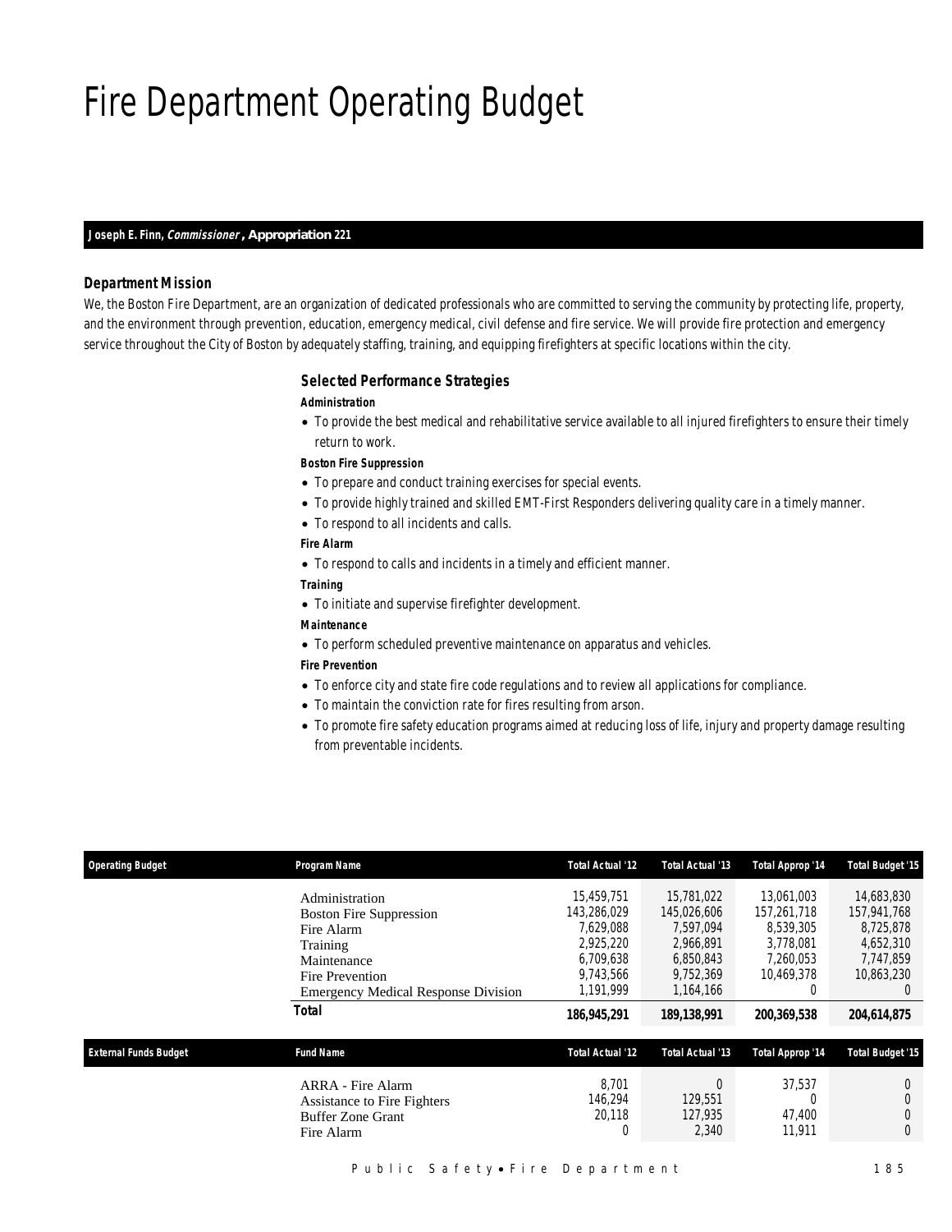# Fire Department Operating Budget

**Joseph E. Finn, *Commissioner*, Appropriation 221**

### Department Mission

We, the Boston Fire Department, are an organization of dedicated professionals who are committed to serving the community by protecting life, property, and the environment through prevention, education, emergency medical, civil defense and fire service. We will provide fire protection and emergency service throughout the City of Boston by adequately staffing, training, and equipping firefighters at specific locations within the city.

### Selected Performance Strategies

***Administration***

- To provide the best medical and rehabilitative service available to all injured firefighters to ensure their timely return to work.

***Boston Fire Suppression***

- To prepare and conduct training exercises for special events.
- To provide highly trained and skilled EMT-First Responders delivering quality care in a timely manner.
- To respond to all incidents and calls.

***Fire Alarm***

- To respond to calls and incidents in a timely and efficient manner.

***Training***

- To initiate and supervise firefighter development.

***Maintenance***

- To perform scheduled preventive maintenance on apparatus and vehicles.

***Fire Prevention***

- To enforce city and state fire code regulations and to review all applications for compliance.
- To maintain the conviction rate for fires resulting from arson.
- To promote fire safety education programs aimed at reducing loss of life, injury and property damage resulting from preventable incidents.

| Operating Budget | Program Name | Total Actual '12 | Total Actual '13 | Total Approp '14 | Total Budget '15 |
|---|---|---|---|---|---|
| | Administration | 15,459,751 | 15,781,022 | 13,061,003 | 14,683,830 |
| | Boston Fire Suppression | 143,286,029 | 145,026,606 | 157,261,718 | 157,941,768 |
| | Fire Alarm | 7,629,088 | 7,597,094 | 8,539,305 | 8,725,878 |
| | Training | 2,925,220 | 2,966,891 | 3,778,081 | 4,652,310 |
| | Maintenance | 6,709,638 | 6,850,843 | 7,260,053 | 7,747,859 |
| | Fire Prevention | 9,743,566 | 9,752,369 | 10,469,378 | 10,863,230 |
| | Emergency Medical Response Division | 1,191,999 | 1,164,166 | 0 | 0 |
| | **Total** | **186,945,291** | **189,138,991** | **200,369,538** | **204,614,875** |

| External Funds Budget | Fund Name | Total Actual '12 | Total Actual '13 | Total Approp '14 | Total Budget '15 |
|---|---|---|---|---|---|
| | ARRA - Fire Alarm | 8,701 | 0 | 37,537 | 0 |
| | Assistance to Fire Fighters | 146,294 | 129,551 | 0 | 0 |
| | Buffer Zone Grant | 20,118 | 127,935 | 47,400 | 0 |
| | Fire Alarm | 0 | 2,340 | 11,911 | 0 |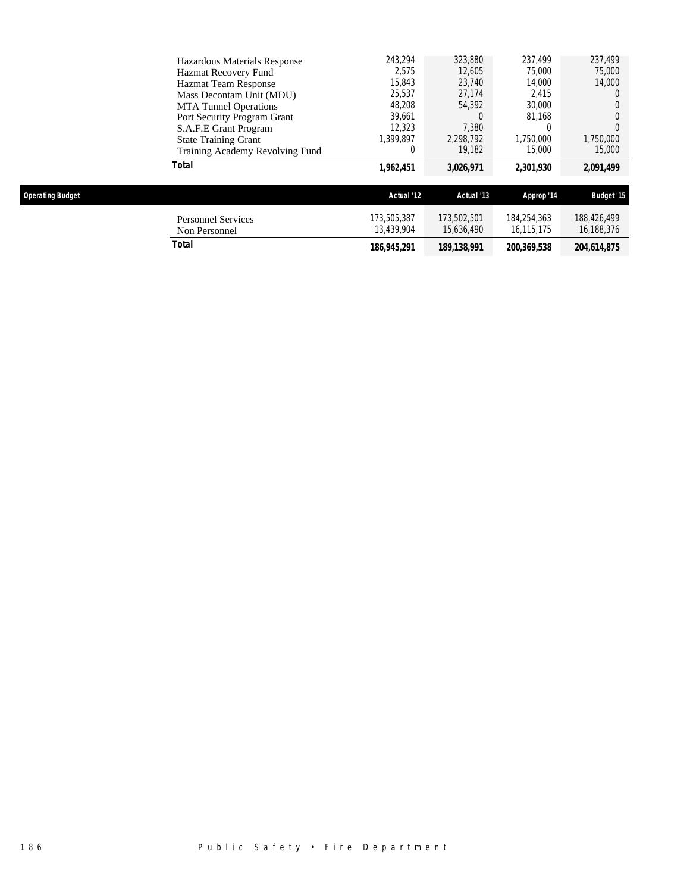| | | | | |
|---|---|---|---|---|
| Hazardous Materials Response | 243,294 | 323,880 | 237,499 | 237,499 |
| Hazmat Recovery Fund | 2,575 | 12,605 | 75,000 | 75,000 |
| Hazmat Team Response | 15,843 | 23,740 | 14,000 | 14,000 |
| Mass Decontam Unit (MDU) | 25,537 | 27,174 | 2,415 | 0 |
| MTA Tunnel Operations | 48,208 | 54,392 | 30,000 | 0 |
| Port Security Program Grant | 39,661 | 0 | 81,168 | 0 |
| S.A.F.E Grant Program | 12,323 | 7,380 | 0 | 0 |
| State Training Grant | 1,399,897 | 2,298,792 | 1,750,000 | 1,750,000 |
| Training Academy Revolving Fund | 0 | 19,182 | 15,000 | 15,000 |
| **Total** | **1,962,451** | **3,026,971** | **2,301,930** | **2,091,499** |

## Operating Budget

| | Actual '12 | Actual '13 | Approp '14 | Budget '15 |
|---|---|---|---|---|
| Personnel Services | 173,505,387 | 173,502,501 | 184,254,363 | 188,426,499 |
| Non Personnel | 13,439,904 | 15,636,490 | 16,115,175 | 16,188,376 |
| **Total** | **186,945,291** | **189,138,991** | **200,369,538** | **204,614,875** |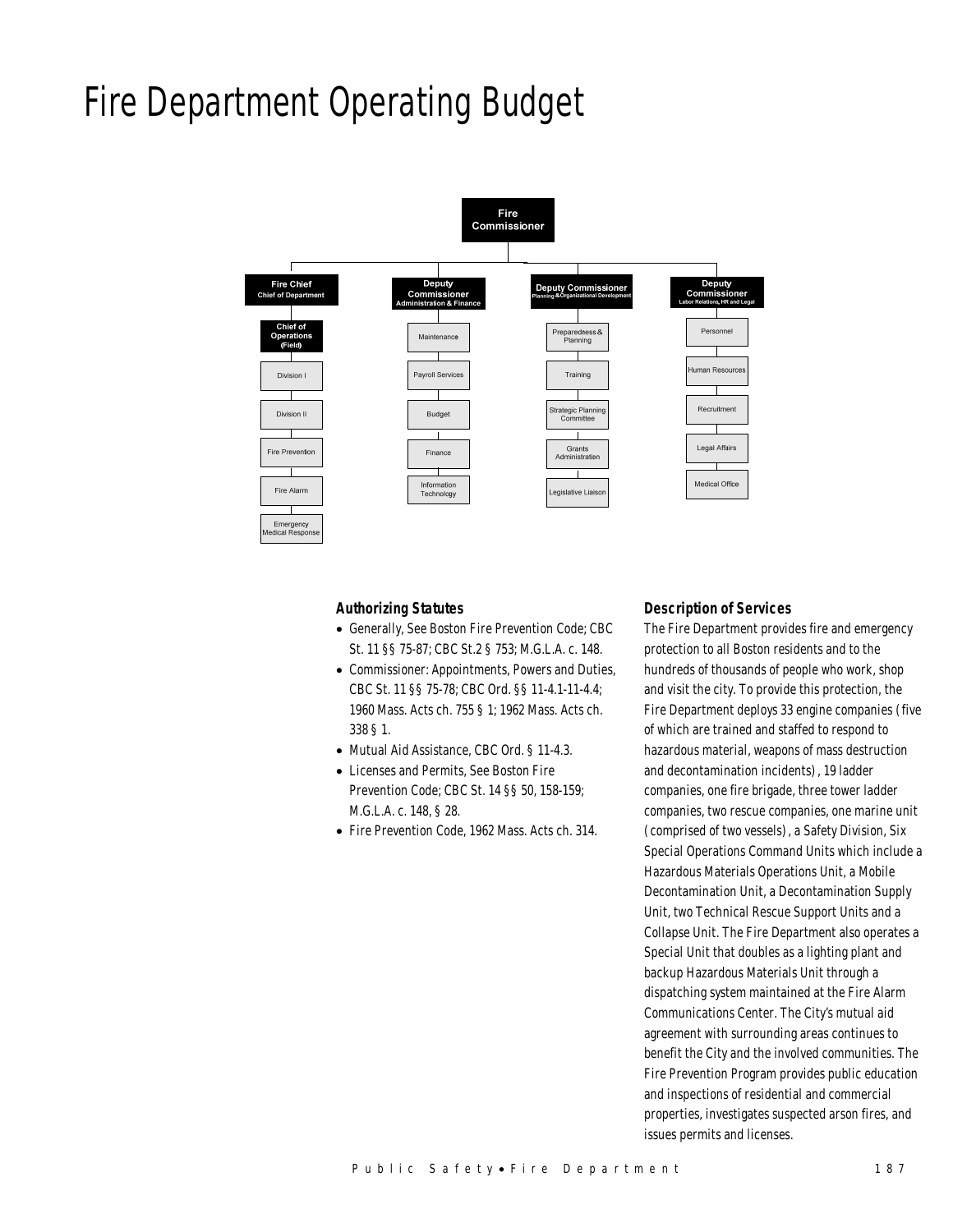# Fire Department Operating Budget

- Fire Commissioner
  - Fire Chief (Chief of Department)
    - Chief of Operations (Field)
      - Division I
      - Division II
      - Fire Prevention
      - Fire Alarm
      - Emergency Medical Response
  - Deputy Commissioner (Administration & Finance)
    - Maintenance
    - Payroll Services
    - Budget
    - Finance
    - Information Technology
  - Deputy Commissioner (Planning & Organizational Development)
    - Preparedness & Planning
    - Training
    - Strategic Planning Committee
    - Grants Administration
    - Legislative Liaison
  - Deputy Commissioner (Labor Relations, HR and Legal)
    - Personnel
    - Human Resources
    - Recruitment
    - Legal Affairs
    - Medical Office

### Authorizing Statutes

- Generally, See Boston Fire Prevention Code; CBC St. 11 §§ 75-87; CBC St.2 § 753; M.G.L.A. c. 148.
- Commissioner: Appointments, Powers and Duties, CBC St. 11 §§ 75-78; CBC Ord. §§ 11-4.1-11-4.4; 1960 Mass. Acts ch. 755 § 1; 1962 Mass. Acts ch. 338 § 1.
- Mutual Aid Assistance, CBC Ord. § 11-4.3.
- Licenses and Permits, See Boston Fire Prevention Code; CBC St. 14 §§ 50, 158-159; M.G.L.A. c. 148, § 28.
- Fire Prevention Code, 1962 Mass. Acts ch. 314.

### Description of Services

The Fire Department provides fire and emergency protection to all Boston residents and to the hundreds of thousands of people who work, shop and visit the city. To provide this protection, the Fire Department deploys 33 engine companies (five of which are trained and staffed to respond to hazardous material, weapons of mass destruction and decontamination incidents), 19 ladder companies, one fire brigade, three tower ladder companies, two rescue companies, one marine unit (comprised of two vessels), a Safety Division, Six Special Operations Command Units which include a Hazardous Materials Operations Unit, a Mobile Decontamination Unit, a Decontamination Supply Unit, two Technical Rescue Support Units and a Collapse Unit. The Fire Department also operates a Special Unit that doubles as a lighting plant and backup Hazardous Materials Unit through a dispatching system maintained at the Fire Alarm Communications Center. The City's mutual aid agreement with surrounding areas continues to benefit the City and the involved communities. The Fire Prevention Program provides public education and inspections of residential and commercial properties, investigates suspected arson fires, and issues permits and licenses.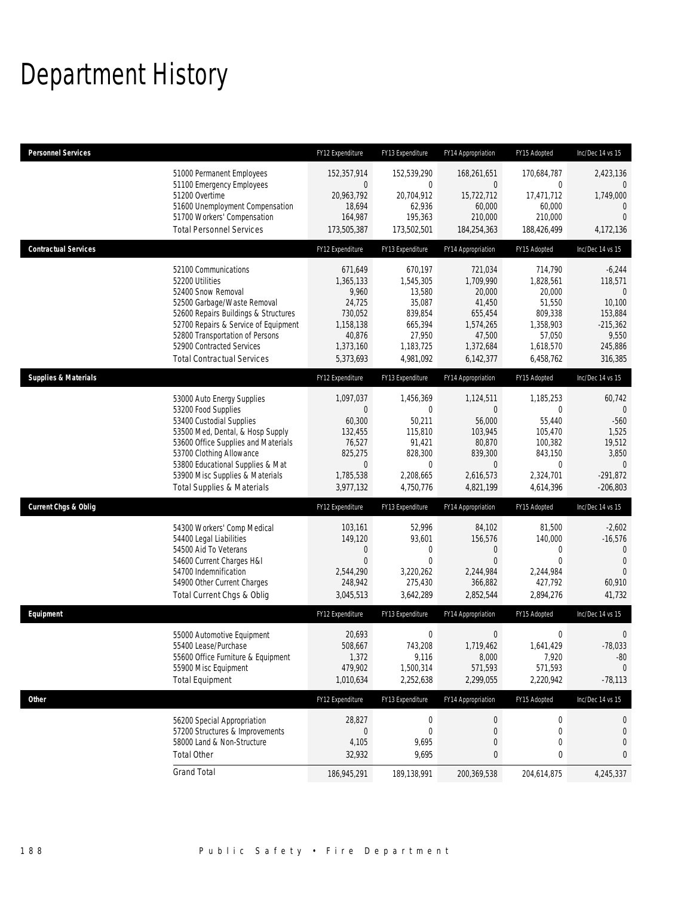# Department History

| Personnel Services | | FY12 Expenditure | FY13 Expenditure | FY14 Appropriation | FY15 Adopted | Inc/Dec 14 vs 15 |
|---|---|---|---|---|---|---|
| | 51000 Permanent Employees | 152,357,914 | 152,539,290 | 168,261,651 | 170,684,787 | 2,423,136 |
| | 51100 Emergency Employees | 0 | 0 | 0 | 0 | 0 |
| | 51200 Overtime | 20,963,792 | 20,704,912 | 15,722,712 | 17,471,712 | 1,749,000 |
| | 51600 Unemployment Compensation | 18,694 | 62,936 | 60,000 | 60,000 | 0 |
| | 51700 Workers' Compensation | 164,987 | 195,363 | 210,000 | 210,000 | 0 |
| | Total Personnel Services | 173,505,387 | 173,502,501 | 184,254,363 | 188,426,499 | 4,172,136 |
| **Contractual Services** | | **FY12 Expenditure** | **FY13 Expenditure** | **FY14 Appropriation** | **FY15 Adopted** | **Inc/Dec 14 vs 15** |
| | 52100 Communications | 671,649 | 670,197 | 721,034 | 714,790 | -6,244 |
| | 52200 Utilities | 1,365,133 | 1,545,305 | 1,709,990 | 1,828,561 | 118,571 |
| | 52400 Snow Removal | 9,960 | 13,580 | 20,000 | 20,000 | 0 |
| | 52500 Garbage/Waste Removal | 24,725 | 35,087 | 41,450 | 51,550 | 10,100 |
| | 52600 Repairs Buildings & Structures | 730,052 | 839,854 | 655,454 | 809,338 | 153,884 |
| | 52700 Repairs & Service of Equipment | 1,158,138 | 665,394 | 1,574,265 | 1,358,903 | -215,362 |
| | 52800 Transportation of Persons | 40,876 | 27,950 | 47,500 | 57,050 | 9,550 |
| | 52900 Contracted Services | 1,373,160 | 1,183,725 | 1,372,684 | 1,618,570 | 245,886 |
| | Total Contractual Services | 5,373,693 | 4,981,092 | 6,142,377 | 6,458,762 | 316,385 |
| **Supplies & Materials** | | **FY12 Expenditure** | **FY13 Expenditure** | **FY14 Appropriation** | **FY15 Adopted** | **Inc/Dec 14 vs 15** |
| | 53000 Auto Energy Supplies | 1,097,037 | 1,456,369 | 1,124,511 | 1,185,253 | 60,742 |
| | 53200 Food Supplies | 0 | 0 | 0 | 0 | 0 |
| | 53400 Custodial Supplies | 60,300 | 50,211 | 56,000 | 55,440 | -560 |
| | 53500 Med, Dental, & Hosp Supply | 132,455 | 115,810 | 103,945 | 105,470 | 1,525 |
| | 53600 Office Supplies and Materials | 76,527 | 91,421 | 80,870 | 100,382 | 19,512 |
| | 53700 Clothing Allowance | 825,275 | 828,300 | 839,300 | 843,150 | 3,850 |
| | 53800 Educational Supplies & Mat | 0 | 0 | 0 | 0 | 0 |
| | 53900 Misc Supplies & Materials | 1,785,538 | 2,208,665 | 2,616,573 | 2,324,701 | -291,872 |
| | Total Supplies & Materials | 3,977,132 | 4,750,776 | 4,821,199 | 4,614,396 | -206,803 |
| **Current Chgs & Oblig** | | **FY12 Expenditure** | **FY13 Expenditure** | **FY14 Appropriation** | **FY15 Adopted** | **Inc/Dec 14 vs 15** |
| | 54300 Workers' Comp Medical | 103,161 | 52,996 | 84,102 | 81,500 | -2,602 |
| | 54400 Legal Liabilities | 149,120 | 93,601 | 156,576 | 140,000 | -16,576 |
| | 54500 Aid To Veterans | 0 | 0 | 0 | 0 | 0 |
| | 54600 Current Charges H&I | 0 | 0 | 0 | 0 | 0 |
| | 54700 Indemnification | 2,544,290 | 3,220,262 | 2,244,984 | 2,244,984 | 0 |
| | 54900 Other Current Charges | 248,942 | 275,430 | 366,882 | 427,792 | 60,910 |
| | Total Current Chgs & Oblig | 3,045,513 | 3,642,289 | 2,852,544 | 2,894,276 | 41,732 |
| **Equipment** | | **FY12 Expenditure** | **FY13 Expenditure** | **FY14 Appropriation** | **FY15 Adopted** | **Inc/Dec 14 vs 15** |
| | 55000 Automotive Equipment | 20,693 | 0 | 0 | 0 | 0 |
| | 55400 Lease/Purchase | 508,667 | 743,208 | 1,719,462 | 1,641,429 | -78,033 |
| | 55600 Office Furniture & Equipment | 1,372 | 9,116 | 8,000 | 7,920 | -80 |
| | 55900 Misc Equipment | 479,902 | 1,500,314 | 571,593 | 571,593 | 0 |
| | Total Equipment | 1,010,634 | 2,252,638 | 2,299,055 | 2,220,942 | -78,113 |
| **Other** | | **FY12 Expenditure** | **FY13 Expenditure** | **FY14 Appropriation** | **FY15 Adopted** | **Inc/Dec 14 vs 15** |
| | 56200 Special Appropriation | 28,827 | 0 | 0 | 0 | 0 |
| | 57200 Structures & Improvements | 0 | 0 | 0 | 0 | 0 |
| | 58000 Land & Non-Structure | 4,105 | 9,695 | 0 | 0 | 0 |
| | Total Other | 32,932 | 9,695 | 0 | 0 | 0 |
| | Grand Total | 186,945,291 | 189,138,991 | 200,369,538 | 204,614,875 | 4,245,337 |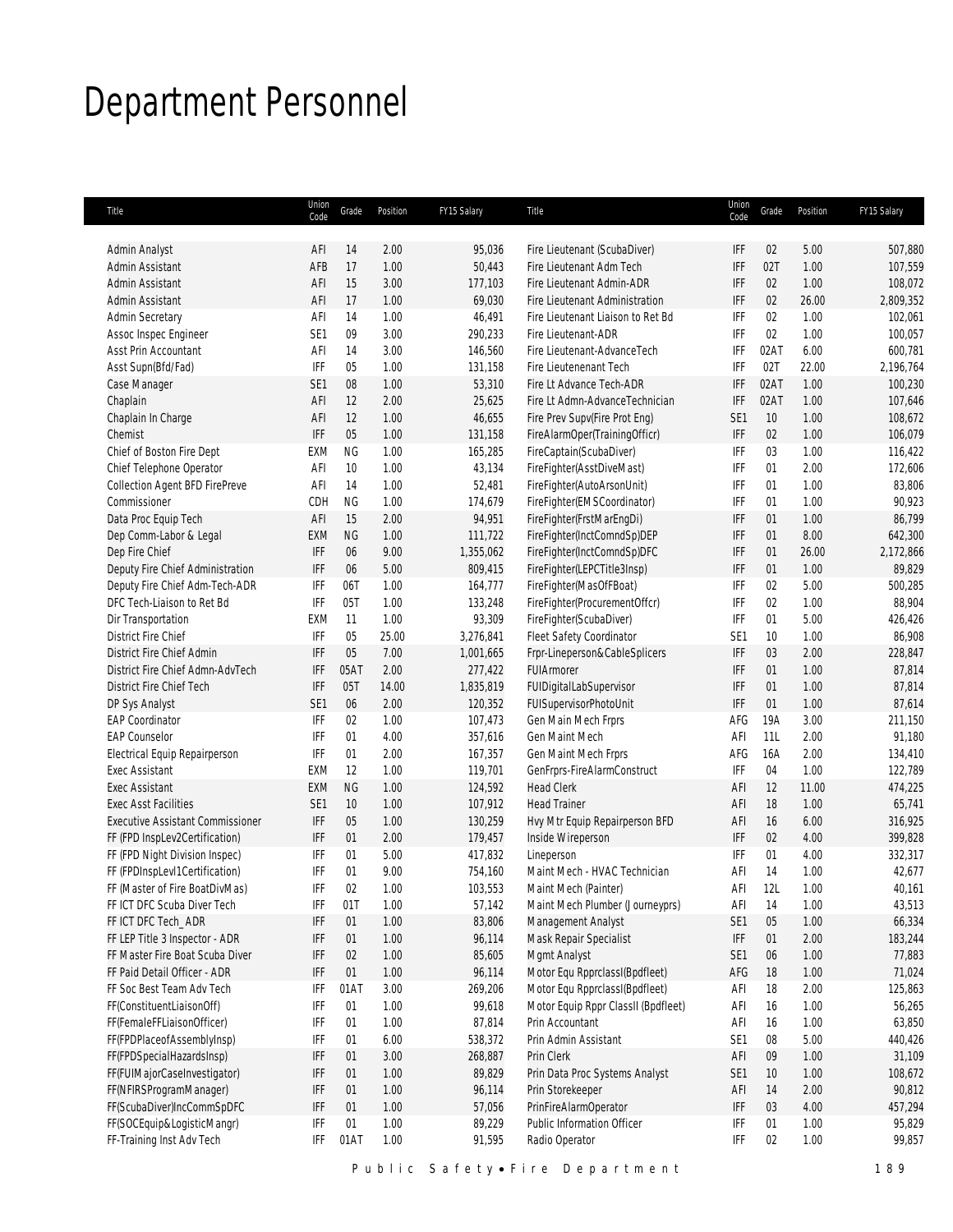# Department Personnel

| Title | Union Code | Grade | Position | FY15 Salary | Title | Union Code | Grade | Position | FY15 Salary |
|---|---|---|---|---|---|---|---|---|---|
| Admin Analyst | AFI | 14 | 2.00 | 95,036 | Fire Lieutenant (ScubaDiver) | IFF | 02 | 5.00 | 507,880 |
| Admin Assistant | AFB | 17 | 1.00 | 50,443 | Fire Lieutenant Adm Tech | IFF | 02T | 1.00 | 107,559 |
| Admin Assistant | AFI | 15 | 3.00 | 177,103 | Fire Lieutenant Admin-ADR | IFF | 02 | 1.00 | 108,072 |
| Admin Assistant | AFI | 17 | 1.00 | 69,030 | Fire Lieutenant Administration | IFF | 02 | 26.00 | 2,809,352 |
| Admin Secretary | AFI | 14 | 1.00 | 46,491 | Fire Lieutenant Liaison to Ret Bd | IFF | 02 | 1.00 | 102,061 |
| Assoc Inspec Engineer | SE1 | 09 | 3.00 | 290,233 | Fire Lieutenant-ADR | IFF | 02 | 1.00 | 100,057 |
| Asst Prin Accountant | AFI | 14 | 3.00 | 146,560 | Fire Lieutenant-AdvanceTech | IFF | 02AT | 6.00 | 600,781 |
| Asst Supn(Bfd/Fad) | IFF | 05 | 1.00 | 131,158 | Fire Lieutenenant Tech | IFF | 02T | 22.00 | 2,196,764 |
| Case Manager | SE1 | 08 | 1.00 | 53,310 | Fire Lt Advance Tech-ADR | IFF | 02AT | 1.00 | 100,230 |
| Chaplain | AFI | 12 | 2.00 | 25,625 | Fire Lt Admn-AdvanceTechnician | IFF | 02AT | 1.00 | 107,646 |
| Chaplain In Charge | AFI | 12 | 1.00 | 46,655 | Fire Prev Supv(Fire Prot Eng) | SE1 | 10 | 1.00 | 108,672 |
| Chemist | IFF | 05 | 1.00 | 131,158 | FireAlarmOper(TrainingOfficr) | IFF | 02 | 1.00 | 106,079 |
| Chief of Boston Fire Dept | EXM | NG | 1.00 | 165,285 | FireCaptain(ScubaDiver) | IFF | 03 | 1.00 | 116,422 |
| Chief Telephone Operator | AFI | 10 | 1.00 | 43,134 | FireFighter(AsstDiveMast) | IFF | 01 | 2.00 | 172,606 |
| Collection Agent BFD FirePreve | AFI | 14 | 1.00 | 52,481 | FireFighter(AutoArsonUnit) | IFF | 01 | 1.00 | 83,806 |
| Commissioner | CDH | NG | 1.00 | 174,679 | FireFighter(EMSCoordinator) | IFF | 01 | 1.00 | 90,923 |
| Data Proc Equip Tech | AFI | 15 | 2.00 | 94,951 | FireFighter(FrstMarEngDi) | IFF | 01 | 1.00 | 86,799 |
| Dep Comm-Labor & Legal | EXM | NG | 1.00 | 111,722 | FireFighter(InctComndSp)DEP | IFF | 01 | 8.00 | 642,300 |
| Dep Fire Chief | IFF | 06 | 9.00 | 1,355,062 | FireFighter(InctComndSp)DFC | IFF | 01 | 26.00 | 2,172,866 |
| Deputy Fire Chief Administration | IFF | 06 | 5.00 | 809,415 | FireFighter(LEPCTitle3Insp) | IFF | 01 | 1.00 | 89,829 |
| Deputy Fire Chief Adm-Tech-ADR | IFF | 06T | 1.00 | 164,777 | FireFighter(MasOfFBoat) | IFF | 02 | 5.00 | 500,285 |
| DFC Tech-Liaison to Ret Bd | IFF | 05T | 1.00 | 133,248 | FireFighter(ProcurementOffcr) | IFF | 02 | 1.00 | 88,904 |
| Dir Transportation | EXM | 11 | 1.00 | 93,309 | FireFighter(ScubaDiver) | IFF | 01 | 5.00 | 426,426 |
| District Fire Chief | IFF | 05 | 25.00 | 3,276,841 | Fleet Safety Coordinator | SE1 | 10 | 1.00 | 86,908 |
| District Fire Chief Admin | IFF | 05 | 7.00 | 1,001,665 | Frpr-Lineperson&CableSplicers | IFF | 03 | 2.00 | 228,847 |
| District Fire Chief Admn-AdvTech | IFF | 05AT | 2.00 | 277,422 | FUIArmorer | IFF | 01 | 1.00 | 87,814 |
| District Fire Chief Tech | IFF | 05T | 14.00 | 1,835,819 | FUIDigitalLabSupervisor | IFF | 01 | 1.00 | 87,814 |
| DP Sys Analyst | SE1 | 06 | 2.00 | 120,352 | FUISupervisorPhotoUnit | IFF | 01 | 1.00 | 87,614 |
| EAP Coordinator | IFF | 02 | 1.00 | 107,473 | Gen Main Mech Frprs | AFG | 19A | 3.00 | 211,150 |
| EAP Counselor | IFF | 01 | 4.00 | 357,616 | Gen Maint Mech | AFI | 11L | 2.00 | 91,180 |
| Electrical Equip Repairperson | IFF | 01 | 2.00 | 167,357 | Gen Maint Mech Frprs | AFG | 16A | 2.00 | 134,410 |
| Exec Assistant | EXM | 12 | 1.00 | 119,701 | GenFrprs-FireAlarmConstruct | IFF | 04 | 1.00 | 122,789 |
| Exec Assistant | EXM | NG | 1.00 | 124,592 | Head Clerk | AFI | 12 | 11.00 | 474,225 |
| Exec Asst Facilities | SE1 | 10 | 1.00 | 107,912 | Head Trainer | AFI | 18 | 1.00 | 65,741 |
| Executive Assistant Commissioner | IFF | 05 | 1.00 | 130,259 | Hvy Mtr Equip Repairperson BFD | AFI | 16 | 6.00 | 316,925 |
| FF (FPD InspLev2Certification) | IFF | 01 | 2.00 | 179,457 | Inside Wireperson | IFF | 02 | 4.00 | 399,828 |
| FF (FPD Night Division Inspec) | IFF | 01 | 5.00 | 417,832 | Lineperson | IFF | 01 | 4.00 | 332,317 |
| FF (FPDInspLevl1Certification) | IFF | 01 | 9.00 | 754,160 | Maint Mech - HVAC Technician | AFI | 14 | 1.00 | 42,677 |
| FF (Master of Fire BoatDivMas) | IFF | 02 | 1.00 | 103,553 | Maint Mech (Painter) | AFI | 12L | 1.00 | 40,161 |
| FF ICT DFC Scuba Diver Tech | IFF | 01T | 1.00 | 57,142 | Maint Mech Plumber (Journeyprs) | AFI | 14 | 1.00 | 43,513 |
| FF ICT DFC Tech_ADR | IFF | 01 | 1.00 | 83,806 | Management Analyst | SE1 | 05 | 1.00 | 66,334 |
| FF LEP Title 3 Inspector - ADR | IFF | 01 | 1.00 | 96,114 | Mask Repair Specialist | IFF | 01 | 2.00 | 183,244 |
| FF Master Fire Boat Scuba Diver | IFF | 02 | 1.00 | 85,605 | Mgmt Analyst | SE1 | 06 | 1.00 | 77,883 |
| FF Paid Detail Officer - ADR | IFF | 01 | 1.00 | 96,114 | Motor Equ RpprclassI(Bpdfleet) | AFG | 18 | 1.00 | 71,024 |
| FF Soc Best Team Adv Tech | IFF | 01AT | 3.00 | 269,206 | Motor Equ RpprclassI(Bpdfleet) | AFI | 18 | 2.00 | 125,863 |
| FF(ConstituentLiaisonOff) | IFF | 01 | 1.00 | 99,618 | Motor Equip Rppr ClassII (Bpdfleet) | AFI | 16 | 1.00 | 56,265 |
| FF(FemaleFFLiaisonOfficer) | IFF | 01 | 1.00 | 87,814 | Prin Accountant | AFI | 16 | 1.00 | 63,850 |
| FF(FPDPlaceofAssemblyInsp) | IFF | 01 | 6.00 | 538,372 | Prin Admin Assistant | SE1 | 08 | 5.00 | 440,426 |
| FF(FPDSpecialHazardsInsp) | IFF | 01 | 3.00 | 268,887 | Prin Clerk | AFI | 09 | 1.00 | 31,109 |
| FF(FUIMajorCaseInvestigator) | IFF | 01 | 1.00 | 89,829 | Prin Data Proc Systems Analyst | SE1 | 10 | 1.00 | 108,672 |
| FF(NFIRSProgramManager) | IFF | 01 | 1.00 | 96,114 | Prin Storekeeper | AFI | 14 | 2.00 | 90,812 |
| FF(ScubaDiver)IncCommSpDFC | IFF | 01 | 1.00 | 57,056 | PrinFireAlarmOperator | IFF | 03 | 4.00 | 457,294 |
| FF(SOCEquip&LogisticMangr) | IFF | 01 | 1.00 | 89,229 | Public Information Officer | IFF | 01 | 1.00 | 95,829 |
| FF-Training Inst Adv Tech | IFF | 01AT | 1.00 | 91,595 | Radio Operator | IFF | 02 | 1.00 | 99,857 |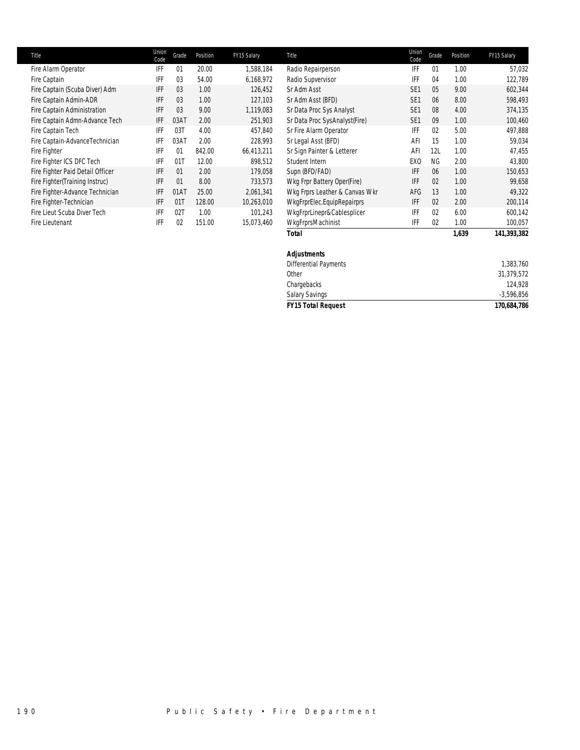| Title | Union Code | Grade | Position | FY15 Salary |
|---|---|---|---|---|
| Fire Alarm Operator | IFF | 01 | 20.00 | 1,588,184 |
| Fire Captain | IFF | 03 | 54.00 | 6,168,972 |
| Fire Captain (Scuba Diver) Adm | IFF | 03 | 1.00 | 126,452 |
| Fire Captain Admin-ADR | IFF | 03 | 1.00 | 127,103 |
| Fire Captain Administration | IFF | 03 | 9.00 | 1,119,083 |
| Fire Captain Admn-Advance Tech | IFF | 03AT | 2.00 | 251,903 |
| Fire Captain Tech | IFF | 03T | 4.00 | 457,840 |
| Fire Captain-AdvanceTechnician | IFF | 03AT | 2.00 | 228,993 |
| Fire Fighter | IFF | 01 | 842.00 | 66,413,211 |
| Fire Fighter ICS DFC Tech | IFF | 01T | 12.00 | 898,512 |
| Fire Fighter Paid Detail Officer | IFF | 01 | 2.00 | 179,058 |
| Fire Fighter(Training Instruc) | IFF | 01 | 8.00 | 733,573 |
| Fire Fighter-Advance Technician | IFF | 01AT | 25.00 | 2,061,341 |
| Fire Fighter-Technician | IFF | 01T | 128.00 | 10,263,010 |
| Fire Lieut Scuba Diver Tech | IFF | 02T | 1.00 | 101,243 |
| Fire Lieutenant | IFF | 02 | 151.00 | 15,073,460 |
| Radio Repairperson | IFF | 01 | 1.00 | 57,032 |
| Radio Supvervisor | IFF | 04 | 1.00 | 122,789 |
| Sr Adm Asst | SE1 | 05 | 9.00 | 602,344 |
| Sr Adm Asst (BFD) | SE1 | 06 | 8.00 | 598,493 |
| Sr Data Proc Sys Analyst | SE1 | 08 | 4.00 | 374,135 |
| Sr Data Proc SysAnalyst(Fire) | SE1 | 09 | 1.00 | 100,460 |
| Sr Fire Alarm Operator | IFF | 02 | 5.00 | 497,888 |
| Sr Legal Asst (BFD) | AFI | 15 | 1.00 | 59,034 |
| Sr Sign Painter & Letterer | AFI | 12L | 1.00 | 47,455 |
| Student Intern | EXO | NG | 2.00 | 43,800 |
| Supn (BFD/FAD) | IFF | 06 | 1.00 | 150,653 |
| Wkg Frpr Battery Oper(Fire) | IFF | 02 | 1.00 | 99,658 |
| Wkg Frprs Leather & Canvas Wkr | AFG | 13 | 1.00 | 49,322 |
| WkgFrprElec.EquipRepairprs | IFF | 02 | 2.00 | 200,114 |
| WkgFrprLinepr&Cablesplicer | IFF | 02 | 6.00 | 600,142 |
| WkgFrprsMachinist | IFF | 02 | 1.00 | 100,057 |
| ***Total*** | | | ***1,639*** | ***141,393,382*** |

| ***Adjustments*** | |
|---|---|
| Differential Payments | 1,383,760 |
| Other | 31,379,572 |
| Chargebacks | 124,928 |
| Salary Savings | -3,596,856 |
| ***FY15 Total Request*** | ***170,684,786*** |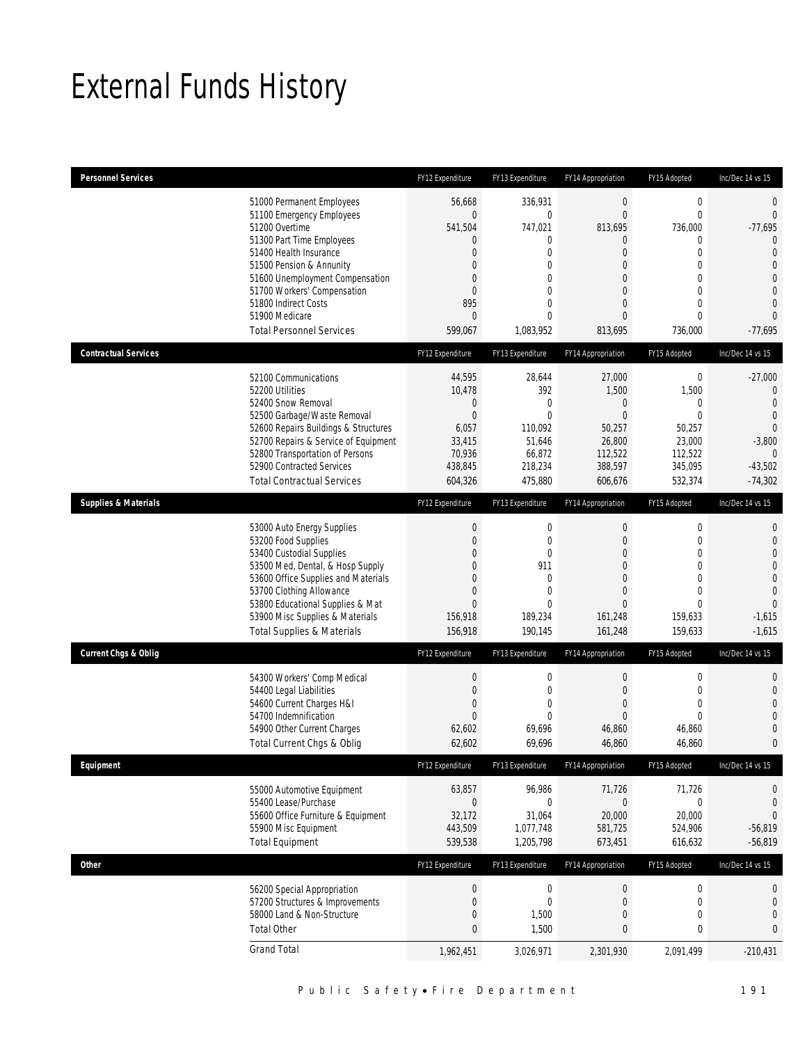# External Funds History

| Personnel Services | | FY12 Expenditure | FY13 Expenditure | FY14 Appropriation | FY15 Adopted | Inc/Dec 14 vs 15 |
|---|---|---|---|---|---|---|
| | 51000 Permanent Employees | 56,668 | 336,931 | 0 | 0 | 0 |
| | 51100 Emergency Employees | 0 | 0 | 0 | 0 | 0 |
| | 51200 Overtime | 541,504 | 747,021 | 813,695 | 736,000 | -77,695 |
| | 51300 Part Time Employees | 0 | 0 | 0 | 0 | 0 |
| | 51400 Health Insurance | 0 | 0 | 0 | 0 | 0 |
| | 51500 Pension & Annunity | 0 | 0 | 0 | 0 | 0 |
| | 51600 Unemployment Compensation | 0 | 0 | 0 | 0 | 0 |
| | 51700 Workers' Compensation | 0 | 0 | 0 | 0 | 0 |
| | 51800 Indirect Costs | 895 | 0 | 0 | 0 | 0 |
| | 51900 Medicare | 0 | 0 | 0 | 0 | 0 |
| | Total Personnel Services | 599,067 | 1,083,952 | 813,695 | 736,000 | -77,695 |

| Contractual Services | | FY12 Expenditure | FY13 Expenditure | FY14 Appropriation | FY15 Adopted | Inc/Dec 14 vs 15 |
|---|---|---|---|---|---|---|
| | 52100 Communications | 44,595 | 28,644 | 27,000 | 0 | -27,000 |
| | 52200 Utilities | 10,478 | 392 | 1,500 | 1,500 | 0 |
| | 52400 Snow Removal | 0 | 0 | 0 | 0 | 0 |
| | 52500 Garbage/Waste Removal | 0 | 0 | 0 | 0 | 0 |
| | 52600 Repairs Buildings & Structures | 6,057 | 110,092 | 50,257 | 50,257 | 0 |
| | 52700 Repairs & Service of Equipment | 33,415 | 51,646 | 26,800 | 23,000 | -3,800 |
| | 52800 Transportation of Persons | 70,936 | 66,872 | 112,522 | 112,522 | 0 |
| | 52900 Contracted Services | 438,845 | 218,234 | 388,597 | 345,095 | -43,502 |
| | Total Contractual Services | 604,326 | 475,880 | 606,676 | 532,374 | -74,302 |

| Supplies & Materials | | FY12 Expenditure | FY13 Expenditure | FY14 Appropriation | FY15 Adopted | Inc/Dec 14 vs 15 |
|---|---|---|---|---|---|---|
| | 53000 Auto Energy Supplies | 0 | 0 | 0 | 0 | 0 |
| | 53200 Food Supplies | 0 | 0 | 0 | 0 | 0 |
| | 53400 Custodial Supplies | 0 | 0 | 0 | 0 | 0 |
| | 53500 Med, Dental, & Hosp Supply | 0 | 911 | 0 | 0 | 0 |
| | 53600 Office Supplies and Materials | 0 | 0 | 0 | 0 | 0 |
| | 53700 Clothing Allowance | 0 | 0 | 0 | 0 | 0 |
| | 53800 Educational Supplies & Mat | 0 | 0 | 0 | 0 | 0 |
| | 53900 Misc Supplies & Materials | 156,918 | 189,234 | 161,248 | 159,633 | -1,615 |
| | Total Supplies & Materials | 156,918 | 190,145 | 161,248 | 159,633 | -1,615 |

| Current Chgs & Oblig | | FY12 Expenditure | FY13 Expenditure | FY14 Appropriation | FY15 Adopted | Inc/Dec 14 vs 15 |
|---|---|---|---|---|---|---|
| | 54300 Workers' Comp Medical | 0 | 0 | 0 | 0 | 0 |
| | 54400 Legal Liabilities | 0 | 0 | 0 | 0 | 0 |
| | 54600 Current Charges H&I | 0 | 0 | 0 | 0 | 0 |
| | 54700 Indemnification | 0 | 0 | 0 | 0 | 0 |
| | 54900 Other Current Charges | 62,602 | 69,696 | 46,860 | 46,860 | 0 |
| | Total Current Chgs & Oblig | 62,602 | 69,696 | 46,860 | 46,860 | 0 |

| Equipment | | FY12 Expenditure | FY13 Expenditure | FY14 Appropriation | FY15 Adopted | Inc/Dec 14 vs 15 |
|---|---|---|---|---|---|---|
| | 55000 Automotive Equipment | 63,857 | 96,986 | 71,726 | 71,726 | 0 |
| | 55400 Lease/Purchase | 0 | 0 | 0 | 0 | 0 |
| | 55600 Office Furniture & Equipment | 32,172 | 31,064 | 20,000 | 20,000 | 0 |
| | 55900 Misc Equipment | 443,509 | 1,077,748 | 581,725 | 524,906 | -56,819 |
| | Total Equipment | 539,538 | 1,205,798 | 673,451 | 616,632 | -56,819 |

| Other | | FY12 Expenditure | FY13 Expenditure | FY14 Appropriation | FY15 Adopted | Inc/Dec 14 vs 15 |
|---|---|---|---|---|---|---|
| | 56200 Special Appropriation | 0 | 0 | 0 | 0 | 0 |
| | 57200 Structures & Improvements | 0 | 0 | 0 | 0 | 0 |
| | 58000 Land & Non-Structure | 0 | 1,500 | 0 | 0 | 0 |
| | Total Other | 0 | 1,500 | 0 | 0 | 0 |
| | Grand Total | 1,962,451 | 3,026,971 | 2,301,930 | 2,091,499 | -210,431 |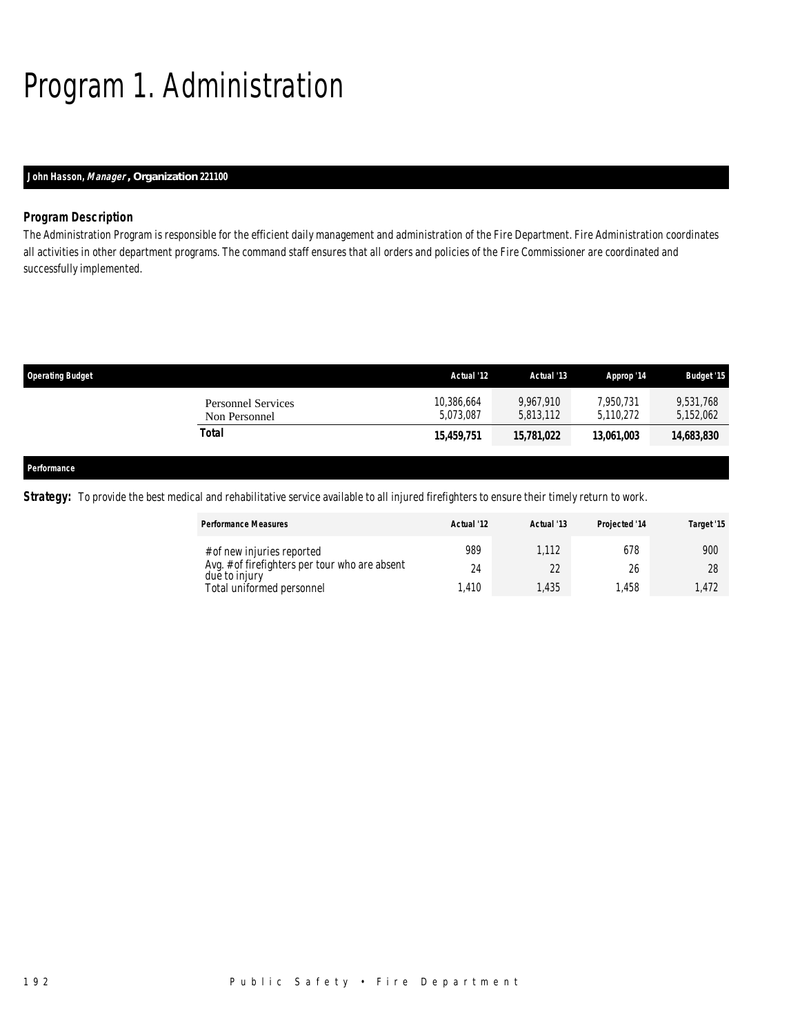# Program 1. Administration

**John Hasson, *Manager*, Organization 221100**

### Program Description

The Administration Program is responsible for the efficient daily management and administration of the Fire Department. Fire Administration coordinates all activities in other department programs. The command staff ensures that all orders and policies of the Fire Commissioner are coordinated and successfully implemented.

| Operating Budget | Actual '12 | Actual '13 | Approp '14 | Budget '15 |
|---|---|---|---|---|
| Personnel Services | 10,386,664 | 9,967,910 | 7,950,731 | 9,531,768 |
| Non Personnel | 5,073,087 | 5,813,112 | 5,110,272 | 5,152,062 |
| **Total** | **15,459,751** | **15,781,022** | **13,061,003** | **14,683,830** |

**Performance**

***Strategy:*** To provide the best medical and rehabilitative service available to all injured firefighters to ensure their timely return to work.

| Performance Measures | Actual '12 | Actual '13 | Projected '14 | Target '15 |
|---|---|---|---|---|
| # of new injuries reported | 989 | 1,112 | 678 | 900 |
| Avg. # of firefighters per tour who are absent due to injury | 24 | 22 | 26 | 28 |
| Total uniformed personnel | 1,410 | 1,435 | 1,458 | 1,472 |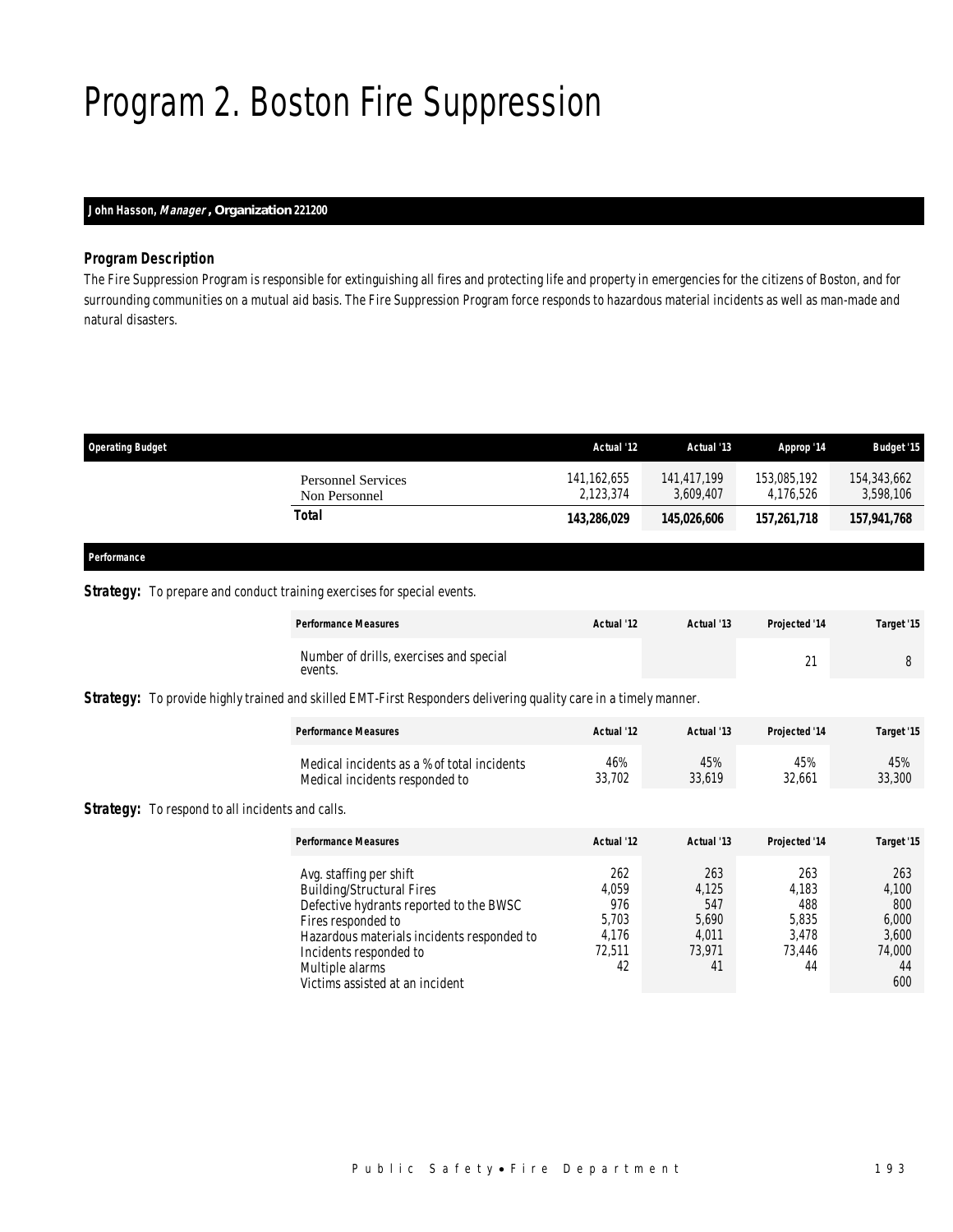# Program 2. Boston Fire Suppression

**John Hasson, *Manager*, Organization 221200**

### Program Description

The Fire Suppression Program is responsible for extinguishing all fires and protecting life and property in emergencies for the citizens of Boston, and for surrounding communities on a mutual aid basis. The Fire Suppression Program force responds to hazardous material incidents as well as man-made and natural disasters.

| Operating Budget | Actual '12 | Actual '13 | Approp '14 | Budget '15 |
|---|---|---|---|---|
| Personnel Services | 141,162,655 | 141,417,199 | 153,085,192 | 154,343,662 |
| Non Personnel | 2,123,374 | 3,609,407 | 4,176,526 | 3,598,106 |
| **Total** | **143,286,029** | **145,026,606** | **157,261,718** | **157,941,768** |

### Performance

**Strategy:** To prepare and conduct training exercises for special events.

| Performance Measures | Actual '12 | Actual '13 | Projected '14 | Target '15 |
|---|---|---|---|---|
| Number of drills, exercises and special events. | | | 21 | 8 |

**Strategy:** To provide highly trained and skilled EMT-First Responders delivering quality care in a timely manner.

| Performance Measures | Actual '12 | Actual '13 | Projected '14 | Target '15 |
|---|---|---|---|---|
| Medical incidents as a % of total incidents | 46% | 45% | 45% | 45% |
| Medical incidents responded to | 33,702 | 33,619 | 32,661 | 33,300 |

**Strategy:** To respond to all incidents and calls.

| Performance Measures | Actual '12 | Actual '13 | Projected '14 | Target '15 |
|---|---|---|---|---|
| Avg. staffing per shift | 262 | 263 | 263 | 263 |
| Building/Structural Fires | 4,059 | 4,125 | 4,183 | 4,100 |
| Defective hydrants reported to the BWSC | 976 | 547 | 488 | 800 |
| Fires responded to | 5,703 | 5,690 | 5,835 | 6,000 |
| Hazardous materials incidents responded to | 4,176 | 4,011 | 3,478 | 3,600 |
| Incidents responded to | 72,511 | 73,971 | 73,446 | 74,000 |
| Multiple alarms | 42 | 41 | 44 | 44 |
| Victims assisted at an incident | | | | 600 |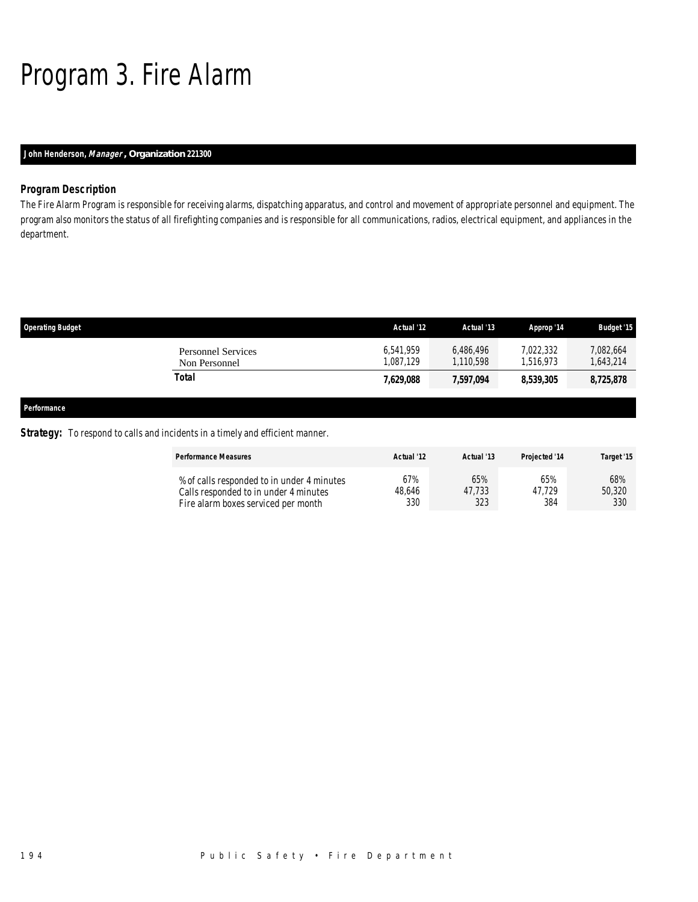# Program 3. Fire Alarm

**John Henderson, *Manager*, Organization 221300**

### Program Description

The Fire Alarm Program is responsible for receiving alarms, dispatching apparatus, and control and movement of appropriate personnel and equipment. The program also monitors the status of all firefighting companies and is responsible for all communications, radios, electrical equipment, and appliances in the department.

| Operating Budget | Actual '12 | Actual '13 | Approp '14 | Budget '15 |
|---|---|---|---|---|
| Personnel Services | 6,541,959 | 6,486,496 | 7,022,332 | 7,082,664 |
| Non Personnel | 1,087,129 | 1,110,598 | 1,516,973 | 1,643,214 |
| **Total** | **7,629,088** | **7,597,094** | **8,539,305** | **8,725,878** |

### Performance

**Strategy:** To respond to calls and incidents in a timely and efficient manner.

| Performance Measures | Actual '12 | Actual '13 | Projected '14 | Target '15 |
|---|---|---|---|---|
| % of calls responded to in under 4 minutes | 67% | 65% | 65% | 68% |
| Calls responded to in under 4 minutes | 48,646 | 47,733 | 47,729 | 50,320 |
| Fire alarm boxes serviced per month | 330 | 323 | 384 | 330 |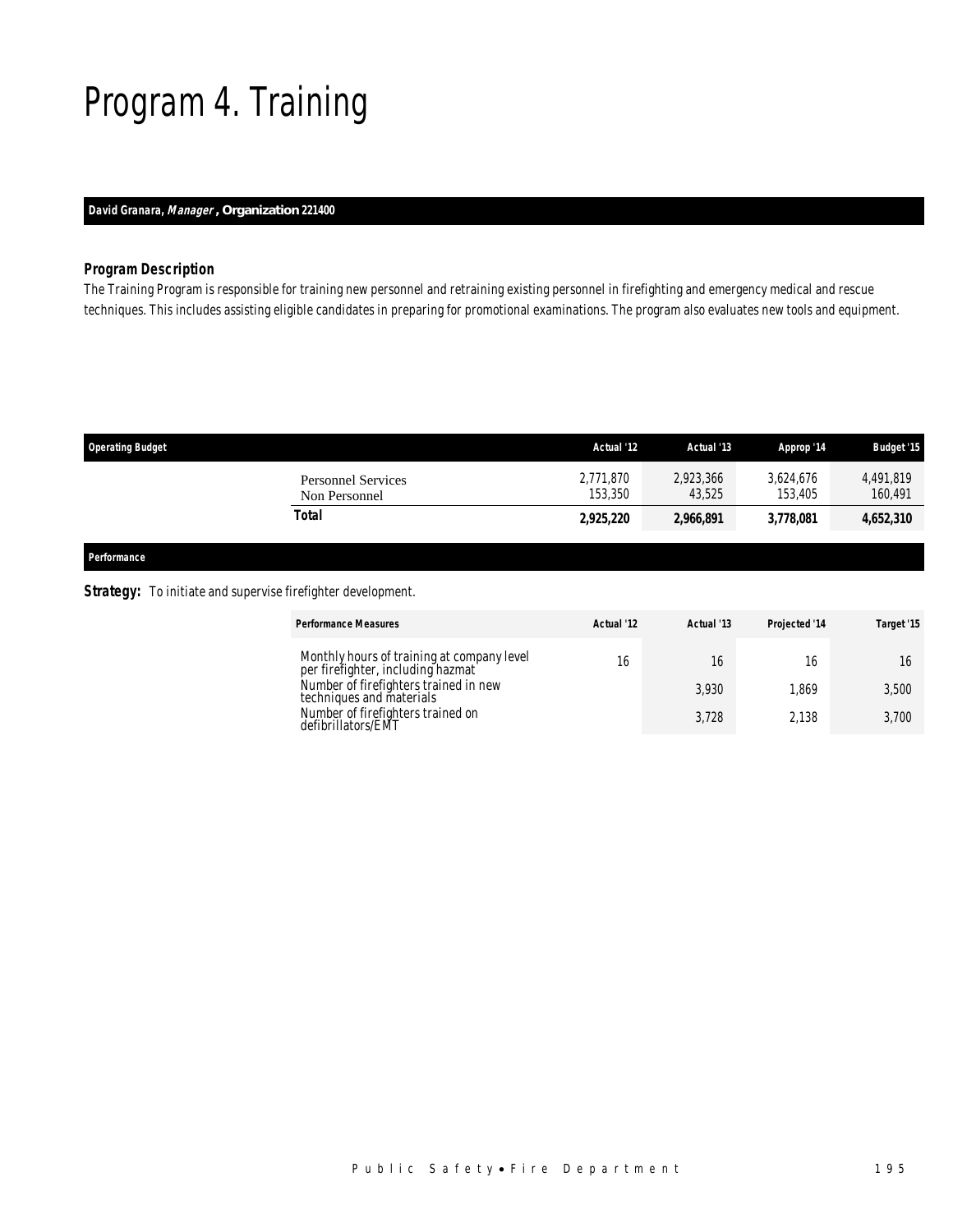# Program 4. Training

**David Granara, *Manager*, Organization 221400**

### Program Description

The Training Program is responsible for training new personnel and retraining existing personnel in firefighting and emergency medical and rescue techniques. This includes assisting eligible candidates in preparing for promotional examinations. The program also evaluates new tools and equipment.

| Operating Budget | Actual '12 | Actual '13 | Approp '14 | Budget '15 |
|---|---|---|---|---|
| Personnel Services | 2,771,870 | 2,923,366 | 3,624,676 | 4,491,819 |
| Non Personnel | 153,350 | 43,525 | 153,405 | 160,491 |
| **Total** | **2,925,220** | **2,966,891** | **3,778,081** | **4,652,310** |

### Performance

**Strategy:** To initiate and supervise firefighter development.

| Performance Measures | Actual '12 | Actual '13 | Projected '14 | Target '15 |
|---|---|---|---|---|
| Monthly hours of training at company level per firefighter, including hazmat | 16 | 16 | 16 | 16 |
| Number of firefighters trained in new techniques and materials | | 3,930 | 1,869 | 3,500 |
| Number of firefighters trained on defibrillators/EMT | | 3,728 | 2,138 | 3,700 |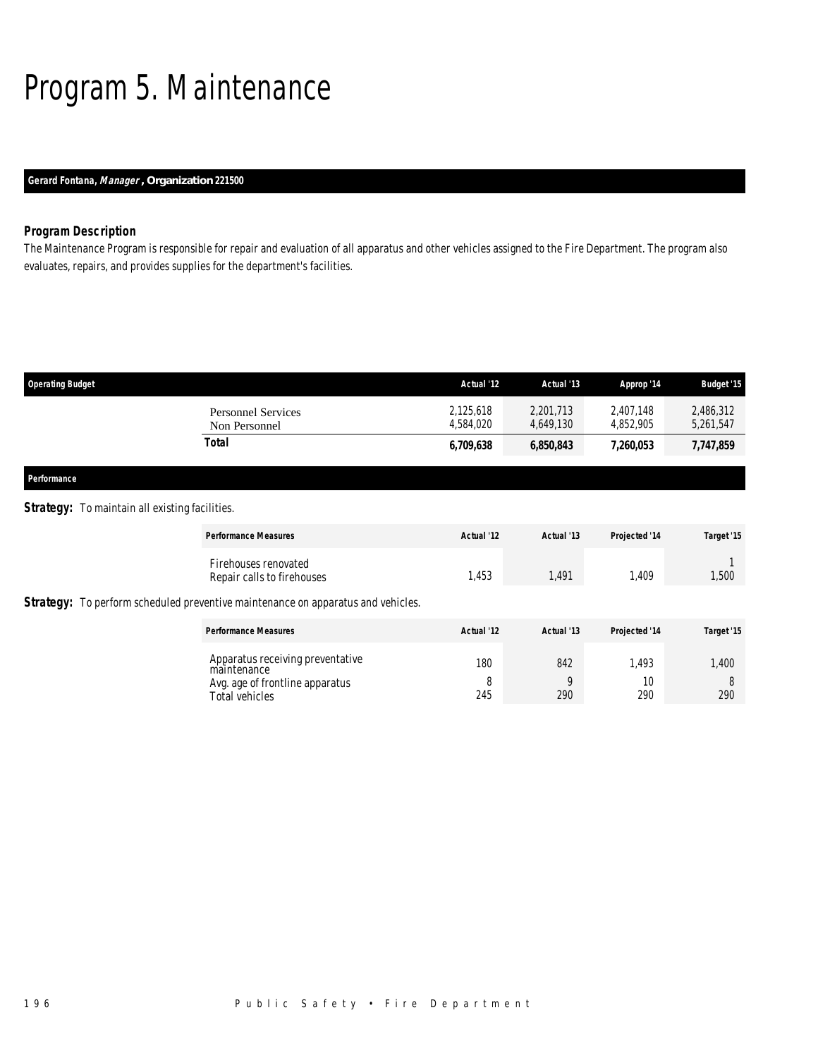# Program 5. Maintenance

**Gerard Fontana, *Manager*, Organization 221500**

### Program Description

The Maintenance Program is responsible for repair and evaluation of all apparatus and other vehicles assigned to the Fire Department. The program also evaluates, repairs, and provides supplies for the department's facilities.

| Operating Budget | Actual '12 | Actual '13 | Approp '14 | Budget '15 |
|---|---|---|---|---|
| Personnel Services | 2,125,618 | 2,201,713 | 2,407,148 | 2,486,312 |
| Non Personnel | 4,584,020 | 4,649,130 | 4,852,905 | 5,261,547 |
| **Total** | **6,709,638** | **6,850,843** | **7,260,053** | **7,747,859** |

### Performance

**Strategy:** To maintain all existing facilities.

| Performance Measures | Actual '12 | Actual '13 | Projected '14 | Target '15 |
|---|---|---|---|---|
| Firehouses renovated | | | | 1 |
| Repair calls to firehouses | 1,453 | 1,491 | 1,409 | 1,500 |

**Strategy:** To perform scheduled preventive maintenance on apparatus and vehicles.

| Performance Measures | Actual '12 | Actual '13 | Projected '14 | Target '15 |
|---|---|---|---|---|
| Apparatus receiving preventative maintenance | 180 | 842 | 1,493 | 1,400 |
| Avg. age of frontline apparatus | 8 | 9 | 10 | 8 |
| Total vehicles | 245 | 290 | 290 | 290 |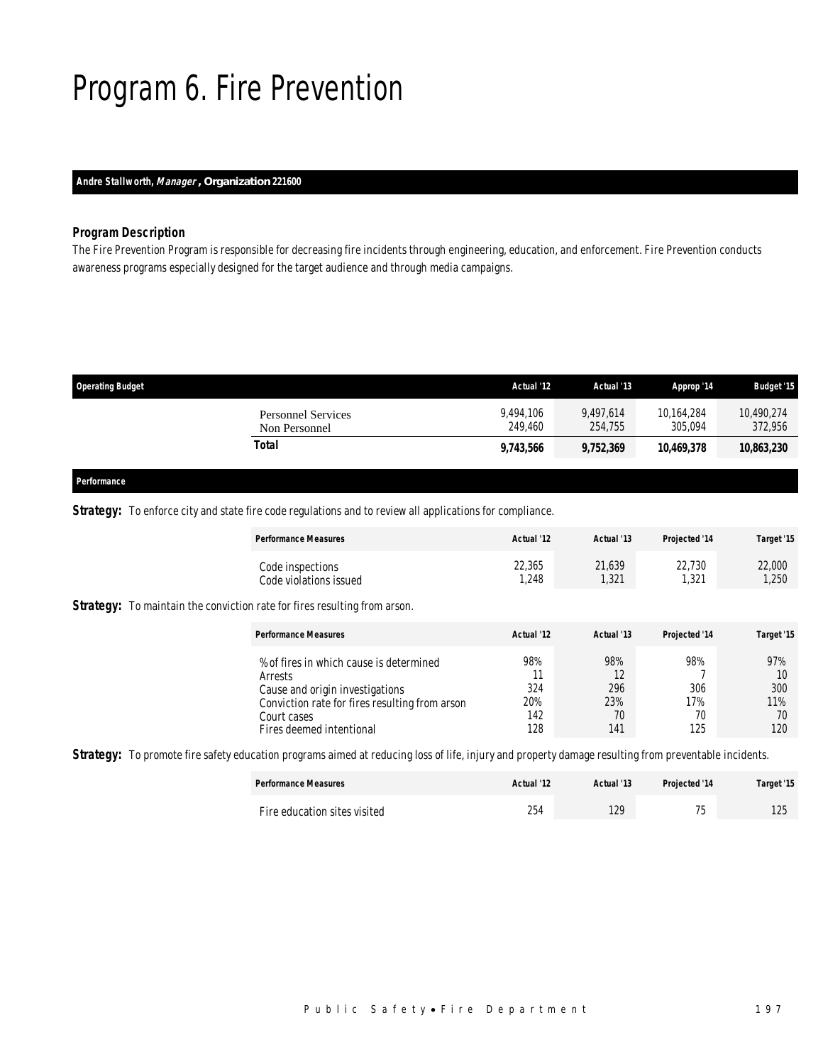# Program 6. Fire Prevention

**Andre Stallworth, *Manager*, Organization 221600**

### *Program Description*

*The Fire Prevention Program is responsible for decreasing fire incidents through engineering, education, and enforcement. Fire Prevention conducts awareness programs especially designed for the target audience and through media campaigns.*

| Operating Budget | Actual '12 | Actual '13 | Approp '14 | Budget '15 |
|---|---|---|---|---|
| Personnel Services | 9,494,106 | 9,497,614 | 10,164,284 | 10,490,274 |
| Non Personnel | 249,460 | 254,755 | 305,094 | 372,956 |
| **Total** | **9,743,566** | **9,752,369** | **10,469,378** | **10,863,230** |

## Performance

**Strategy:** To enforce city and state fire code regulations and to review all applications for compliance.

| Performance Measures | Actual '12 | Actual '13 | Projected '14 | Target '15 |
|---|---|---|---|---|
| Code inspections | 22,365 | 21,639 | 22,730 | 22,000 |
| Code violations issued | 1,248 | 1,321 | 1,321 | 1,250 |

**Strategy:** To maintain the conviction rate for fires resulting from arson.

| Performance Measures | Actual '12 | Actual '13 | Projected '14 | Target '15 |
|---|---|---|---|---|
| % of fires in which cause is determined | 98% | 98% | 98% | 97% |
| Arrests | 11 | 12 | 7 | 10 |
| Cause and origin investigations | 324 | 296 | 306 | 300 |
| Conviction rate for fires resulting from arson | 20% | 23% | 17% | 11% |
| Court cases | 142 | 70 | 70 | 70 |
| Fires deemed intentional | 128 | 141 | 125 | 120 |

**Strategy:** To promote fire safety education programs aimed at reducing loss of life, injury and property damage resulting from preventable incidents.

| Performance Measures | Actual '12 | Actual '13 | Projected '14 | Target '15 |
|---|---|---|---|---|
| Fire education sites visited | 254 | 129 | 75 | 125 |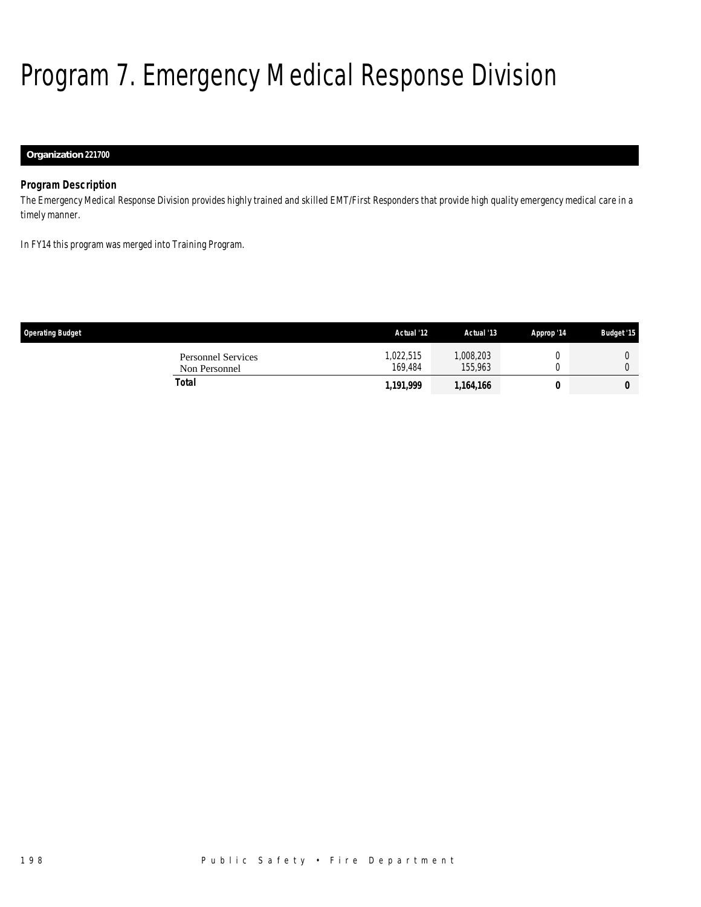# Program 7. Emergency Medical Response Division

**Organization 221700**

***Program Description***

*The Emergency Medical Response Division provides highly trained and skilled EMT/First Responders that provide high quality emergency medical care in a timely manner.*

*In FY14 this program was merged into Training Program.*

| Operating Budget | Actual '12 | Actual '13 | Approp '14 | Budget '15 |
|---|---|---|---|---|
| Personnel Services | 1,022,515 | 1,008,203 | 0 | 0 |
| Non Personnel | 169,484 | 155,963 | 0 | 0 |
| **Total** | **1,191,999** | **1,164,166** | **0** | **0** |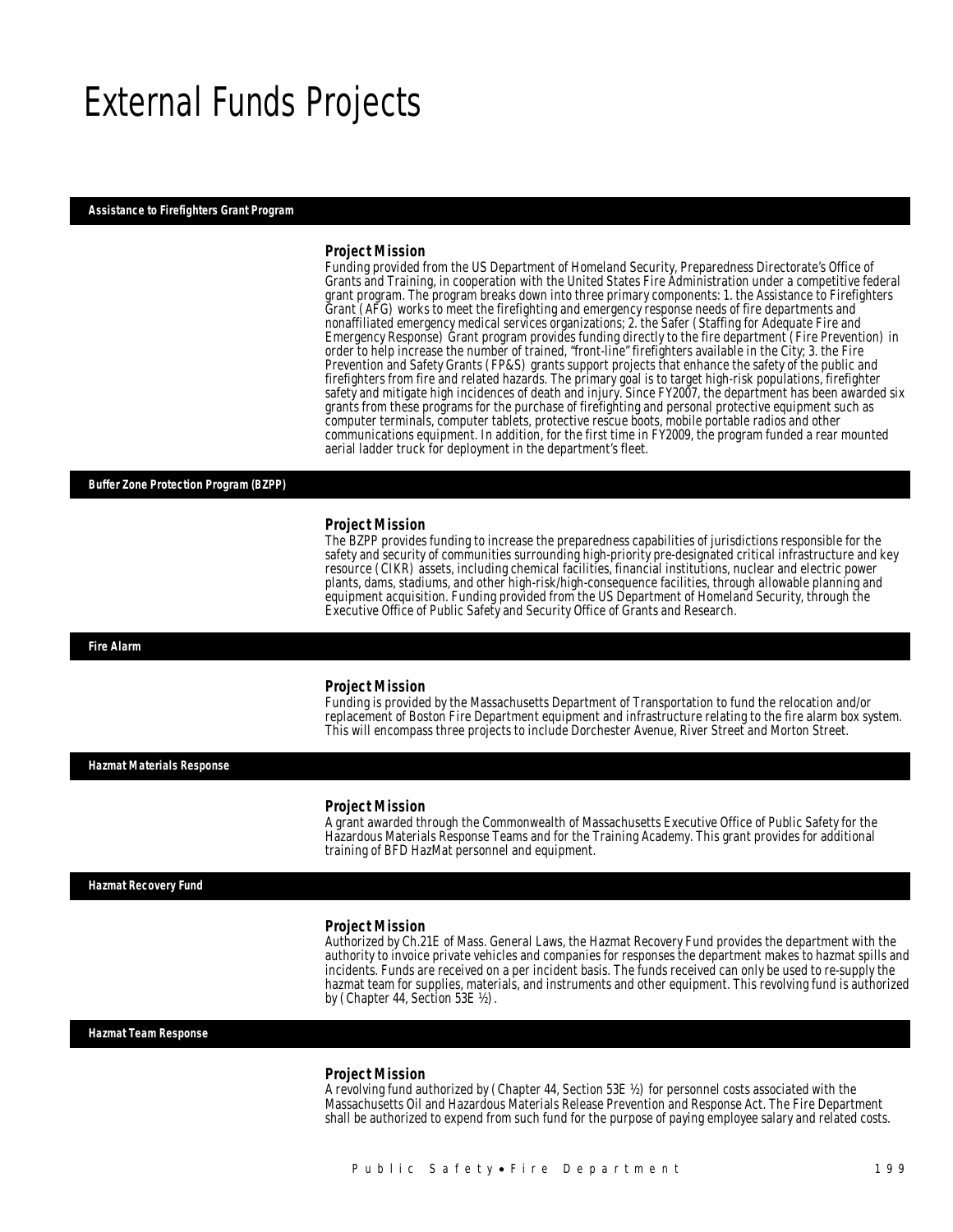# External Funds Projects

## Assistance to Firefighters Grant Program

### Project Mission

Funding provided from the US Department of Homeland Security, Preparedness Directorate's Office of Grants and Training, in cooperation with the United States Fire Administration under a competitive federal grant program. The program breaks down into three primary components: 1. the Assistance to Firefighters Grant (AFG) works to meet the firefighting and emergency response needs of fire departments and nonaffiliated emergency medical services organizations; 2. the Safer (Staffing for Adequate Fire and Emergency Response) Grant program provides funding directly to the fire department (Fire Prevention) in order to help increase the number of trained, "front-line" firefighters available in the City; 3. the Fire Prevention and Safety Grants (FP&S) grants support projects that enhance the safety of the public and firefighters from fire and related hazards. The primary goal is to target high-risk populations, firefighter safety and mitigate high incidences of death and injury. Since FY2007, the department has been awarded six grants from these programs for the purchase of firefighting and personal protective equipment such as computer terminals, computer tablets, protective rescue boots, mobile portable radios and other communications equipment. In addition, for the first time in FY2009, the program funded a rear mounted aerial ladder truck for deployment in the department's fleet.

## Buffer Zone Protection Program (BZPP)

### Project Mission

The BZPP provides funding to increase the preparedness capabilities of jurisdictions responsible for the safety and security of communities surrounding high-priority pre-designated critical infrastructure and key resource (CIKR) assets, including chemical facilities, financial institutions, nuclear and electric power plants, dams, stadiums, and other high-risk/high-consequence facilities, through allowable planning and equipment acquisition. Funding provided from the US Department of Homeland Security, through the Executive Office of Public Safety and Security Office of Grants and Research.

## Fire Alarm

### Project Mission

Funding is provided by the Massachusetts Department of Transportation to fund the relocation and/or replacement of Boston Fire Department equipment and infrastructure relating to the fire alarm box system. This will encompass three projects to include Dorchester Avenue, River Street and Morton Street.

## Hazmat Materials Response

### Project Mission

A grant awarded through the Commonwealth of Massachusetts Executive Office of Public Safety for the Hazardous Materials Response Teams and for the Training Academy. This grant provides for additional training of BFD HazMat personnel and equipment.

## Hazmat Recovery Fund

### Project Mission

Authorized by Ch.21E of Mass. General Laws, the Hazmat Recovery Fund provides the department with the authority to invoice private vehicles and companies for responses the department makes to hazmat spills and incidents. Funds are received on a per incident basis. The funds received can only be used to re-supply the hazmat team for supplies, materials, and instruments and other equipment. This revolving fund is authorized by (Chapter 44, Section 53E ½).

## Hazmat Team Response

### Project Mission

A revolving fund authorized by (Chapter 44, Section 53E ½) for personnel costs associated with the Massachusetts Oil and Hazardous Materials Release Prevention and Response Act. The Fire Department shall be authorized to expend from such fund for the purpose of paying employee salary and related costs.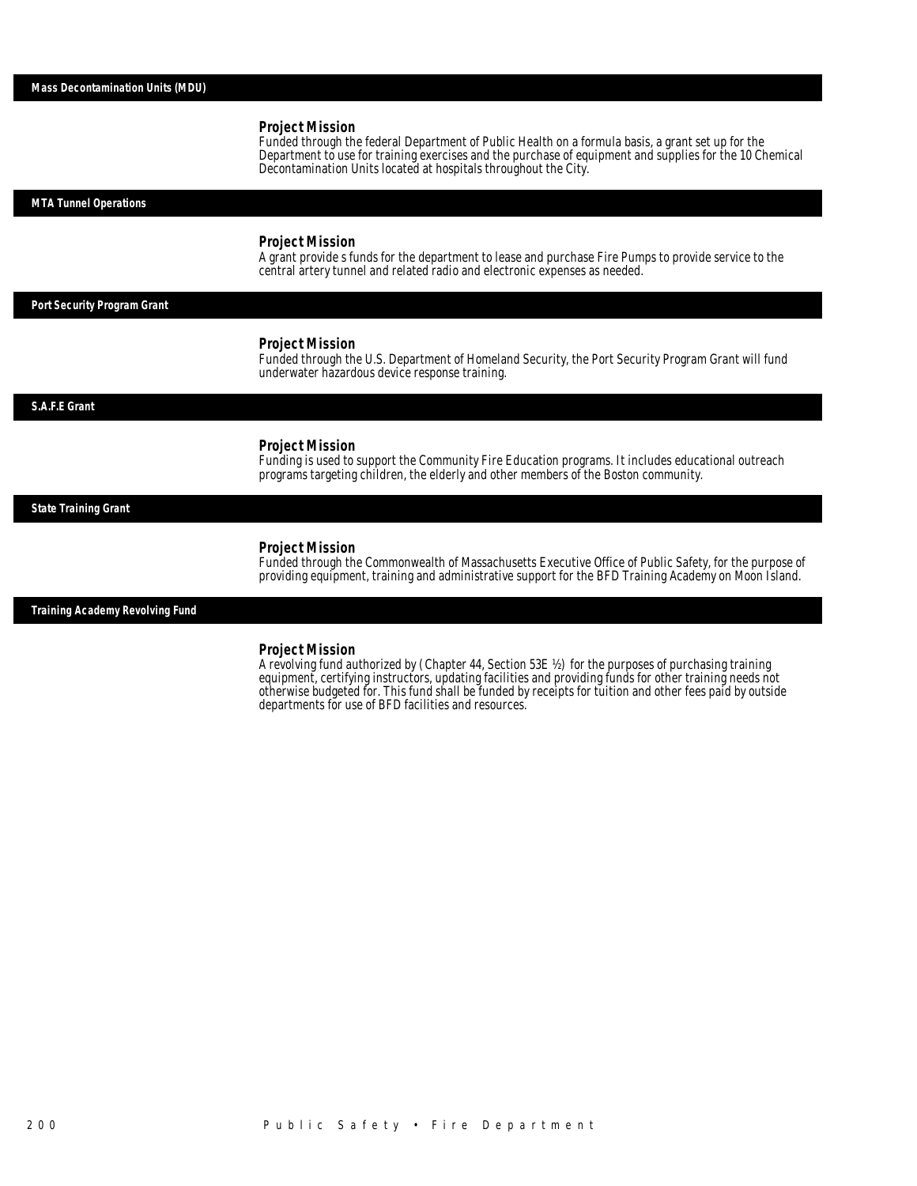## Mass Decontamination Units (MDU)

### Project Mission

Funded through the federal Department of Public Health on a formula basis, a grant set up for the Department to use for training exercises and the purchase of equipment and supplies for the 10 Chemical Decontamination Units located at hospitals throughout the City.

## MTA Tunnel Operations

### Project Mission

A grant provide s funds for the department to lease and purchase Fire Pumps to provide service to the central artery tunnel and related radio and electronic expenses as needed.

## Port Security Program Grant

### Project Mission

Funded through the U.S. Department of Homeland Security, the Port Security Program Grant will fund underwater hazardous device response training.

## S.A.F.E Grant

### Project Mission

Funding is used to support the Community Fire Education programs. It includes educational outreach programs targeting children, the elderly and other members of the Boston community.

## State Training Grant

### Project Mission

Funded through the Commonwealth of Massachusetts Executive Office of Public Safety, for the purpose of providing equipment, training and administrative support for the BFD Training Academy on Moon Island.

## Training Academy Revolving Fund

### Project Mission

A revolving fund authorized by (Chapter 44, Section 53E ½) for the purposes of purchasing training equipment, certifying instructors, updating facilities and providing funds for other training needs not otherwise budgeted for. This fund shall be funded by receipts for tuition and other fees paid by outside departments for use of BFD facilities and resources.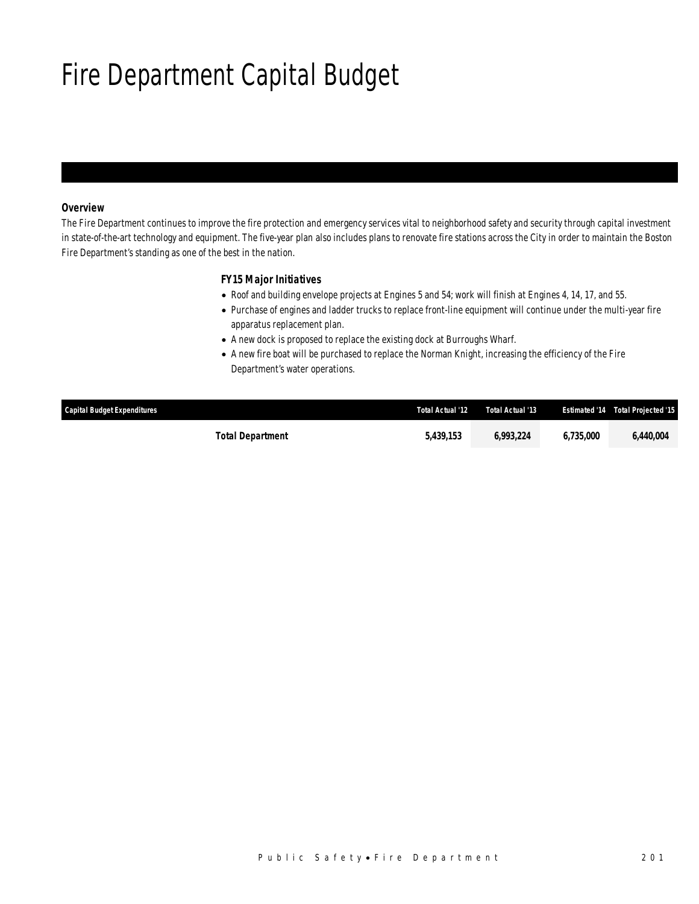# Fire Department Capital Budget

***Overview***

*The Fire Department continues to improve the fire protection and emergency services vital to neighborhood safety and security through capital investment in state-of-the-art technology and equipment. The five-year plan also includes plans to renovate fire stations across the City in order to maintain the Boston Fire Department's standing as one of the best in the nation.*

***FY15 Major Initiatives***

- *Roof and building envelope projects at Engines 5 and 54; work will finish at Engines 4, 14, 17, and 55.*
- *Purchase of engines and ladder trucks to replace front-line equipment will continue under the multi-year fire apparatus replacement plan.*
- *A new dock is proposed to replace the existing dock at Burroughs Wharf.*
- *A new fire boat will be purchased to replace the Norman Knight, increasing the efficiency of the Fire Department's water operations.*

| Capital Budget Expenditures | Total Actual '12 | Total Actual '13 | Estimated '14 | Total Projected '15 |
|---|---|---|---|---|
| **Total Department** | **5,439,153** | **6,993,224** | **6,735,000** | **6,440,004** |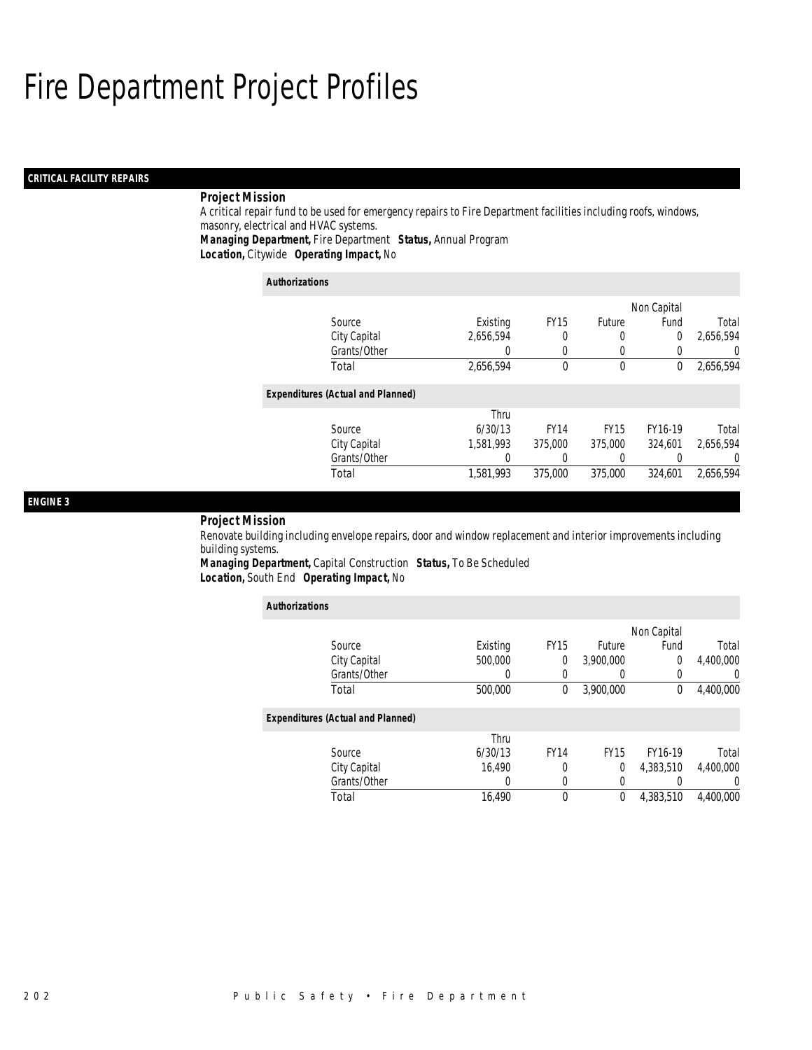# Fire Department Project Profiles

## CRITICAL FACILITY REPAIRS

***Project Mission***

A critical repair fund to be used for emergency repairs to Fire Department facilities including roofs, windows, masonry, electrical and HVAC systems.

***Managing Department,*** Fire Department ***Status,*** Annual Program
***Location,*** Citywide ***Operating Impact,*** No

***Authorizations***

| Source | Existing | FY15 | Future | Non Capital Fund | Total |
|---|---|---|---|---|---|
| City Capital | 2,656,594 | 0 | 0 | 0 | 2,656,594 |
| Grants/Other | 0 | 0 | 0 | 0 | 0 |
| Total | 2,656,594 | 0 | 0 | 0 | 2,656,594 |

***Expenditures (Actual and Planned)***

| Source | Thru 6/30/13 | FY14 | FY15 | FY16-19 | Total |
|---|---|---|---|---|---|
| City Capital | 1,581,993 | 375,000 | 375,000 | 324,601 | 2,656,594 |
| Grants/Other | 0 | 0 | 0 | 0 | 0 |
| Total | 1,581,993 | 375,000 | 375,000 | 324,601 | 2,656,594 |

## ENGINE 3

***Project Mission***

Renovate building including envelope repairs, door and window replacement and interior improvements including building systems.

***Managing Department,*** Capital Construction ***Status,*** To Be Scheduled
***Location,*** South End ***Operating Impact,*** No

***Authorizations***

| Source | Existing | FY15 | Future | Non Capital Fund | Total |
|---|---|---|---|---|---|
| City Capital | 500,000 | 0 | 3,900,000 | 0 | 4,400,000 |
| Grants/Other | 0 | 0 | 0 | 0 | 0 |
| Total | 500,000 | 0 | 3,900,000 | 0 | 4,400,000 |

***Expenditures (Actual and Planned)***

| Source | Thru 6/30/13 | FY14 | FY15 | FY16-19 | Total |
|---|---|---|---|---|---|
| City Capital | 16,490 | 0 | 0 | 4,383,510 | 4,400,000 |
| Grants/Other | 0 | 0 | 0 | 0 | 0 |
| Total | 16,490 | 0 | 0 | 4,383,510 | 4,400,000 |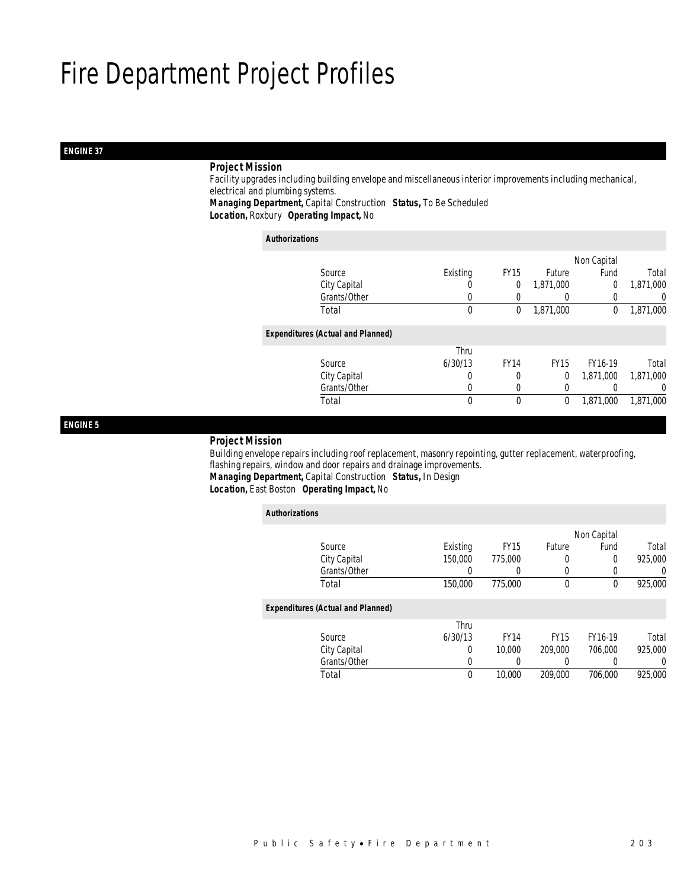# Fire Department Project Profiles

## ENGINE 37

### Project Mission

Facility upgrades including building envelope and miscellaneous interior improvements including mechanical, electrical and plumbing systems.

***Managing Department,*** Capital Construction ***Status,*** To Be Scheduled
***Location,*** Roxbury ***Operating Impact,*** No

**Authorizations**

| Source | Existing | FY15 | Future | Non Capital Fund | Total |
|---|---|---|---|---|---|
| City Capital | 0 | 0 | 1,871,000 | 0 | 1,871,000 |
| Grants/Other | 0 | 0 | 0 | 0 | 0 |
| Total | 0 | 0 | 1,871,000 | 0 | 1,871,000 |

**Expenditures (Actual and Planned)**

| Source | Thru 6/30/13 | FY14 | FY15 | FY16-19 | Total |
|---|---|---|---|---|---|
| City Capital | 0 | 0 | 0 | 1,871,000 | 1,871,000 |
| Grants/Other | 0 | 0 | 0 | 0 | 0 |
| Total | 0 | 0 | 0 | 1,871,000 | 1,871,000 |

## ENGINE 5

### Project Mission

Building envelope repairs including roof replacement, masonry repointing, gutter replacement, waterproofing, flashing repairs, window and door repairs and drainage improvements.

***Managing Department,*** Capital Construction ***Status,*** In Design
***Location,*** East Boston ***Operating Impact,*** No

**Authorizations**

| Source | Existing | FY15 | Future | Non Capital Fund | Total |
|---|---|---|---|---|---|
| City Capital | 150,000 | 775,000 | 0 | 0 | 925,000 |
| Grants/Other | 0 | 0 | 0 | 0 | 0 |
| Total | 150,000 | 775,000 | 0 | 0 | 925,000 |

**Expenditures (Actual and Planned)**

| Source | Thru 6/30/13 | FY14 | FY15 | FY16-19 | Total |
|---|---|---|---|---|---|
| City Capital | 0 | 10,000 | 209,000 | 706,000 | 925,000 |
| Grants/Other | 0 | 0 | 0 | 0 | 0 |
| Total | 0 | 10,000 | 209,000 | 706,000 | 925,000 |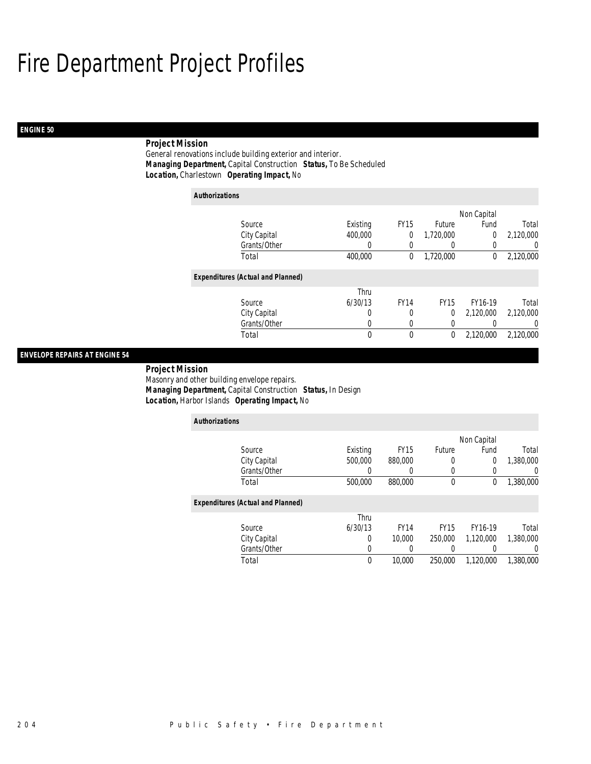# Fire Department Project Profiles

## ENGINE 50

**Project Mission**

General renovations include building exterior and interior.

***Managing Department,*** Capital Construction ***Status,*** To Be Scheduled

***Location,*** Charlestown ***Operating Impact,*** No

***Authorizations***

| Source | Existing | FY15 | Future | Non Capital Fund | Total |
|---|---|---|---|---|---|
| City Capital | 400,000 | 0 | 1,720,000 | 0 | 2,120,000 |
| Grants/Other | 0 | 0 | 0 | 0 | 0 |
| Total | 400,000 | 0 | 1,720,000 | 0 | 2,120,000 |

***Expenditures (Actual and Planned)***

| Source | Thru 6/30/13 | FY14 | FY15 | FY16-19 | Total |
|---|---|---|---|---|---|
| City Capital | 0 | 0 | 0 | 2,120,000 | 2,120,000 |
| Grants/Other | 0 | 0 | 0 | 0 | 0 |
| Total | 0 | 0 | 0 | 2,120,000 | 2,120,000 |

## ENVELOPE REPAIRS AT ENGINE 54

**Project Mission**

Masonry and other building envelope repairs.

***Managing Department,*** Capital Construction ***Status,*** In Design

***Location,*** Harbor Islands ***Operating Impact,*** No

***Authorizations***

| Source | Existing | FY15 | Future | Non Capital Fund | Total |
|---|---|---|---|---|---|
| City Capital | 500,000 | 880,000 | 0 | 0 | 1,380,000 |
| Grants/Other | 0 | 0 | 0 | 0 | 0 |
| Total | 500,000 | 880,000 | 0 | 0 | 1,380,000 |

***Expenditures (Actual and Planned)***

| Source | Thru 6/30/13 | FY14 | FY15 | FY16-19 | Total |
|---|---|---|---|---|---|
| City Capital | 0 | 10,000 | 250,000 | 1,120,000 | 1,380,000 |
| Grants/Other | 0 | 0 | 0 | 0 | 0 |
| Total | 0 | 10,000 | 250,000 | 1,120,000 | 1,380,000 |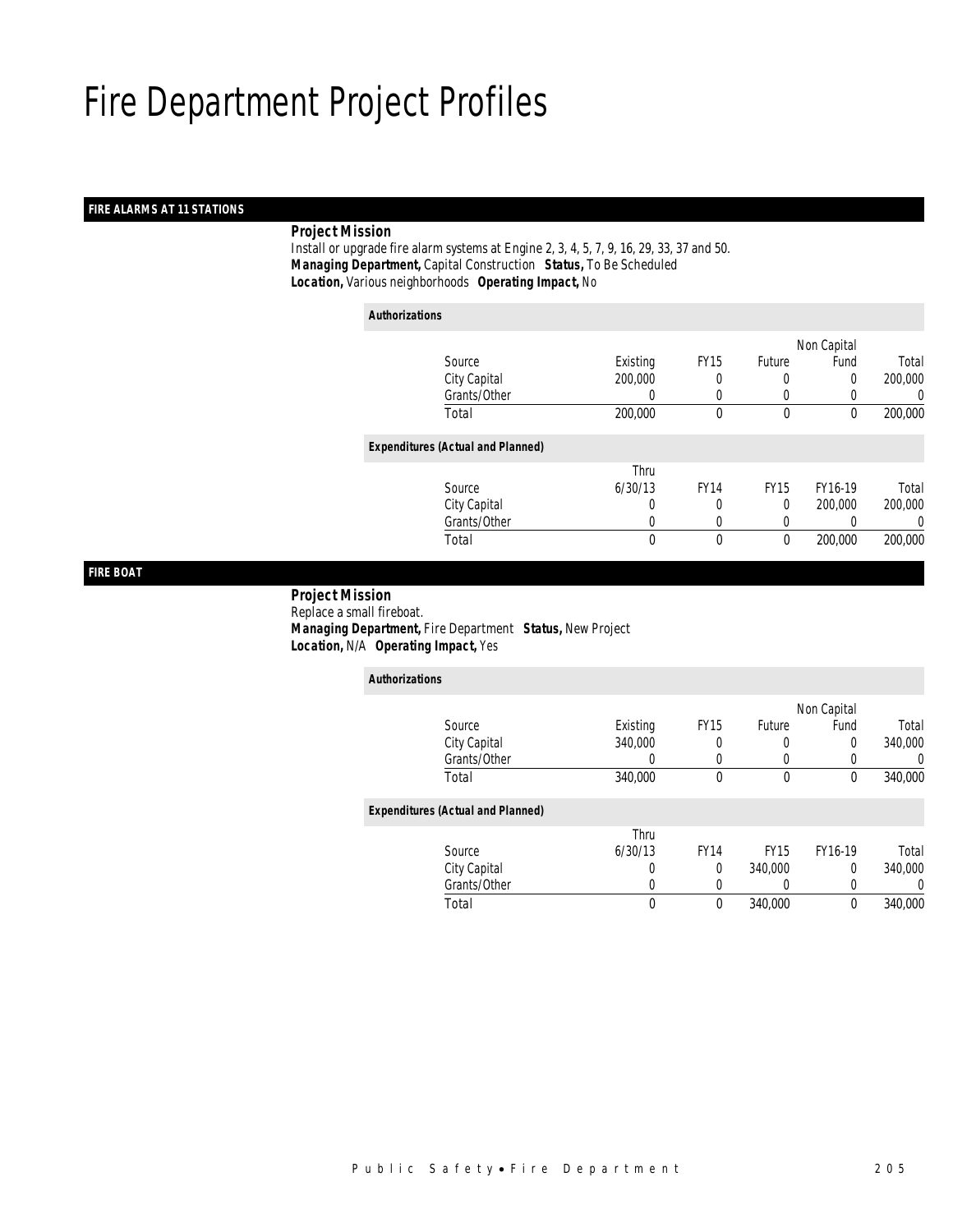# Fire Department Project Profiles

## FIRE ALARMS AT 11 STATIONS

**Project Mission**

Install or upgrade fire alarm systems at Engine 2, 3, 4, 5, 7, 9, 16, 29, 33, 37 and 50.

***Managing Department,*** Capital Construction ***Status,*** To Be Scheduled

***Location,*** Various neighborhoods ***Operating Impact,*** No

**Authorizations**

| Source | Existing | FY15 | Future | Non Capital Fund | Total |
|---|---|---|---|---|---|
| City Capital | 200,000 | 0 | 0 | 0 | 200,000 |
| Grants/Other | 0 | 0 | 0 | 0 | 0 |
| Total | 200,000 | 0 | 0 | 0 | 200,000 |

**Expenditures (Actual and Planned)**

| Source | Thru 6/30/13 | FY14 | FY15 | FY16-19 | Total |
|---|---|---|---|---|---|
| City Capital | 0 | 0 | 0 | 200,000 | 200,000 |
| Grants/Other | 0 | 0 | 0 | 0 | 0 |
| Total | 0 | 0 | 0 | 200,000 | 200,000 |

## FIRE BOAT

**Project Mission**

Replace a small fireboat.

***Managing Department,*** Fire Department ***Status,*** New Project

***Location,*** N/A ***Operating Impact,*** Yes

**Authorizations**

| Source | Existing | FY15 | Future | Non Capital Fund | Total |
|---|---|---|---|---|---|
| City Capital | 340,000 | 0 | 0 | 0 | 340,000 |
| Grants/Other | 0 | 0 | 0 | 0 | 0 |
| Total | 340,000 | 0 | 0 | 0 | 340,000 |

**Expenditures (Actual and Planned)**

| Source | Thru 6/30/13 | FY14 | FY15 | FY16-19 | Total |
|---|---|---|---|---|---|
| City Capital | 0 | 0 | 340,000 | 0 | 340,000 |
| Grants/Other | 0 | 0 | 0 | 0 | 0 |
| Total | 0 | 0 | 340,000 | 0 | 340,000 |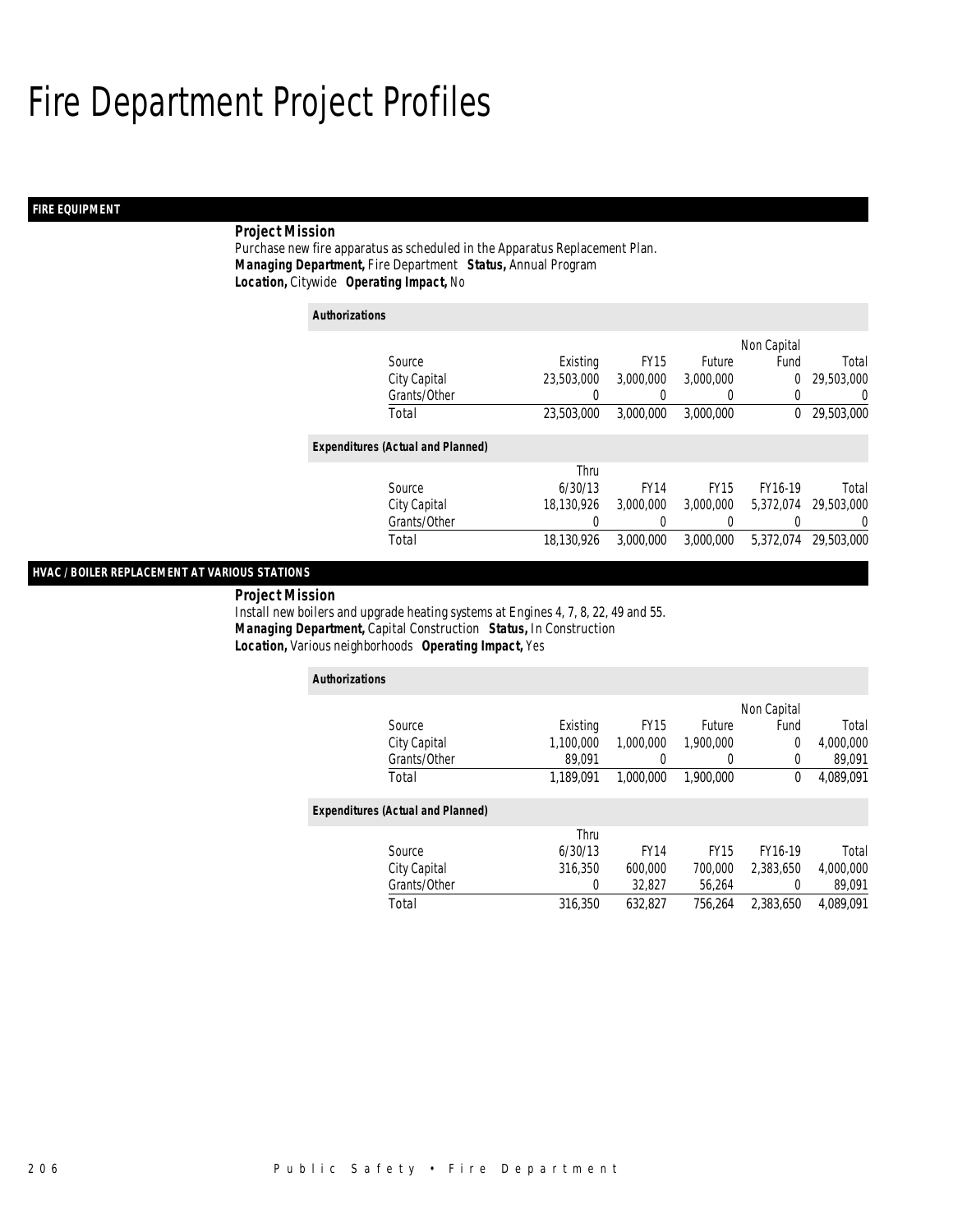# Fire Department Project Profiles

## FIRE EQUIPMENT

**Project Mission**

Purchase new fire apparatus as scheduled in the Apparatus Replacement Plan.

***Managing Department,*** Fire Department ***Status,*** Annual Program

***Location,*** Citywide ***Operating Impact,*** No

***Authorizations***

| Source | Existing | FY15 | Future | Non Capital Fund | Total |
|---|---|---|---|---|---|
| City Capital | 23,503,000 | 3,000,000 | 3,000,000 | 0 | 29,503,000 |
| Grants/Other | 0 | 0 | 0 | 0 | 0 |
| Total | 23,503,000 | 3,000,000 | 3,000,000 | 0 | 29,503,000 |

***Expenditures (Actual and Planned)***

| Source | Thru 6/30/13 | FY14 | FY15 | FY16-19 | Total |
|---|---|---|---|---|---|
| City Capital | 18,130,926 | 3,000,000 | 3,000,000 | 5,372,074 | 29,503,000 |
| Grants/Other | 0 | 0 | 0 | 0 | 0 |
| Total | 18,130,926 | 3,000,000 | 3,000,000 | 5,372,074 | 29,503,000 |

## HVAC / BOILER REPLACEMENT AT VARIOUS STATIONS

**Project Mission**

Install new boilers and upgrade heating systems at Engines 4, 7, 8, 22, 49 and 55.

***Managing Department,*** Capital Construction ***Status,*** In Construction

***Location,*** Various neighborhoods ***Operating Impact,*** Yes

***Authorizations***

| Source | Existing | FY15 | Future | Non Capital Fund | Total |
|---|---|---|---|---|---|
| City Capital | 1,100,000 | 1,000,000 | 1,900,000 | 0 | 4,000,000 |
| Grants/Other | 89,091 | 0 | 0 | 0 | 89,091 |
| Total | 1,189,091 | 1,000,000 | 1,900,000 | 0 | 4,089,091 |

***Expenditures (Actual and Planned)***

| Source | Thru 6/30/13 | FY14 | FY15 | FY16-19 | Total |
|---|---|---|---|---|---|
| City Capital | 316,350 | 600,000 | 700,000 | 2,383,650 | 4,000,000 |
| Grants/Other | 0 | 32,827 | 56,264 | 0 | 89,091 |
| Total | 316,350 | 632,827 | 756,264 | 2,383,650 | 4,089,091 |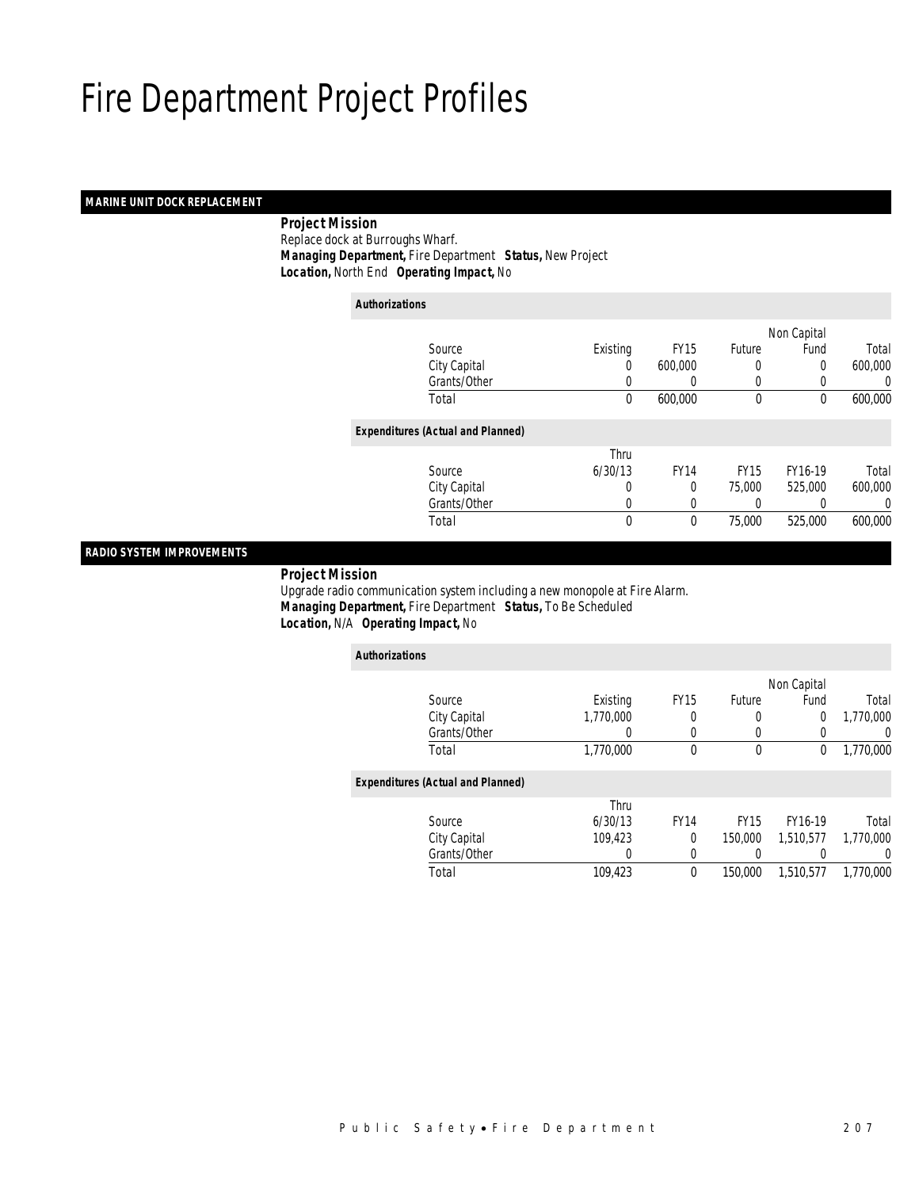# Fire Department Project Profiles

## MARINE UNIT DOCK REPLACEMENT

***Project Mission***
Replace dock at Burroughs Wharf.
***Managing Department,*** Fire Department ***Status,*** New Project
***Location,*** North End ***Operating Impact,*** No

***Authorizations***

| Source | Existing | FY15 | Future | Non Capital Fund | Total |
|---|---|---|---|---|---|
| City Capital | 0 | 600,000 | 0 | 0 | 600,000 |
| Grants/Other | 0 | 0 | 0 | 0 | 0 |
| Total | 0 | 600,000 | 0 | 0 | 600,000 |

***Expenditures (Actual and Planned)***

| Source | Thru 6/30/13 | FY14 | FY15 | FY16-19 | Total |
|---|---|---|---|---|---|
| City Capital | 0 | 0 | 75,000 | 525,000 | 600,000 |
| Grants/Other | 0 | 0 | 0 | 0 | 0 |
| Total | 0 | 0 | 75,000 | 525,000 | 600,000 |

## RADIO SYSTEM IMPROVEMENTS

***Project Mission***
Upgrade radio communication system including a new monopole at Fire Alarm.
***Managing Department,*** Fire Department ***Status,*** To Be Scheduled
***Location,*** N/A ***Operating Impact,*** No

***Authorizations***

| Source | Existing | FY15 | Future | Non Capital Fund | Total |
|---|---|---|---|---|---|
| City Capital | 1,770,000 | 0 | 0 | 0 | 1,770,000 |
| Grants/Other | 0 | 0 | 0 | 0 | 0 |
| Total | 1,770,000 | 0 | 0 | 0 | 1,770,000 |

***Expenditures (Actual and Planned)***

| Source | Thru 6/30/13 | FY14 | FY15 | FY16-19 | Total |
|---|---|---|---|---|---|
| City Capital | 109,423 | 0 | 150,000 | 1,510,577 | 1,770,000 |
| Grants/Other | 0 | 0 | 0 | 0 | 0 |
| Total | 109,423 | 0 | 150,000 | 1,510,577 | 1,770,000 |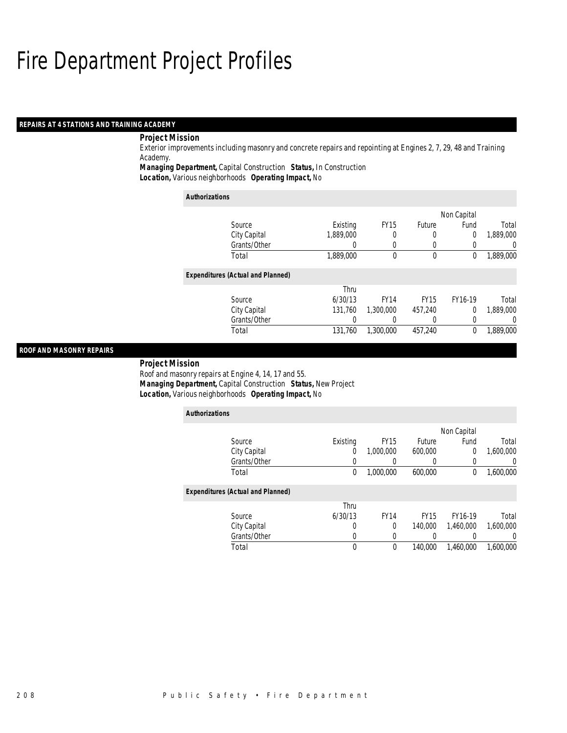# Fire Department Project Profiles

## REPAIRS AT 4 STATIONS AND TRAINING ACADEMY

**Project Mission**

Exterior improvements including masonry and concrete repairs and repointing at Engines 2, 7, 29, 48 and Training Academy.

***Managing Department,*** Capital Construction ***Status,*** In Construction

***Location,*** Various neighborhoods ***Operating Impact,*** No

*Authorizations*

| Source | Existing | FY15 | Future | Non Capital Fund | Total |
|---|---|---|---|---|---|
| City Capital | 1,889,000 | 0 | 0 | 0 | 1,889,000 |
| Grants/Other | 0 | 0 | 0 | 0 | 0 |
| Total | 1,889,000 | 0 | 0 | 0 | 1,889,000 |

*Expenditures (Actual and Planned)*

| Source | Thru 6/30/13 | FY14 | FY15 | FY16-19 | Total |
|---|---|---|---|---|---|
| City Capital | 131,760 | 1,300,000 | 457,240 | 0 | 1,889,000 |
| Grants/Other | 0 | 0 | 0 | 0 | 0 |
| Total | 131,760 | 1,300,000 | 457,240 | 0 | 1,889,000 |

## ROOF AND MASONRY REPAIRS

**Project Mission**

Roof and masonry repairs at Engine 4, 14, 17 and 55.

***Managing Department,*** Capital Construction ***Status,*** New Project

***Location,*** Various neighborhoods ***Operating Impact,*** No

*Authorizations*

| Source | Existing | FY15 | Future | Non Capital Fund | Total |
|---|---|---|---|---|---|
| City Capital | 0 | 1,000,000 | 600,000 | 0 | 1,600,000 |
| Grants/Other | 0 | 0 | 0 | 0 | 0 |
| Total | 0 | 1,000,000 | 600,000 | 0 | 1,600,000 |

*Expenditures (Actual and Planned)*

| Source | Thru 6/30/13 | FY14 | FY15 | FY16-19 | Total |
|---|---|---|---|---|---|
| City Capital | 0 | 0 | 140,000 | 1,460,000 | 1,600,000 |
| Grants/Other | 0 | 0 | 0 | 0 | 0 |
| Total | 0 | 0 | 140,000 | 1,460,000 | 1,600,000 |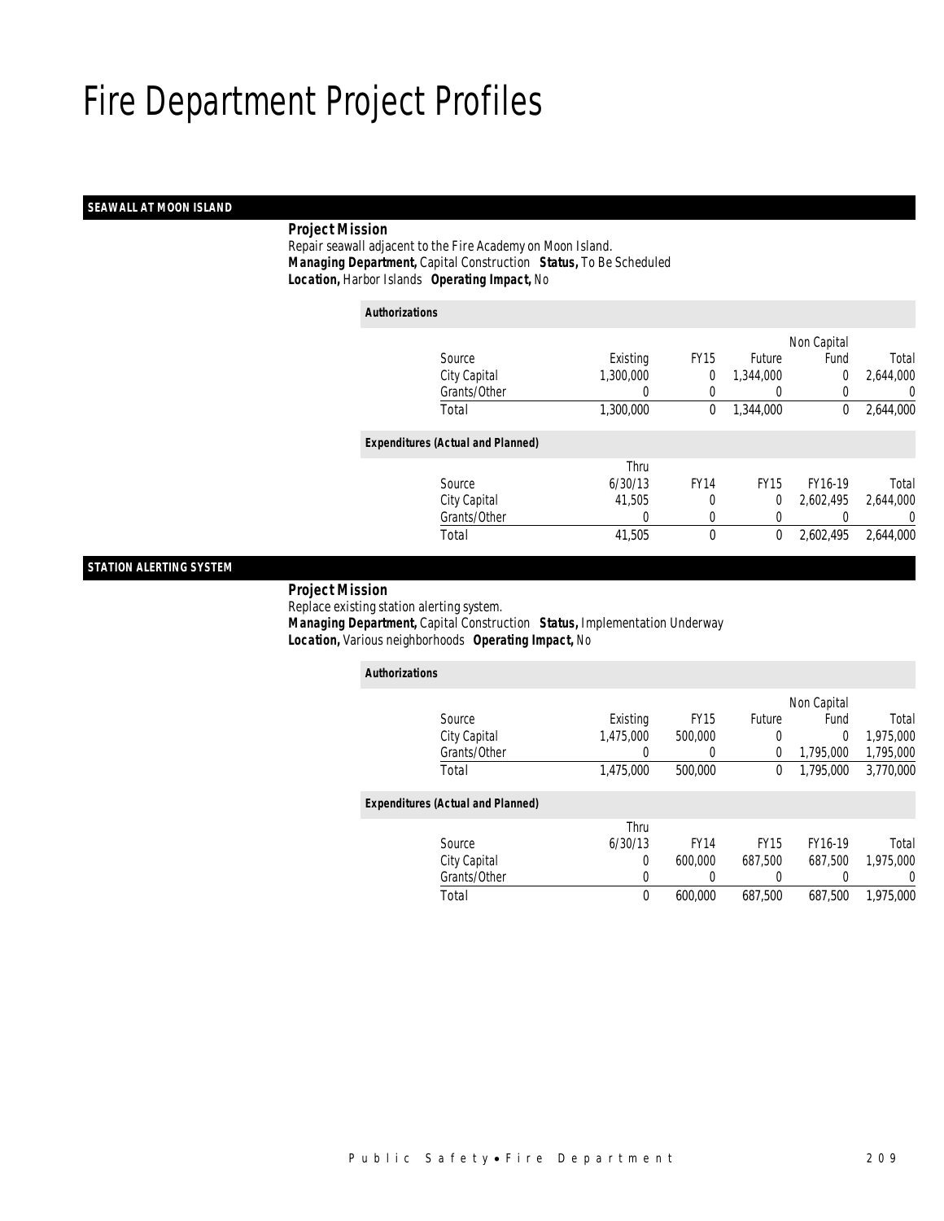# Fire Department Project Profiles

## SEAWALL AT MOON ISLAND

***Project Mission***

Repair seawall adjacent to the Fire Academy on Moon Island.

***Managing Department,*** Capital Construction ***Status,*** To Be Scheduled

***Location,*** Harbor Islands ***Operating Impact,*** No

***Authorizations***

| Source | Existing | FY15 | Future | Non Capital Fund | Total |
|---|---|---|---|---|---|
| City Capital | 1,300,000 | 0 | 1,344,000 | 0 | 2,644,000 |
| Grants/Other | 0 | 0 | 0 | 0 | 0 |
| Total | 1,300,000 | 0 | 1,344,000 | 0 | 2,644,000 |

***Expenditures (Actual and Planned)***

| Source | Thru 6/30/13 | FY14 | FY15 | FY16-19 | Total |
|---|---|---|---|---|---|
| City Capital | 41,505 | 0 | 0 | 2,602,495 | 2,644,000 |
| Grants/Other | 0 | 0 | 0 | 0 | 0 |
| Total | 41,505 | 0 | 0 | 2,602,495 | 2,644,000 |

## STATION ALERTING SYSTEM

***Project Mission***

Replace existing station alerting system.

***Managing Department,*** Capital Construction ***Status,*** Implementation Underway

***Location,*** Various neighborhoods ***Operating Impact,*** No

***Authorizations***

| Source | Existing | FY15 | Future | Non Capital Fund | Total |
|---|---|---|---|---|---|
| City Capital | 1,475,000 | 500,000 | 0 | 0 | 1,975,000 |
| Grants/Other | 0 | 0 | 0 | 1,795,000 | 1,795,000 |
| Total | 1,475,000 | 500,000 | 0 | 1,795,000 | 3,770,000 |

***Expenditures (Actual and Planned)***

| Source | Thru 6/30/13 | FY14 | FY15 | FY16-19 | Total |
|---|---|---|---|---|---|
| City Capital | 0 | 600,000 | 687,500 | 687,500 | 1,975,000 |
| Grants/Other | 0 | 0 | 0 | 0 | 0 |
| Total | 0 | 600,000 | 687,500 | 687,500 | 1,975,000 |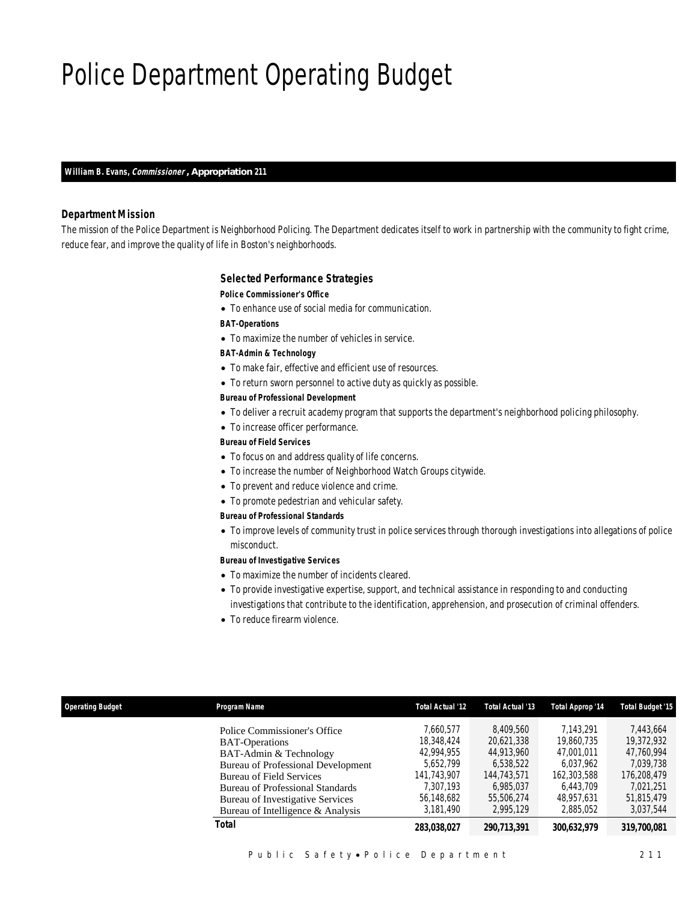# Police Department Operating Budget

**William B. Evans, *Commissioner*, Appropriation 211**

### Department Mission

*The mission of the Police Department is Neighborhood Policing. The Department dedicates itself to work in partnership with the community to fight crime, reduce fear, and improve the quality of life in Boston's neighborhoods.*

### Selected Performance Strategies

**Police Commissioner's Office**

- To enhance use of social media for communication.

**BAT-Operations**

- To maximize the number of vehicles in service.

**BAT-Admin & Technology**

- To make fair, effective and efficient use of resources.
- To return sworn personnel to active duty as quickly as possible.

**Bureau of Professional Development**

- To deliver a recruit academy program that supports the department's neighborhood policing philosophy.
- To increase officer performance.

**Bureau of Field Services**

- To focus on and address quality of life concerns.
- To increase the number of Neighborhood Watch Groups citywide.
- To prevent and reduce violence and crime.
- To promote pedestrian and vehicular safety.

**Bureau of Professional Standards**

- To improve levels of community trust in police services through thorough investigations into allegations of police misconduct.

**Bureau of Investigative Services**

- To maximize the number of incidents cleared.
- To provide investigative expertise, support, and technical assistance in responding to and conducting investigations that contribute to the identification, apprehension, and prosecution of criminal offenders.
- To reduce firearm violence.

| Operating Budget | Program Name | Total Actual '12 | Total Actual '13 | Total Approp '14 | Total Budget '15 |
|---|---|---|---|---|---|
| | Police Commissioner's Office | 7,660,577 | 8,409,560 | 7,143,291 | 7,443,664 |
| | BAT-Operations | 18,348,424 | 20,621,338 | 19,860,735 | 19,372,932 |
| | BAT-Admin & Technology | 42,994,955 | 44,913,960 | 47,001,011 | 47,760,994 |
| | Bureau of Professional Development | 5,652,799 | 6,538,522 | 6,037,962 | 7,039,738 |
| | Bureau of Field Services | 141,743,907 | 144,743,571 | 162,303,588 | 176,208,479 |
| | Bureau of Professional Standards | 7,307,193 | 6,985,037 | 6,443,709 | 7,021,251 |
| | Bureau of Investigative Services | 56,148,682 | 55,506,274 | 48,957,631 | 51,815,479 |
| | Bureau of Intelligence & Analysis | 3,181,490 | 2,995,129 | 2,885,052 | 3,037,544 |
| | **Total** | **283,038,027** | **290,713,391** | **300,632,979** | **319,700,081** |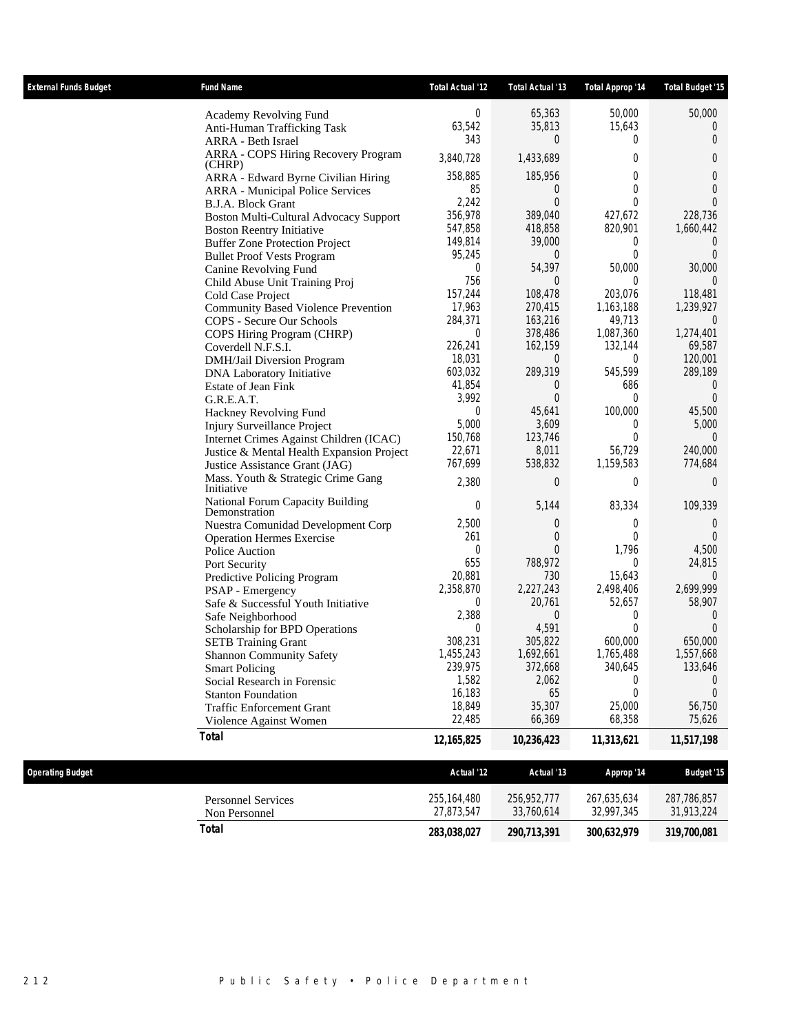| External Funds Budget | Fund Name | Total Actual '12 | Total Actual '13 | Total Approp '14 | Total Budget '15 |
|---|---|---|---|---|---|
| | Academy Revolving Fund | 0 | 65,363 | 50,000 | 50,000 |
| | Anti-Human Trafficking Task | 63,542 | 35,813 | 15,643 | 0 |
| | ARRA - Beth Israel | 343 | 0 | 0 | 0 |
| | ARRA - COPS Hiring Recovery Program (CHRP) | 3,840,728 | 1,433,689 | 0 | 0 |
| | ARRA - Edward Byrne Civilian Hiring | 358,885 | 185,956 | 0 | 0 |
| | ARRA - Municipal Police Services | 85 | 0 | 0 | 0 |
| | B.J.A. Block Grant | 2,242 | 0 | 0 | 0 |
| | Boston Multi-Cultural Advocacy Support | 356,978 | 389,040 | 427,672 | 228,736 |
| | Boston Reentry Initiative | 547,858 | 418,858 | 820,901 | 1,660,442 |
| | Buffer Zone Protection Project | 149,814 | 39,000 | 0 | 0 |
| | Bullet Proof Vests Program | 95,245 | 0 | 0 | 0 |
| | Canine Revolving Fund | 0 | 54,397 | 50,000 | 30,000 |
| | Child Abuse Unit Training Proj | 756 | 0 | 0 | 0 |
| | Cold Case Project | 157,244 | 108,478 | 203,076 | 118,481 |
| | Community Based Violence Prevention | 17,963 | 270,415 | 1,163,188 | 1,239,927 |
| | COPS - Secure Our Schools | 284,371 | 163,216 | 49,713 | 0 |
| | COPS Hiring Program (CHRP) | 0 | 378,486 | 1,087,360 | 1,274,401 |
| | Coverdell N.F.S.I. | 226,241 | 162,159 | 132,144 | 69,587 |
| | DMH/Jail Diversion Program | 18,031 | 0 | 0 | 120,001 |
| | DNA Laboratory Initiative | 603,032 | 289,319 | 545,599 | 289,189 |
| | Estate of Jean Fink | 41,854 | 0 | 686 | 0 |
| | G.R.E.A.T. | 3,992 | 0 | 0 | 0 |
| | Hackney Revolving Fund | 0 | 45,641 | 100,000 | 45,500 |
| | Injury Surveillance Project | 5,000 | 3,609 | 0 | 5,000 |
| | Internet Crimes Against Children (ICAC) | 150,768 | 123,746 | 0 | 0 |
| | Justice & Mental Health Expansion Project | 22,671 | 8,011 | 56,729 | 240,000 |
| | Justice Assistance Grant (JAG) | 767,699 | 538,832 | 1,159,583 | 774,684 |
| | Mass. Youth & Strategic Crime Gang Initiative | 2,380 | 0 | 0 | 0 |
| | National Forum Capacity Building Demonstration | 0 | 5,144 | 83,334 | 109,339 |
| | Nuestra Comunidad Development Corp | 2,500 | 0 | 0 | 0 |
| | Operation Hermes Exercise | 261 | 0 | 0 | 0 |
| | Police Auction | 0 | 0 | 1,796 | 4,500 |
| | Port Security | 655 | 788,972 | 0 | 24,815 |
| | Predictive Policing Program | 20,881 | 730 | 15,643 | 0 |
| | PSAP - Emergency | 2,358,870 | 2,227,243 | 2,498,406 | 2,699,999 |
| | Safe & Successful Youth Initiative | 0 | 20,761 | 52,657 | 58,907 |
| | Safe Neighborhood | 2,388 | 0 | 0 | 0 |
| | Scholarship for BPD Operations | 0 | 4,591 | 0 | 0 |
| | SETB Training Grant | 308,231 | 305,822 | 600,000 | 650,000 |
| | Shannon Community Safety | 1,455,243 | 1,692,661 | 1,765,488 | 1,557,668 |
| | Smart Policing | 239,975 | 372,668 | 340,645 | 133,646 |
| | Social Research in Forensic | 1,582 | 2,062 | 0 | 0 |
| | Stanton Foundation | 16,183 | 65 | 0 | 0 |
| | Traffic Enforcement Grant | 18,849 | 35,307 | 25,000 | 56,750 |
| | Violence Against Women | 22,485 | 66,369 | 68,358 | 75,626 |
| | **Total** | **12,165,825** | **10,236,423** | **11,313,621** | **11,517,198** |

| Operating Budget | | Actual '12 | Actual '13 | Approp '14 | Budget '15 |
|---|---|---|---|---|---|
| | Personnel Services | 255,164,480 | 256,952,777 | 267,635,634 | 287,786,857 |
| | Non Personnel | 27,873,547 | 33,760,614 | 32,997,345 | 31,913,224 |
| | **Total** | **283,038,027** | **290,713,391** | **300,632,979** | **319,700,081** |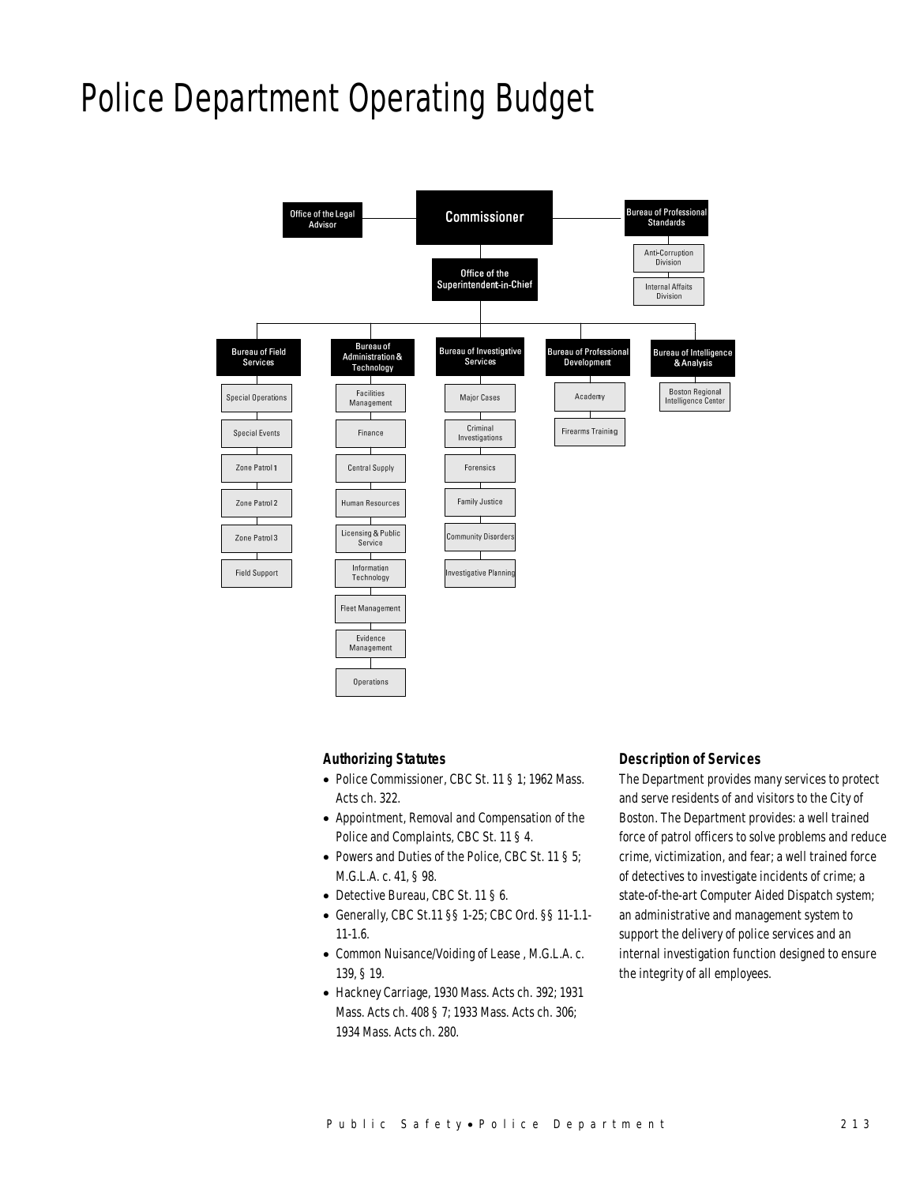# Police Department Operating Budget

- Commissioner
  - Office of the Legal Advisor
  - Bureau of Professional Standards
    - Anti-Corruption Division
    - Internal Affairs Division
  - Office of the Superintendent-in-Chief
    - Bureau of Field Services
      - Special Operations
      - Special Events
      - Zone Patrol 1
      - Zone Patrol 2
      - Zone Patrol 3
      - Field Support
    - Bureau of Administration & Technology
      - Facilities Management
      - Finance
      - Central Supply
      - Human Resources
      - Licensing & Public Service
      - Information Technology
      - Fleet Management
      - Evidence Management
      - Operations
    - Bureau of Investigative Services
      - Major Cases
      - Criminal Investigations
      - Forensics
      - Family Justice
      - Community Disorders
      - Investigative Planning
    - Bureau of Professional Development
      - Academy
      - Firearms Training
    - Bureau of Intelligence & Analysis
      - Boston Regional Intelligence Center

### Authorizing Statutes

- Police Commissioner, CBC St. 11 § 1; 1962 Mass. Acts ch. 322.
- Appointment, Removal and Compensation of the Police and Complaints, CBC St. 11 § 4.
- Powers and Duties of the Police, CBC St. 11 § 5; M.G.L.A. c. 41, § 98.
- Detective Bureau, CBC St. 11 § 6.
- Generally, CBC St.11 §§ 1-25; CBC Ord. §§ 11-1.1-11-1.6.
- Common Nuisance/Voiding of Lease , M.G.L.A. c. 139, § 19.
- Hackney Carriage, 1930 Mass. Acts ch. 392; 1931 Mass. Acts ch. 408 § 7; 1933 Mass. Acts ch. 306; 1934 Mass. Acts ch. 280.

### Description of Services

The Department provides many services to protect and serve residents of and visitors to the City of Boston. The Department provides: a well trained force of patrol officers to solve problems and reduce crime, victimization, and fear; a well trained force of detectives to investigate incidents of crime; a state-of-the-art Computer Aided Dispatch system; an administrative and management system to support the delivery of police services and an internal investigation function designed to ensure the integrity of all employees.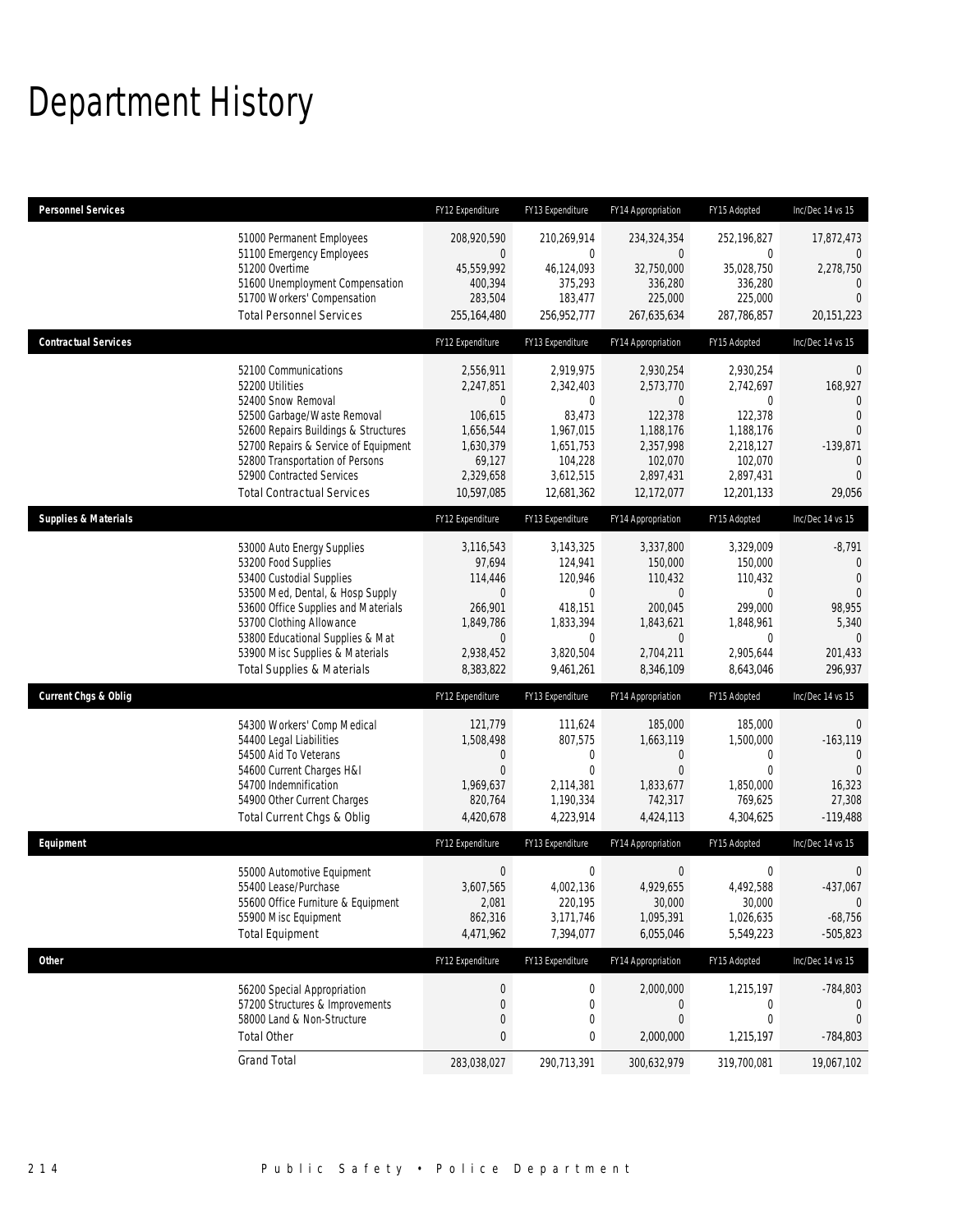# Department History

| Personnel Services | FY12 Expenditure | FY13 Expenditure | FY14 Appropriation | FY15 Adopted | Inc/Dec 14 vs 15 |
|---|---|---|---|---|---|
| 51000 Permanent Employees | 208,920,590 | 210,269,914 | 234,324,354 | 252,196,827 | 17,872,473 |
| 51100 Emergency Employees | 0 | 0 | 0 | 0 | 0 |
| 51200 Overtime | 45,559,992 | 46,124,093 | 32,750,000 | 35,028,750 | 2,278,750 |
| 51600 Unemployment Compensation | 400,394 | 375,293 | 336,280 | 336,280 | 0 |
| 51700 Workers' Compensation | 283,504 | 183,477 | 225,000 | 225,000 | 0 |
| Total Personnel Services | 255,164,480 | 256,952,777 | 267,635,634 | 287,786,857 | 20,151,223 |
| **Contractual Services** | **FY12 Expenditure** | **FY13 Expenditure** | **FY14 Appropriation** | **FY15 Adopted** | **Inc/Dec 14 vs 15** |
| 52100 Communications | 2,556,911 | 2,919,975 | 2,930,254 | 2,930,254 | 0 |
| 52200 Utilities | 2,247,851 | 2,342,403 | 2,573,770 | 2,742,697 | 168,927 |
| 52400 Snow Removal | 0 | 0 | 0 | 0 | 0 |
| 52500 Garbage/Waste Removal | 106,615 | 83,473 | 122,378 | 122,378 | 0 |
| 52600 Repairs Buildings & Structures | 1,656,544 | 1,967,015 | 1,188,176 | 1,188,176 | 0 |
| 52700 Repairs & Service of Equipment | 1,630,379 | 1,651,753 | 2,357,998 | 2,218,127 | -139,871 |
| 52800 Transportation of Persons | 69,127 | 104,228 | 102,070 | 102,070 | 0 |
| 52900 Contracted Services | 2,329,658 | 3,612,515 | 2,897,431 | 2,897,431 | 0 |
| Total Contractual Services | 10,597,085 | 12,681,362 | 12,172,077 | 12,201,133 | 29,056 |
| **Supplies & Materials** | **FY12 Expenditure** | **FY13 Expenditure** | **FY14 Appropriation** | **FY15 Adopted** | **Inc/Dec 14 vs 15** |
| 53000 Auto Energy Supplies | 3,116,543 | 3,143,325 | 3,337,800 | 3,329,009 | -8,791 |
| 53200 Food Supplies | 97,694 | 124,941 | 150,000 | 150,000 | 0 |
| 53400 Custodial Supplies | 114,446 | 120,946 | 110,432 | 110,432 | 0 |
| 53500 Med, Dental, & Hosp Supply | 0 | 0 | 0 | 0 | 0 |
| 53600 Office Supplies and Materials | 266,901 | 418,151 | 200,045 | 299,000 | 98,955 |
| 53700 Clothing Allowance | 1,849,786 | 1,833,394 | 1,843,621 | 1,848,961 | 5,340 |
| 53800 Educational Supplies & Mat | 0 | 0 | 0 | 0 | 0 |
| 53900 Misc Supplies & Materials | 2,938,452 | 3,820,504 | 2,704,211 | 2,905,644 | 201,433 |
| Total Supplies & Materials | 8,383,822 | 9,461,261 | 8,346,109 | 8,643,046 | 296,937 |
| **Current Chgs & Oblig** | **FY12 Expenditure** | **FY13 Expenditure** | **FY14 Appropriation** | **FY15 Adopted** | **Inc/Dec 14 vs 15** |
| 54300 Workers' Comp Medical | 121,779 | 111,624 | 185,000 | 185,000 | 0 |
| 54400 Legal Liabilities | 1,508,498 | 807,575 | 1,663,119 | 1,500,000 | -163,119 |
| 54500 Aid To Veterans | 0 | 0 | 0 | 0 | 0 |
| 54600 Current Charges H&I | 0 | 0 | 0 | 0 | 0 |
| 54700 Indemnification | 1,969,637 | 2,114,381 | 1,833,677 | 1,850,000 | 16,323 |
| 54900 Other Current Charges | 820,764 | 1,190,334 | 742,317 | 769,625 | 27,308 |
| Total Current Chgs & Oblig | 4,420,678 | 4,223,914 | 4,424,113 | 4,304,625 | -119,488 |
| **Equipment** | **FY12 Expenditure** | **FY13 Expenditure** | **FY14 Appropriation** | **FY15 Adopted** | **Inc/Dec 14 vs 15** |
| 55000 Automotive Equipment | 0 | 0 | 0 | 0 | 0 |
| 55400 Lease/Purchase | 3,607,565 | 4,002,136 | 4,929,655 | 4,492,588 | -437,067 |
| 55600 Office Furniture & Equipment | 2,081 | 220,195 | 30,000 | 30,000 | 0 |
| 55900 Misc Equipment | 862,316 | 3,171,746 | 1,095,391 | 1,026,635 | -68,756 |
| Total Equipment | 4,471,962 | 7,394,077 | 6,055,046 | 5,549,223 | -505,823 |
| **Other** | **FY12 Expenditure** | **FY13 Expenditure** | **FY14 Appropriation** | **FY15 Adopted** | **Inc/Dec 14 vs 15** |
| 56200 Special Appropriation | 0 | 0 | 2,000,000 | 1,215,197 | -784,803 |
| 57200 Structures & Improvements | 0 | 0 | 0 | 0 | 0 |
| 58000 Land & Non-Structure | 0 | 0 | 0 | 0 | 0 |
| Total Other | 0 | 0 | 2,000,000 | 1,215,197 | -784,803 |
| Grand Total | 283,038,027 | 290,713,391 | 300,632,979 | 319,700,081 | 19,067,102 |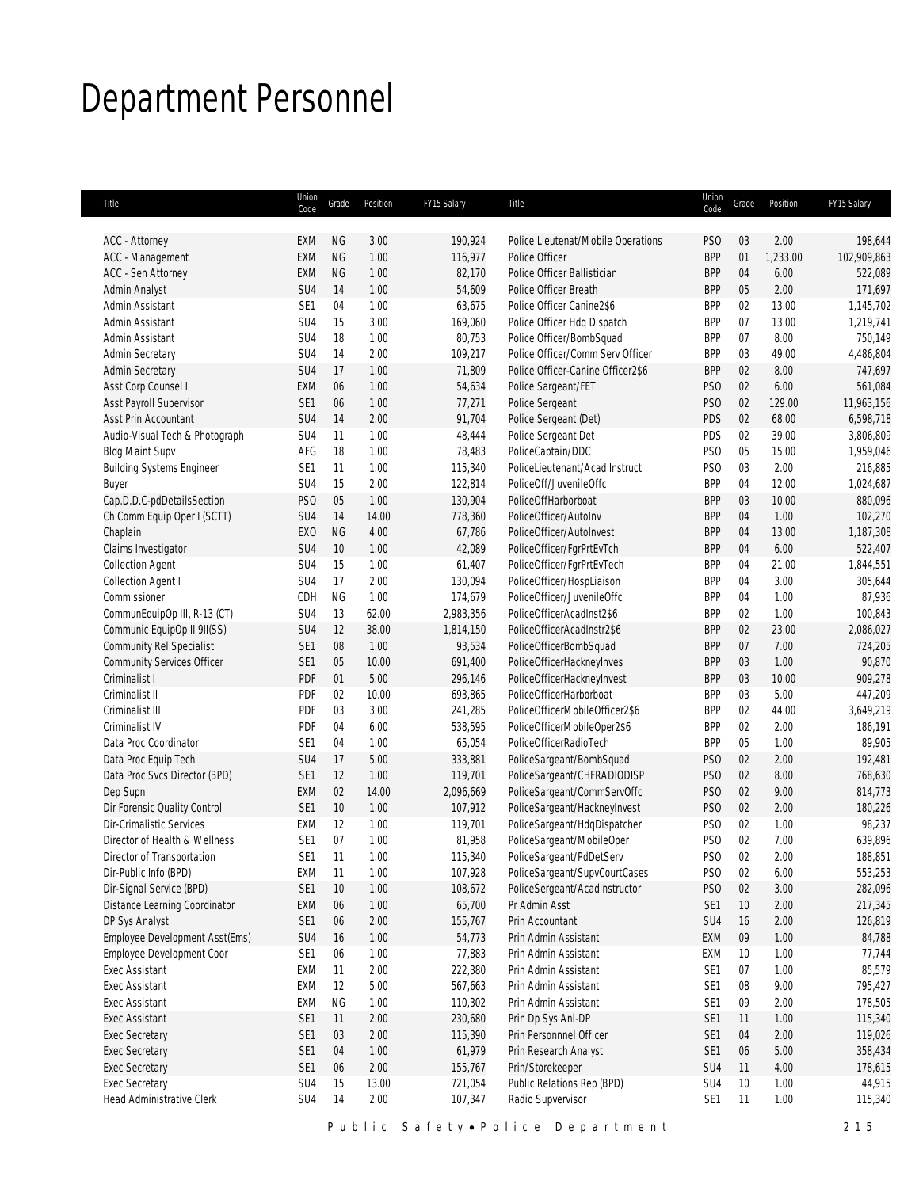# Department Personnel

| Title | Union Code | Grade | Position | FY15 Salary | Title | Union Code | Grade | Position | FY15 Salary |
|---|---|---|---|---|---|---|---|---|---|
| ACC - Attorney | EXM | NG | 3.00 | 190,924 | Police Lieutenat/Mobile Operations | PSO | 03 | 2.00 | 198,644 |
| ACC - Management | EXM | NG | 1.00 | 116,977 | Police Officer | BPP | 01 | 1,233.00 | 102,909,863 |
| ACC - Sen Attorney | EXM | NG | 1.00 | 82,170 | Police Officer Ballistician | BPP | 04 | 6.00 | 522,089 |
| Admin Analyst | SU4 | 14 | 1.00 | 54,609 | Police Officer Breath | BPP | 05 | 2.00 | 171,697 |
| Admin Assistant | SE1 | 04 | 1.00 | 63,675 | Police Officer Canine2$6 | BPP | 02 | 13.00 | 1,145,702 |
| Admin Assistant | SU4 | 15 | 3.00 | 169,060 | Police Officer Hdq Dispatch | BPP | 07 | 13.00 | 1,219,741 |
| Admin Assistant | SU4 | 18 | 1.00 | 80,753 | Police Officer/BombSquad | BPP | 07 | 8.00 | 750,149 |
| Admin Secretary | SU4 | 14 | 2.00 | 109,217 | Police Officer/Comm Serv Officer | BPP | 03 | 49.00 | 4,486,804 |
| Admin Secretary | SU4 | 17 | 1.00 | 71,809 | Police Officer-Canine Officer2$6 | BPP | 02 | 8.00 | 747,697 |
| Asst Corp Counsel I | EXM | 06 | 1.00 | 54,634 | Police Sargeant/FET | PSO | 02 | 6.00 | 561,084 |
| Asst Payroll Supervisor | SE1 | 06 | 1.00 | 77,271 | Police Sergeant | PSO | 02 | 129.00 | 11,963,156 |
| Asst Prin Accountant | SU4 | 14 | 2.00 | 91,704 | Police Sergeant (Det) | PDS | 02 | 68.00 | 6,598,718 |
| Audio-Visual Tech & Photograph | SU4 | 11 | 1.00 | 48,444 | Police Sergeant Det | PDS | 02 | 39.00 | 3,806,809 |
| Bldg Maint Supv | AFG | 18 | 1.00 | 78,483 | PoliceCaptain/DDC | PSO | 05 | 15.00 | 1,959,046 |
| Building Systems Engineer | SE1 | 11 | 1.00 | 115,340 | PoliceLieutenant/Acad Instruct | PSO | 03 | 2.00 | 216,885 |
| Buyer | SU4 | 15 | 2.00 | 122,814 | PoliceOff/JuvenileOffc | BPP | 04 | 12.00 | 1,024,687 |
| Cap.D.D.C-pdDetailsSection | PSO | 05 | 1.00 | 130,904 | PoliceOffHarborboat | BPP | 03 | 10.00 | 880,096 |
| Ch Comm Equip Oper I (SCTT) | SU4 | 14 | 14.00 | 778,360 | PoliceOfficer/AutoInv | BPP | 04 | 1.00 | 102,270 |
| Chaplain | EXO | NG | 4.00 | 67,786 | PoliceOfficer/AutoInvest | BPP | 04 | 13.00 | 1,187,308 |
| Claims Investigator | SU4 | 10 | 1.00 | 42,089 | PoliceOfficer/FgrPrtEvTch | BPP | 04 | 6.00 | 522,407 |
| Collection Agent | SU4 | 15 | 1.00 | 61,407 | PoliceOfficer/FgrPrtEvTech | BPP | 04 | 21.00 | 1,844,551 |
| Collection Agent I | SU4 | 17 | 2.00 | 130,094 | PoliceOfficer/HospLiaison | BPP | 04 | 3.00 | 305,644 |
| Commissioner | CDH | NG | 1.00 | 174,679 | PoliceOfficer/JuvenileOffc | BPP | 04 | 1.00 | 87,936 |
| CommunEquipOp III, R-13 (CT) | SU4 | 13 | 62.00 | 2,983,356 | PoliceOfficerAcadInst2$6 | BPP | 02 | 1.00 | 100,843 |
| Communic EquipOp II 9II(SS) | SU4 | 12 | 38.00 | 1,814,150 | PoliceOfficerAcadInstr2$6 | BPP | 02 | 23.00 | 2,086,027 |
| Community Rel Specialist | SE1 | 08 | 1.00 | 93,534 | PoliceOfficerBombSquad | BPP | 07 | 7.00 | 724,205 |
| Community Services Officer | SE1 | 05 | 10.00 | 691,400 | PoliceOfficerHackneyInves | BPP | 03 | 1.00 | 90,870 |
| Criminalist I | PDF | 01 | 5.00 | 296,146 | PoliceOfficerHackneyInvest | BPP | 03 | 10.00 | 909,278 |
| Criminalist II | PDF | 02 | 10.00 | 693,865 | PoliceOfficerHarborboat | BPP | 03 | 5.00 | 447,209 |
| Criminalist III | PDF | 03 | 3.00 | 241,285 | PoliceOfficerMobileOfficer2$6 | BPP | 02 | 44.00 | 3,649,219 |
| Criminalist IV | PDF | 04 | 6.00 | 538,595 | PoliceOfficerMobileOper2$6 | BPP | 02 | 2.00 | 186,191 |
| Data Proc Coordinator | SE1 | 04 | 1.00 | 65,054 | PoliceOfficerRadioTech | BPP | 05 | 1.00 | 89,905 |
| Data Proc Equip Tech | SU4 | 17 | 5.00 | 333,881 | PoliceSargeant/BombSquad | PSO | 02 | 2.00 | 192,481 |
| Data Proc Svcs Director (BPD) | SE1 | 12 | 1.00 | 119,701 | PoliceSargeant/CHFRADIODISP | PSO | 02 | 8.00 | 768,630 |
| Dep Supn | EXM | 02 | 14.00 | 2,096,669 | PoliceSargeant/CommServOffc | PSO | 02 | 9.00 | 814,773 |
| Dir Forensic Quality Control | SE1 | 10 | 1.00 | 107,912 | PoliceSargeant/HackneyInvest | PSO | 02 | 2.00 | 180,226 |
| Dir-Crimalistic Services | EXM | 12 | 1.00 | 119,701 | PoliceSargeant/HdqDispatcher | PSO | 02 | 1.00 | 98,237 |
| Director of Health & Wellness | SE1 | 07 | 1.00 | 81,958 | PoliceSargeant/MobileOper | PSO | 02 | 7.00 | 639,896 |
| Director of Transportation | SE1 | 11 | 1.00 | 115,340 | PoliceSargeant/PdDetServ | PSO | 02 | 2.00 | 188,851 |
| Dir-Public Info (BPD) | EXM | 11 | 1.00 | 107,928 | PoliceSargeant/SupvCourtCases | PSO | 02 | 6.00 | 553,253 |
| Dir-Signal Service (BPD) | SE1 | 10 | 1.00 | 108,672 | PoliceSergeant/AcadInstructor | PSO | 02 | 3.00 | 282,096 |
| Distance Learning Coordinator | EXM | 06 | 1.00 | 65,700 | Pr Admin Asst | SE1 | 10 | 2.00 | 217,345 |
| DP Sys Analyst | SE1 | 06 | 2.00 | 155,767 | Prin Accountant | SU4 | 16 | 2.00 | 126,819 |
| Employee Development Asst(Ems) | SU4 | 16 | 1.00 | 54,773 | Prin Admin Assistant | EXM | 09 | 1.00 | 84,788 |
| Employee Development Coor | SE1 | 06 | 1.00 | 77,883 | Prin Admin Assistant | EXM | 10 | 1.00 | 77,744 |
| Exec Assistant | EXM | 11 | 2.00 | 222,380 | Prin Admin Assistant | SE1 | 07 | 1.00 | 85,579 |
| Exec Assistant | EXM | 12 | 5.00 | 567,663 | Prin Admin Assistant | SE1 | 08 | 9.00 | 795,427 |
| Exec Assistant | EXM | NG | 1.00 | 110,302 | Prin Admin Assistant | SE1 | 09 | 2.00 | 178,505 |
| Exec Assistant | SE1 | 11 | 2.00 | 230,680 | Prin Dp Sys Anl-DP | SE1 | 11 | 1.00 | 115,340 |
| Exec Secretary | SE1 | 03 | 2.00 | 115,390 | Prin Personnnel Officer | SE1 | 04 | 2.00 | 119,026 |
| Exec Secretary | SE1 | 04 | 1.00 | 61,979 | Prin Research Analyst | SE1 | 06 | 5.00 | 358,434 |
| Exec Secretary | SE1 | 06 | 2.00 | 155,767 | Prin/Storekeeper | SU4 | 11 | 4.00 | 178,615 |
| Exec Secretary | SU4 | 15 | 13.00 | 721,054 | Public Relations Rep (BPD) | SU4 | 10 | 1.00 | 44,915 |
| Head Administrative Clerk | SU4 | 14 | 2.00 | 107,347 | Radio Supvervisor | SE1 | 11 | 1.00 | 115,340 |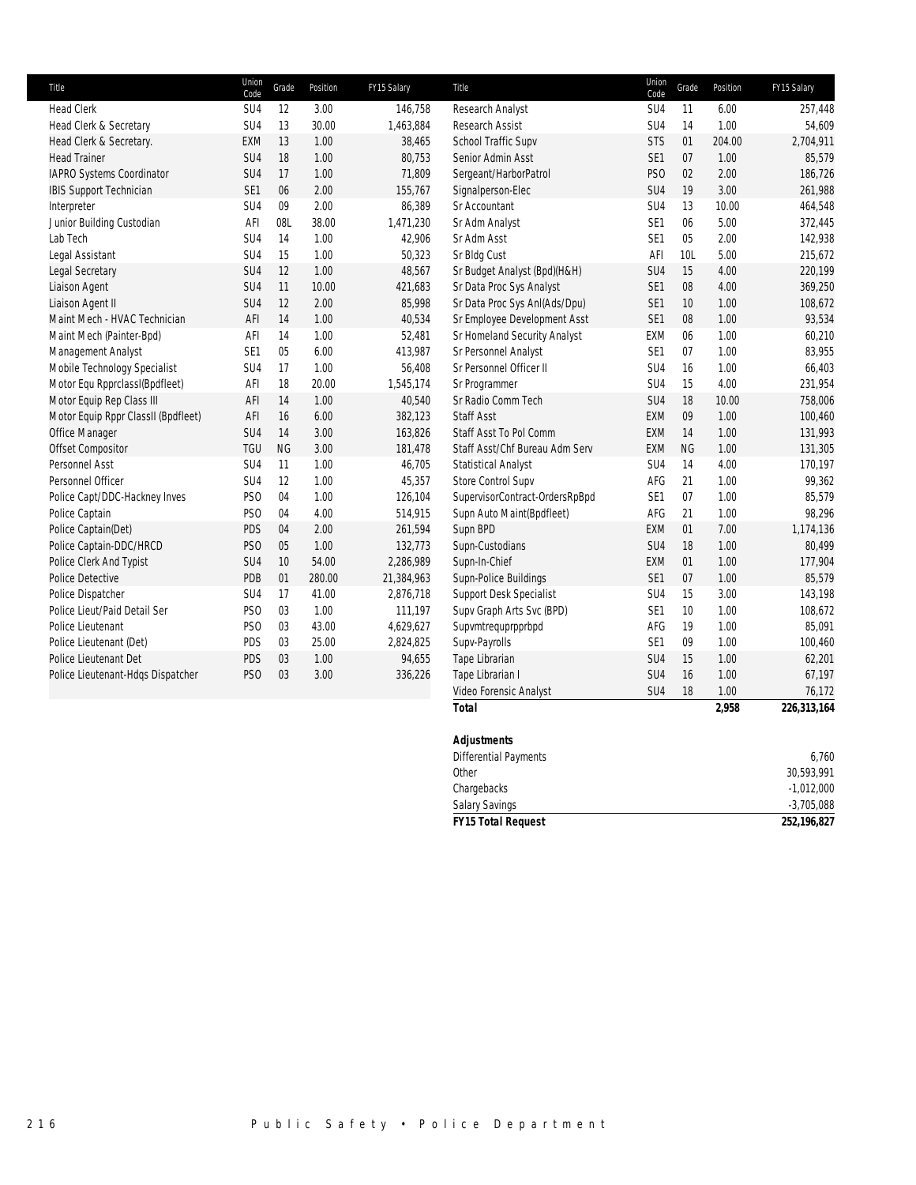| Title | Union Code | Grade | Position | FY15 Salary |
|---|---|---|---|---|
| Head Clerk | SU4 | 12 | 3.00 | 146,758 |
| Head Clerk & Secretary | SU4 | 13 | 30.00 | 1,463,884 |
| Head Clerk & Secretary. | EXM | 13 | 1.00 | 38,465 |
| Head Trainer | SU4 | 18 | 1.00 | 80,753 |
| IAPRO Systems Coordinator | SU4 | 17 | 1.00 | 71,809 |
| IBIS Support Technician | SE1 | 06 | 2.00 | 155,767 |
| Interpreter | SU4 | 09 | 2.00 | 86,389 |
| Junior Building Custodian | AFI | 08L | 38.00 | 1,471,230 |
| Lab Tech | SU4 | 14 | 1.00 | 42,906 |
| Legal Assistant | SU4 | 15 | 1.00 | 50,323 |
| Legal Secretary | SU4 | 12 | 1.00 | 48,567 |
| Liaison Agent | SU4 | 11 | 10.00 | 421,683 |
| Liaison Agent II | SU4 | 12 | 2.00 | 85,998 |
| Maint Mech - HVAC Technician | AFI | 14 | 1.00 | 40,534 |
| Maint Mech (Painter-Bpd) | AFI | 14 | 1.00 | 52,481 |
| Management Analyst | SE1 | 05 | 6.00 | 413,987 |
| Mobile Technology Specialist | SU4 | 17 | 1.00 | 56,408 |
| Motor Equ RpprclassI(Bpdfleet) | AFI | 18 | 20.00 | 1,545,174 |
| Motor Equip Rep Class III | AFI | 14 | 1.00 | 40,540 |
| Motor Equip Rppr ClassII (Bpdfleet) | AFI | 16 | 6.00 | 382,123 |
| Office Manager | SU4 | 14 | 3.00 | 163,826 |
| Offset Compositor | TGU | NG | 3.00 | 181,478 |
| Personnel Asst | SU4 | 11 | 1.00 | 46,705 |
| Personnel Officer | SU4 | 12 | 1.00 | 45,357 |
| Police Capt/DDC-Hackney Inves | PSO | 04 | 1.00 | 126,104 |
| Police Captain | PSO | 04 | 4.00 | 514,915 |
| Police Captain(Det) | PDS | 04 | 2.00 | 261,594 |
| Police Captain-DDC/HRCD | PSO | 05 | 1.00 | 132,773 |
| Police Clerk And Typist | SU4 | 10 | 54.00 | 2,286,989 |
| Police Detective | PDB | 01 | 280.00 | 21,384,963 |
| Police Dispatcher | SU4 | 17 | 41.00 | 2,876,718 |
| Police Lieut/Paid Detail Ser | PSO | 03 | 1.00 | 111,197 |
| Police Lieutenant | PSO | 03 | 43.00 | 4,629,627 |
| Police Lieutenant (Det) | PDS | 03 | 25.00 | 2,824,825 |
| Police Lieutenant Det | PDS | 03 | 1.00 | 94,655 |
| Police Lieutenant-Hdqs Dispatcher | PSO | 03 | 3.00 | 336,226 |
| Research Analyst | SU4 | 11 | 6.00 | 257,448 |
| Research Assist | SU4 | 14 | 1.00 | 54,609 |
| School Traffic Supv | STS | 01 | 204.00 | 2,704,911 |
| Senior Admin Asst | SE1 | 07 | 1.00 | 85,579 |
| Sergeant/HarborPatrol | PSO | 02 | 2.00 | 186,726 |
| Signalperson-Elec | SU4 | 19 | 3.00 | 261,988 |
| Sr Accountant | SU4 | 13 | 10.00 | 464,548 |
| Sr Adm Analyst | SE1 | 06 | 5.00 | 372,445 |
| Sr Adm Asst | SE1 | 05 | 2.00 | 142,938 |
| Sr Bldg Cust | AFI | 10L | 5.00 | 215,672 |
| Sr Budget Analyst (Bpd)(H&H) | SU4 | 15 | 4.00 | 220,199 |
| Sr Data Proc Sys Analyst | SE1 | 08 | 4.00 | 369,250 |
| Sr Data Proc Sys Anl(Ads/Dpu) | SE1 | 10 | 1.00 | 108,672 |
| Sr Employee Development Asst | SE1 | 08 | 1.00 | 93,534 |
| Sr Homeland Security Analyst | EXM | 06 | 1.00 | 60,210 |
| Sr Personnel Analyst | SE1 | 07 | 1.00 | 83,955 |
| Sr Personnel Officer II | SU4 | 16 | 1.00 | 66,403 |
| Sr Programmer | SU4 | 15 | 4.00 | 231,954 |
| Sr Radio Comm Tech | SU4 | 18 | 10.00 | 758,006 |
| Staff Asst | EXM | 09 | 1.00 | 100,460 |
| Staff Asst To Pol Comm | EXM | 14 | 1.00 | 131,993 |
| Staff Asst/Chf Bureau Adm Serv | EXM | NG | 1.00 | 131,305 |
| Statistical Analyst | SU4 | 14 | 4.00 | 170,197 |
| Store Control Supv | AFG | 21 | 1.00 | 99,362 |
| SupervisorContract-OrdersRpBpd | SE1 | 07 | 1.00 | 85,579 |
| Supn Auto Maint(Bpdfleet) | AFG | 21 | 1.00 | 98,296 |
| Supn BPD | EXM | 01 | 7.00 | 1,174,136 |
| Supn-Custodians | SU4 | 18 | 1.00 | 80,499 |
| Supn-In-Chief | EXM | 01 | 1.00 | 177,904 |
| Supn-Police Buildings | SE1 | 07 | 1.00 | 85,579 |
| Support Desk Specialist | SU4 | 15 | 3.00 | 143,198 |
| Supv Graph Arts Svc (BPD) | SE1 | 10 | 1.00 | 108,672 |
| Supvmtrequprpprbpd | AFG | 19 | 1.00 | 85,091 |
| Supv-Payrolls | SE1 | 09 | 1.00 | 100,460 |
| Tape Librarian | SU4 | 15 | 1.00 | 62,201 |
| Tape Librarian I | SU4 | 16 | 1.00 | 67,197 |
| Video Forensic Analyst | SU4 | 18 | 1.00 | 76,172 |
| ***Total*** | | | **2,958** | **226,313,164** |

| ***Adjustments*** | |
|---|---|
| Differential Payments | 6,760 |
| Other | 30,593,991 |
| Chargebacks | -1,012,000 |
| Salary Savings | -3,705,088 |
| ***FY15 Total Request*** | **252,196,827** |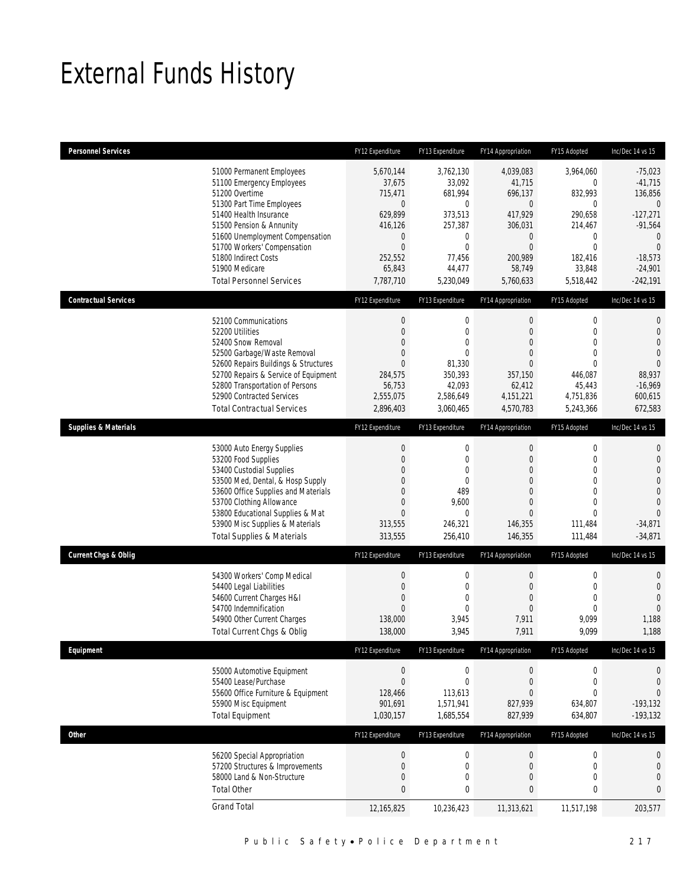# External Funds History

| Personnel Services | FY12 Expenditure | FY13 Expenditure | FY14 Appropriation | FY15 Adopted | Inc/Dec 14 vs 15 |
|---|---|---|---|---|---|
| 51000 Permanent Employees | 5,670,144 | 3,762,130 | 4,039,083 | 3,964,060 | -75,023 |
| 51100 Emergency Employees | 37,675 | 33,092 | 41,715 | 0 | -41,715 |
| 51200 Overtime | 715,471 | 681,994 | 696,137 | 832,993 | 136,856 |
| 51300 Part Time Employees | 0 | 0 | 0 | 0 | 0 |
| 51400 Health Insurance | 629,899 | 373,513 | 417,929 | 290,658 | -127,271 |
| 51500 Pension & Annunity | 416,126 | 257,387 | 306,031 | 214,467 | -91,564 |
| 51600 Unemployment Compensation | 0 | 0 | 0 | 0 | 0 |
| 51700 Workers' Compensation | 0 | 0 | 0 | 0 | 0 |
| 51800 Indirect Costs | 252,552 | 77,456 | 200,989 | 182,416 | -18,573 |
| 51900 Medicare | 65,843 | 44,477 | 58,749 | 33,848 | -24,901 |
| Total Personnel Services | 7,787,710 | 5,230,049 | 5,760,633 | 5,518,442 | -242,191 |

| Contractual Services | FY12 Expenditure | FY13 Expenditure | FY14 Appropriation | FY15 Adopted | Inc/Dec 14 vs 15 |
|---|---|---|---|---|---|
| 52100 Communications | 0 | 0 | 0 | 0 | 0 |
| 52200 Utilities | 0 | 0 | 0 | 0 | 0 |
| 52400 Snow Removal | 0 | 0 | 0 | 0 | 0 |
| 52500 Garbage/Waste Removal | 0 | 0 | 0 | 0 | 0 |
| 52600 Repairs Buildings & Structures | 0 | 81,330 | 0 | 0 | 0 |
| 52700 Repairs & Service of Equipment | 284,575 | 350,393 | 357,150 | 446,087 | 88,937 |
| 52800 Transportation of Persons | 56,753 | 42,093 | 62,412 | 45,443 | -16,969 |
| 52900 Contracted Services | 2,555,075 | 2,586,649 | 4,151,221 | 4,751,836 | 600,615 |
| Total Contractual Services | 2,896,403 | 3,060,465 | 4,570,783 | 5,243,366 | 672,583 |

| Supplies & Materials | FY12 Expenditure | FY13 Expenditure | FY14 Appropriation | FY15 Adopted | Inc/Dec 14 vs 15 |
|---|---|---|---|---|---|
| 53000 Auto Energy Supplies | 0 | 0 | 0 | 0 | 0 |
| 53200 Food Supplies | 0 | 0 | 0 | 0 | 0 |
| 53400 Custodial Supplies | 0 | 0 | 0 | 0 | 0 |
| 53500 Med, Dental, & Hosp Supply | 0 | 0 | 0 | 0 | 0 |
| 53600 Office Supplies and Materials | 0 | 489 | 0 | 0 | 0 |
| 53700 Clothing Allowance | 0 | 9,600 | 0 | 0 | 0 |
| 53800 Educational Supplies & Mat | 0 | 0 | 0 | 0 | 0 |
| 53900 Misc Supplies & Materials | 313,555 | 246,321 | 146,355 | 111,484 | -34,871 |
| Total Supplies & Materials | 313,555 | 256,410 | 146,355 | 111,484 | -34,871 |

| Current Chgs & Oblig | FY12 Expenditure | FY13 Expenditure | FY14 Appropriation | FY15 Adopted | Inc/Dec 14 vs 15 |
|---|---|---|---|---|---|
| 54300 Workers' Comp Medical | 0 | 0 | 0 | 0 | 0 |
| 54400 Legal Liabilities | 0 | 0 | 0 | 0 | 0 |
| 54600 Current Charges H&I | 0 | 0 | 0 | 0 | 0 |
| 54700 Indemnification | 0 | 0 | 0 | 0 | 0 |
| 54900 Other Current Charges | 138,000 | 3,945 | 7,911 | 9,099 | 1,188 |
| Total Current Chgs & Oblig | 138,000 | 3,945 | 7,911 | 9,099 | 1,188 |

| Equipment | FY12 Expenditure | FY13 Expenditure | FY14 Appropriation | FY15 Adopted | Inc/Dec 14 vs 15 |
|---|---|---|---|---|---|
| 55000 Automotive Equipment | 0 | 0 | 0 | 0 | 0 |
| 55400 Lease/Purchase | 0 | 0 | 0 | 0 | 0 |
| 55600 Office Furniture & Equipment | 128,466 | 113,613 | 0 | 0 | 0 |
| 55900 Misc Equipment | 901,691 | 1,571,941 | 827,939 | 634,807 | -193,132 |
| Total Equipment | 1,030,157 | 1,685,554 | 827,939 | 634,807 | -193,132 |

| Other | FY12 Expenditure | FY13 Expenditure | FY14 Appropriation | FY15 Adopted | Inc/Dec 14 vs 15 |
|---|---|---|---|---|---|
| 56200 Special Appropriation | 0 | 0 | 0 | 0 | 0 |
| 57200 Structures & Improvements | 0 | 0 | 0 | 0 | 0 |
| 58000 Land & Non-Structure | 0 | 0 | 0 | 0 | 0 |
| Total Other | 0 | 0 | 0 | 0 | 0 |
| Grand Total | 12,165,825 | 10,236,423 | 11,313,621 | 11,517,198 | 203,577 |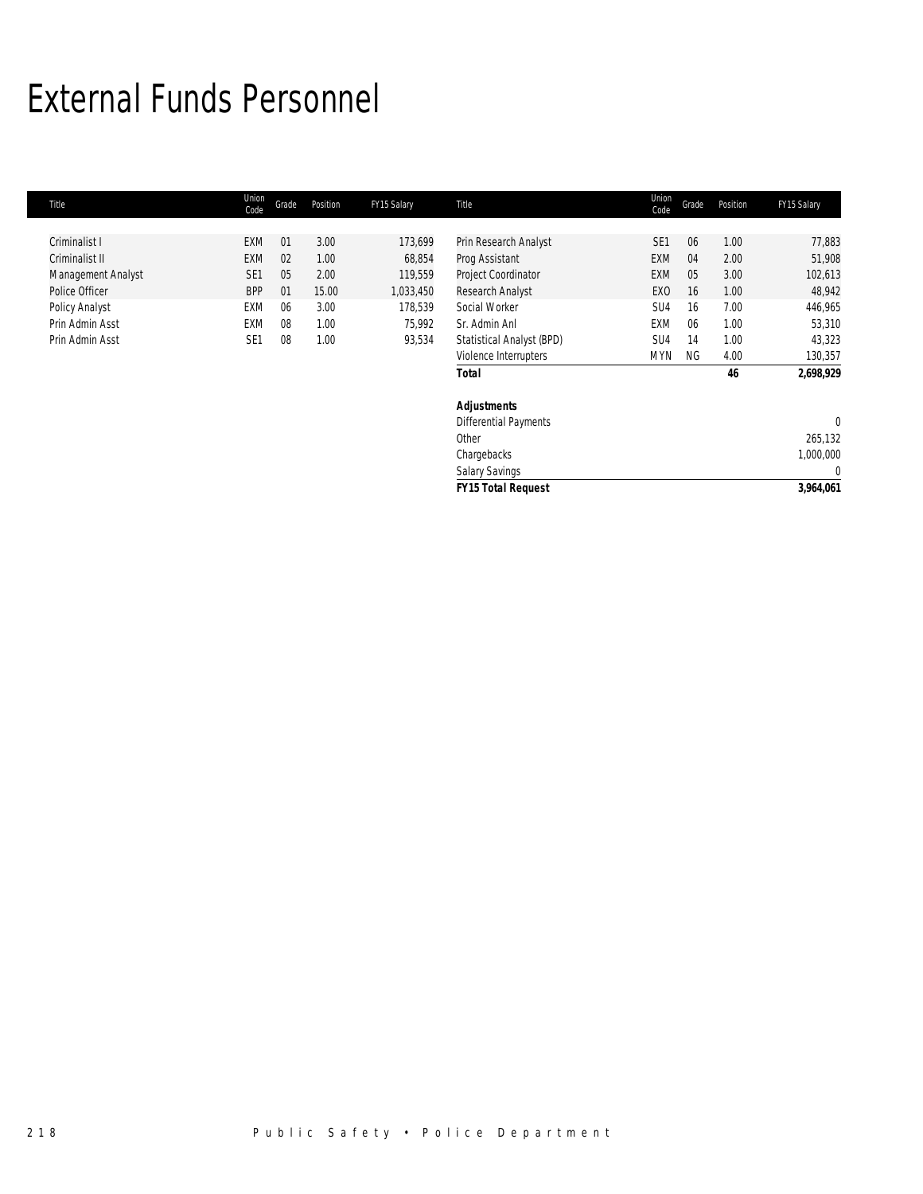# External Funds Personnel

| Title | Union Code | Grade | Position | FY15 Salary | Title | Union Code | Grade | Position | FY15 Salary |
|---|---|---|---|---|---|---|---|---|---|
| Criminalist I | EXM | 01 | 3.00 | 173,699 | Prin Research Analyst | SE1 | 06 | 1.00 | 77,883 |
| Criminalist II | EXM | 02 | 1.00 | 68,854 | Prog Assistant | EXM | 04 | 2.00 | 51,908 |
| Management Analyst | SE1 | 05 | 2.00 | 119,559 | Project Coordinator | EXM | 05 | 3.00 | 102,613 |
| Police Officer | BPP | 01 | 15.00 | 1,033,450 | Research Analyst | EXO | 16 | 1.00 | 48,942 |
| Policy Analyst | EXM | 06 | 3.00 | 178,539 | Social Worker | SU4 | 16 | 7.00 | 446,965 |
| Prin Admin Asst | EXM | 08 | 1.00 | 75,992 | Sr. Admin Anl | EXM | 06 | 1.00 | 53,310 |
| Prin Admin Asst | SE1 | 08 | 1.00 | 93,534 | Statistical Analyst (BPD) | SU4 | 14 | 1.00 | 43,323 |
| | | | | | Violence Interrupters | MYN | NG | 4.00 | 130,357 |
| | | | | | ***Total*** | | | **46** | **2,698,929** |
| | | | | | ***Adjustments*** | | | | |
| | | | | | Differential Payments | | | | 0 |
| | | | | | Other | | | | 265,132 |
| | | | | | Chargebacks | | | | 1,000,000 |
| | | | | | Salary Savings | | | | 0 |
| | | | | | ***FY15 Total Request*** | | | | **3,964,061** |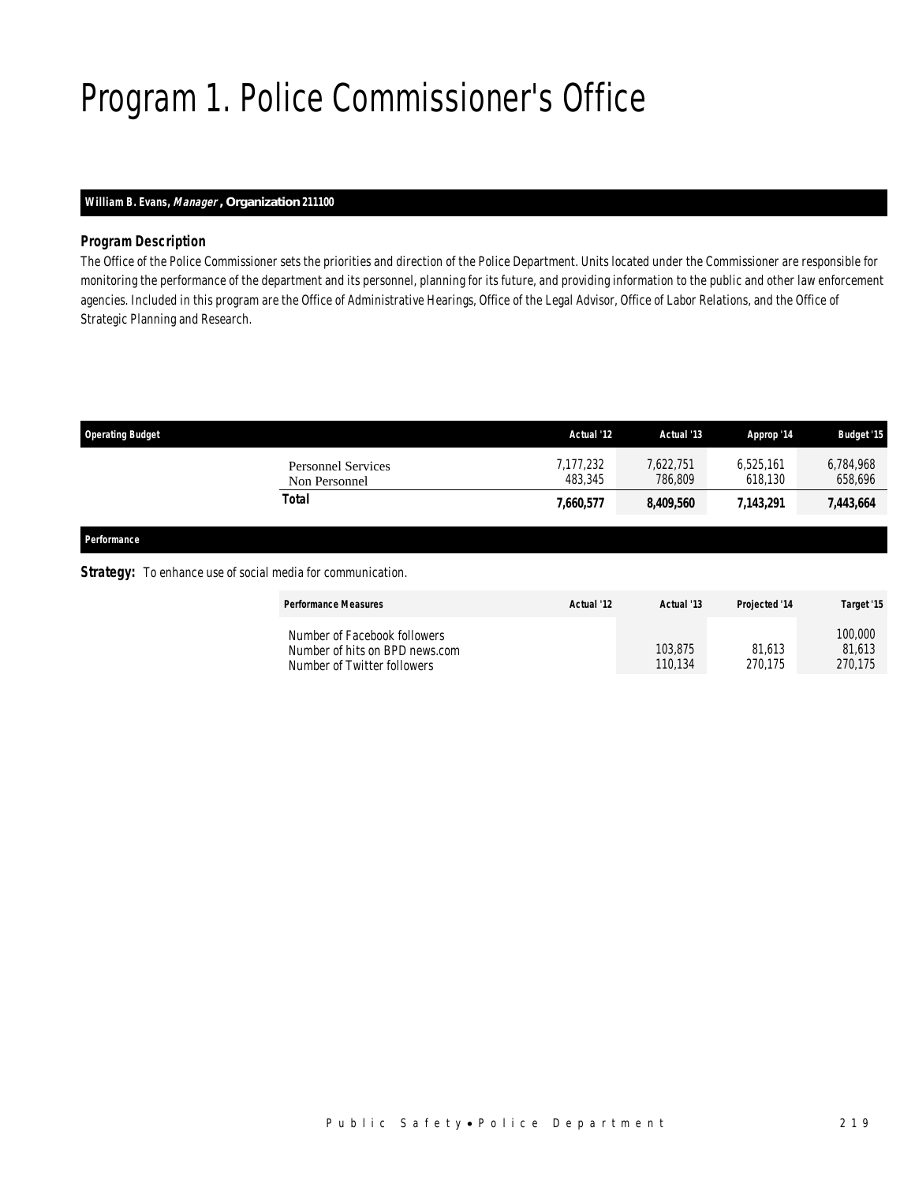# Program 1. Police Commissioner's Office

**William B. Evans, *Manager*, Organization 211100**

### *Program Description*

The Office of the Police Commissioner sets the priorities and direction of the Police Department. Units located under the Commissioner are responsible for monitoring the performance of the department and its personnel, planning for its future, and providing information to the public and other law enforcement agencies. Included in this program are the Office of Administrative Hearings, Office of the Legal Advisor, Office of Labor Relations, and the Office of Strategic Planning and Research.

| Operating Budget | Actual '12 | Actual '13 | Approp '14 | Budget '15 |
|---|---|---|---|---|
| Personnel Services | 7,177,232 | 7,622,751 | 6,525,161 | 6,784,968 |
| Non Personnel | 483,345 | 786,809 | 618,130 | 658,696 |
| **Total** | **7,660,577** | **8,409,560** | **7,143,291** | **7,443,664** |

### *Performance*

**Strategy:** To enhance use of social media for communication.

| Performance Measures | Actual '12 | Actual '13 | Projected '14 | Target '15 |
|---|---|---|---|---|
| Number of Facebook followers | | | | 100,000 |
| Number of hits on BPD news.com | | 103,875 | 81,613 | 81,613 |
| Number of Twitter followers | | 110,134 | 270,175 | 270,175 |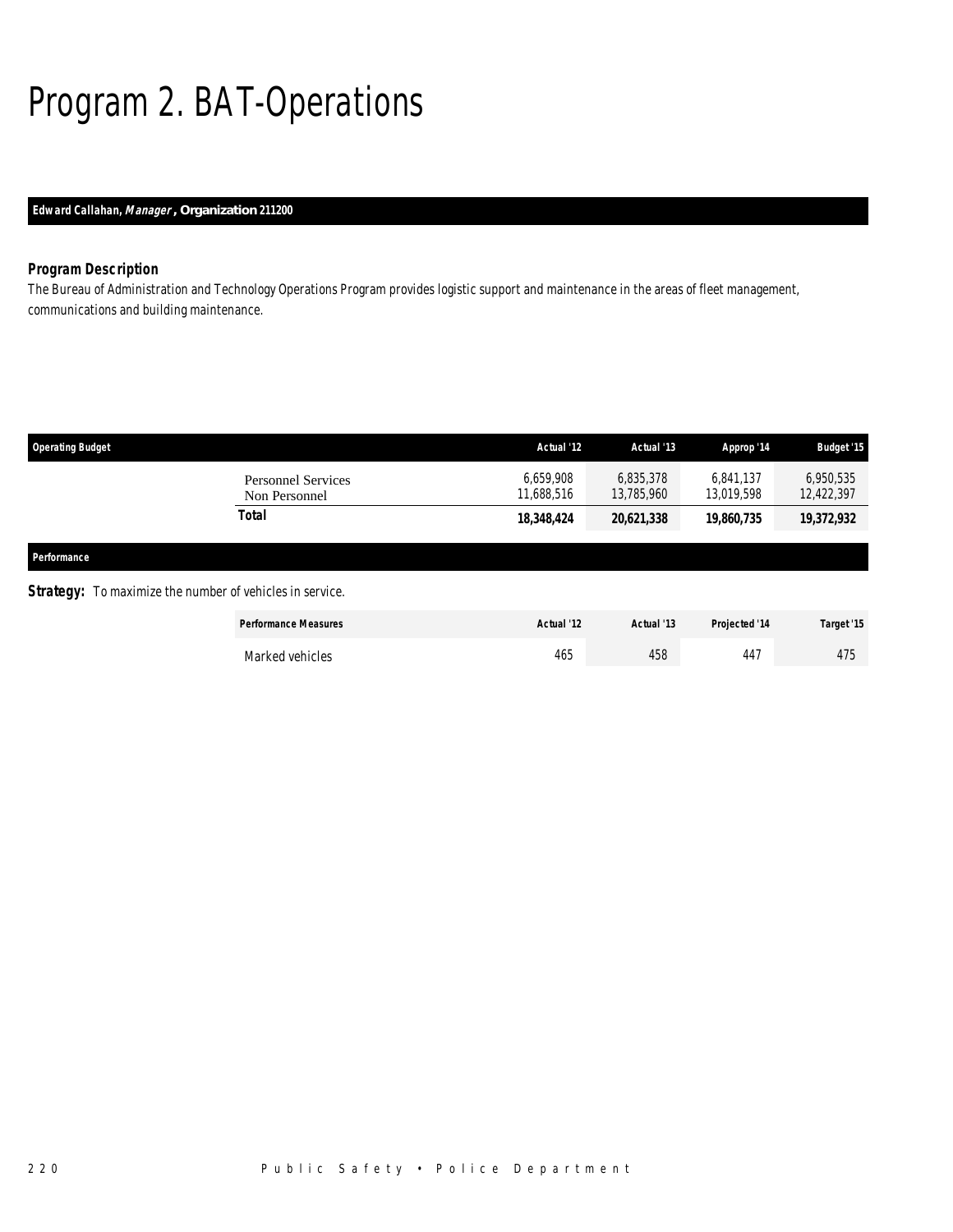# Program 2. BAT-Operations

**Edward Callahan, *Manager*, Organization 211200**

### Program Description

The Bureau of Administration and Technology Operations Program provides logistic support and maintenance in the areas of fleet management, communications and building maintenance.

| Operating Budget | Actual '12 | Actual '13 | Approp '14 | Budget '15 |
|---|---|---|---|---|
| Personnel Services | 6,659,908 | 6,835,378 | 6,841,137 | 6,950,535 |
| Non Personnel | 11,688,516 | 13,785,960 | 13,019,598 | 12,422,397 |
| **Total** | **18,348,424** | **20,621,338** | **19,860,735** | **19,372,932** |

### Performance

**Strategy:** To maximize the number of vehicles in service.

| Performance Measures | Actual '12 | Actual '13 | Projected '14 | Target '15 |
|---|---|---|---|---|
| Marked vehicles | 465 | 458 | 447 | 475 |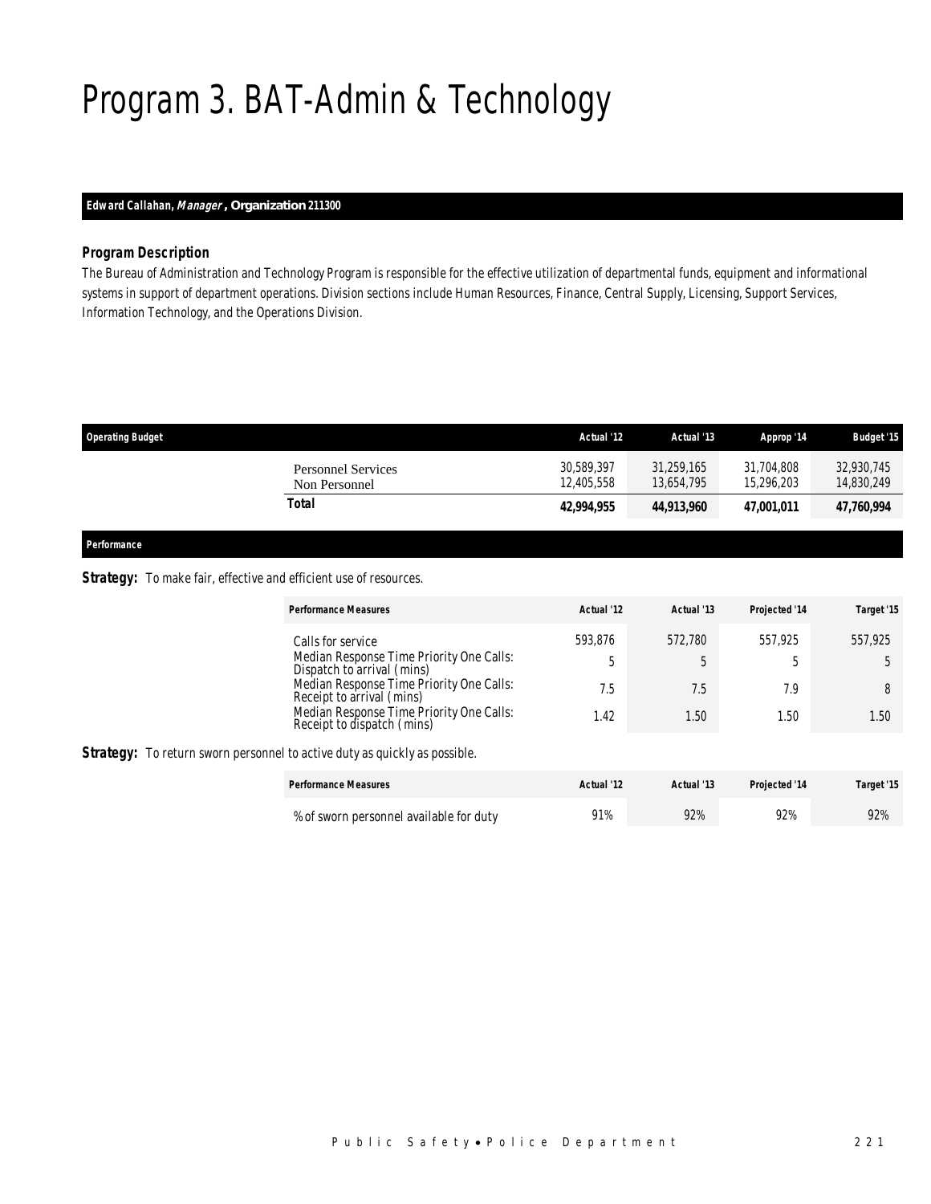# Program 3. BAT-Admin & Technology

**Edward Callahan, *Manager*, Organization 211300**

### *Program Description*

The Bureau of Administration and Technology Program is responsible for the effective utilization of departmental funds, equipment and informational systems in support of department operations. Division sections include Human Resources, Finance, Central Supply, Licensing, Support Services, Information Technology, and the Operations Division.

| Operating Budget | Actual '12 | Actual '13 | Approp '14 | Budget '15 |
|---|---|---|---|---|
| Personnel Services | 30,589,397 | 31,259,165 | 31,704,808 | 32,930,745 |
| Non Personnel | 12,405,558 | 13,654,795 | 15,296,203 | 14,830,249 |
| **Total** | **42,994,955** | **44,913,960** | **47,001,011** | **47,760,994** |

### Performance

**Strategy:** To make fair, effective and efficient use of resources.

| Performance Measures | Actual '12 | Actual '13 | Projected '14 | Target '15 |
|---|---|---|---|---|
| Calls for service | 593,876 | 572,780 | 557,925 | 557,925 |
| Median Response Time Priority One Calls: Dispatch to arrival (mins) | 5 | 5 | 5 | 5 |
| Median Response Time Priority One Calls: Receipt to arrival (mins) | 7.5 | 7.5 | 7.9 | 8 |
| Median Response Time Priority One Calls: Receipt to dispatch (mins) | 1.42 | 1.50 | 1.50 | 1.50 |

**Strategy:** To return sworn personnel to active duty as quickly as possible.

| Performance Measures | Actual '12 | Actual '13 | Projected '14 | Target '15 |
|---|---|---|---|---|
| % of sworn personnel available for duty | 91% | 92% | 92% | 92% |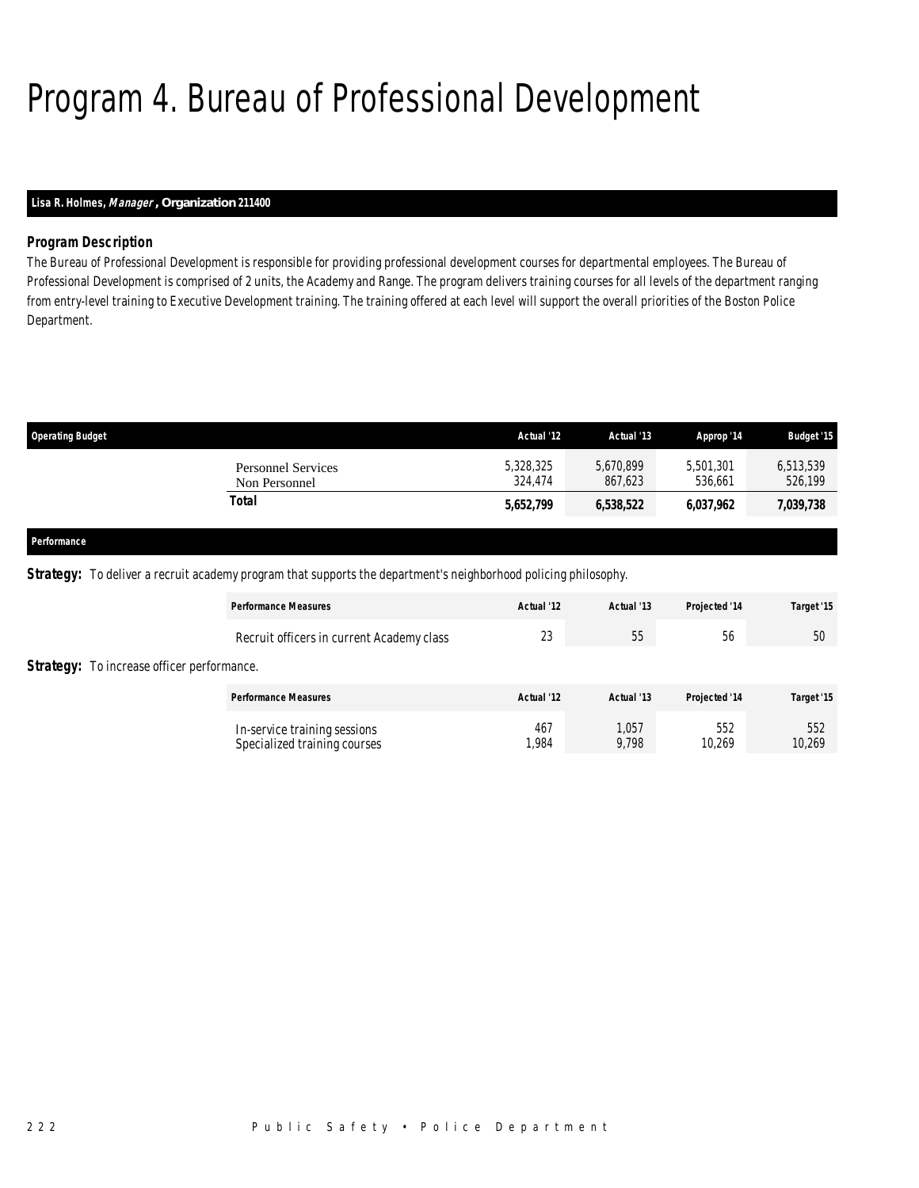# Program 4. Bureau of Professional Development

**Lisa R. Holmes, *Manager*, Organization 211400**

### Program Description

The Bureau of Professional Development is responsible for providing professional development courses for departmental employees. The Bureau of Professional Development is comprised of 2 units, the Academy and Range. The program delivers training courses for all levels of the department ranging from entry-level training to Executive Development training. The training offered at each level will support the overall priorities of the Boston Police Department.

| Operating Budget | Actual '12 | Actual '13 | Approp '14 | Budget '15 |
|---|---|---|---|---|
| Personnel Services | 5,328,325 | 5,670,899 | 5,501,301 | 6,513,539 |
| Non Personnel | 324,474 | 867,623 | 536,661 | 526,199 |
| **Total** | **5,652,799** | **6,538,522** | **6,037,962** | **7,039,738** |

### Performance

**Strategy:** To deliver a recruit academy program that supports the department's neighborhood policing philosophy.

| Performance Measures | Actual '12 | Actual '13 | Projected '14 | Target '15 |
|---|---|---|---|---|
| Recruit officers in current Academy class | 23 | 55 | 56 | 50 |

**Strategy:** To increase officer performance.

| Performance Measures | Actual '12 | Actual '13 | Projected '14 | Target '15 |
|---|---|---|---|---|
| In-service training sessions | 467 | 1,057 | 552 | 552 |
| Specialized training courses | 1,984 | 9,798 | 10,269 | 10,269 |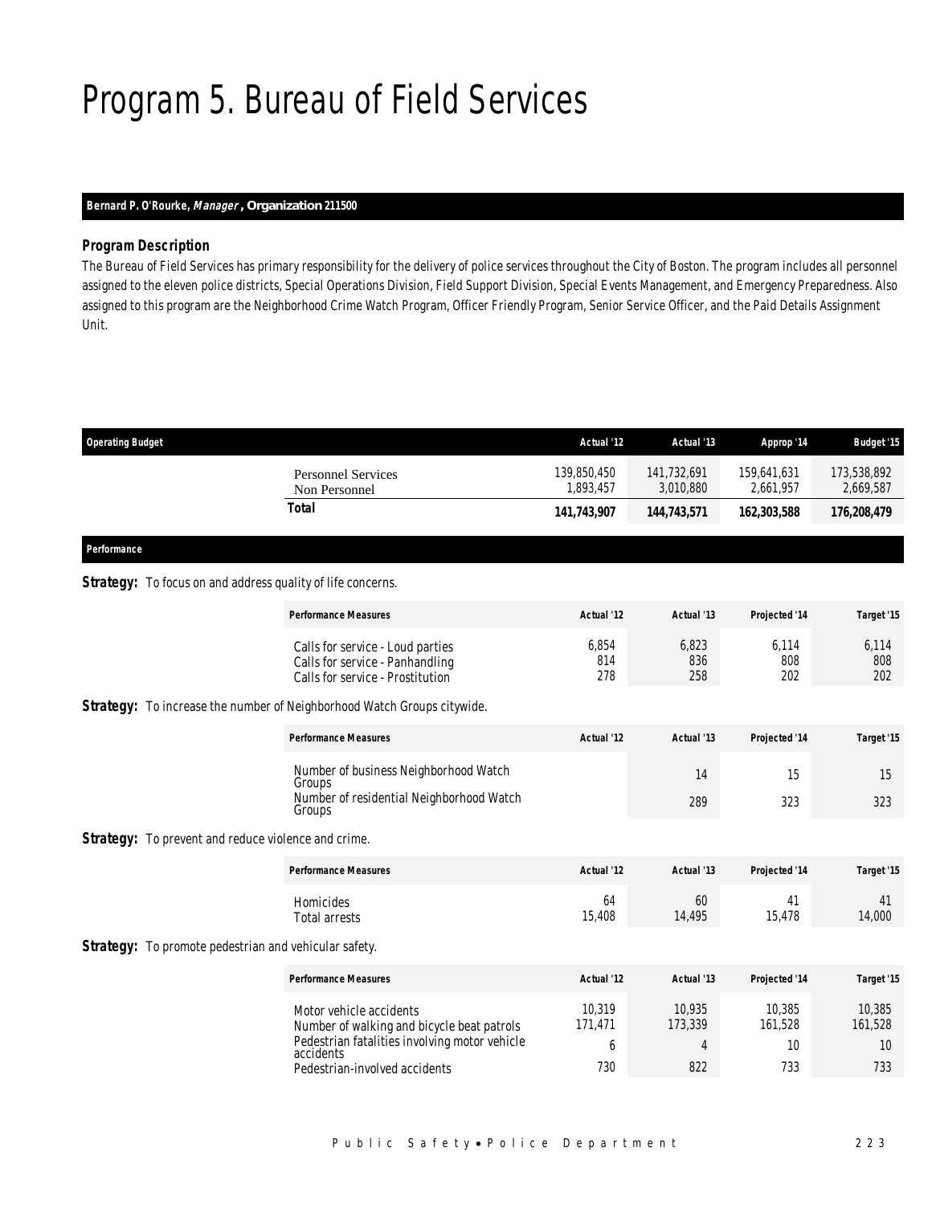# Program 5. Bureau of Field Services

**Bernard P. O'Rourke, *Manager*, Organization 211500**

### *Program Description*

The Bureau of Field Services has primary responsibility for the delivery of police services throughout the City of Boston. The program includes all personnel assigned to the eleven police districts, Special Operations Division, Field Support Division, Special Events Management, and Emergency Preparedness. Also assigned to this program are the Neighborhood Crime Watch Program, Officer Friendly Program, Senior Service Officer, and the Paid Details Assignment Unit.

| Operating Budget | Actual '12 | Actual '13 | Approp '14 | Budget '15 |
|---|---|---|---|---|
| Personnel Services | 139,850,450 | 141,732,691 | 159,641,631 | 173,538,892 |
| Non Personnel | 1,893,457 | 3,010,880 | 2,661,957 | 2,669,587 |
| **Total** | **141,743,907** | **144,743,571** | **162,303,588** | **176,208,479** |

**Performance**

**Strategy:** To focus on and address quality of life concerns.

| Performance Measures | Actual '12 | Actual '13 | Projected '14 | Target '15 |
|---|---|---|---|---|
| Calls for service - Loud parties | 6,854 | 6,823 | 6,114 | 6,114 |
| Calls for service - Panhandling | 814 | 836 | 808 | 808 |
| Calls for service - Prostitution | 278 | 258 | 202 | 202 |

**Strategy:** To increase the number of Neighborhood Watch Groups citywide.

| Performance Measures | Actual '12 | Actual '13 | Projected '14 | Target '15 |
|---|---|---|---|---|
| Number of business Neighborhood Watch Groups | | 14 | 15 | 15 |
| Number of residential Neighborhood Watch Groups | | 289 | 323 | 323 |

**Strategy:** To prevent and reduce violence and crime.

| Performance Measures | Actual '12 | Actual '13 | Projected '14 | Target '15 |
|---|---|---|---|---|
| Homicides | 64 | 60 | 41 | 41 |
| Total arrests | 15,408 | 14,495 | 15,478 | 14,000 |

**Strategy:** To promote pedestrian and vehicular safety.

| Performance Measures | Actual '12 | Actual '13 | Projected '14 | Target '15 |
|---|---|---|---|---|
| Motor vehicle accidents | 10,319 | 10,935 | 10,385 | 10,385 |
| Number of walking and bicycle beat patrols | 171,471 | 173,339 | 161,528 | 161,528 |
| Pedestrian fatalities involving motor vehicle accidents | 6 | 4 | 10 | 10 |
| Pedestrian-involved accidents | 730 | 822 | 733 | 733 |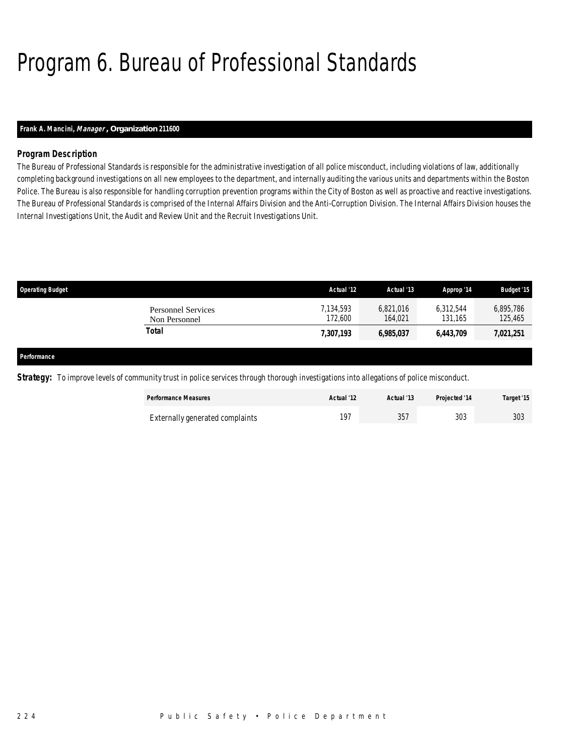# Program 6. Bureau of Professional Standards

**Frank A. Mancini, *Manager*, Organization 211600**

### *Program Description*

*The Bureau of Professional Standards is responsible for the administrative investigation of all police misconduct, including violations of law, additionally completing background investigations on all new employees to the department, and internally auditing the various units and departments within the Boston Police. The Bureau is also responsible for handling corruption prevention programs within the City of Boston as well as proactive and reactive investigations. The Bureau of Professional Standards is comprised of the Internal Affairs Division and the Anti-Corruption Division. The Internal Affairs Division houses the Internal Investigations Unit, the Audit and Review Unit and the Recruit Investigations Unit.*

| Operating Budget | Actual '12 | Actual '13 | Approp '14 | Budget '15 |
|---|---|---|---|---|
| Personnel Services | 7,134,593 | 6,821,016 | 6,312,544 | 6,895,786 |
| Non Personnel | 172,600 | 164,021 | 131,165 | 125,465 |
| **Total** | **7,307,193** | **6,985,037** | **6,443,709** | **7,021,251** |

**Performance**

**Strategy:** To improve levels of community trust in police services through thorough investigations into allegations of police misconduct.

| Performance Measures | Actual '12 | Actual '13 | Projected '14 | Target '15 |
|---|---|---|---|---|
| Externally generated complaints | 197 | 357 | 303 | 303 |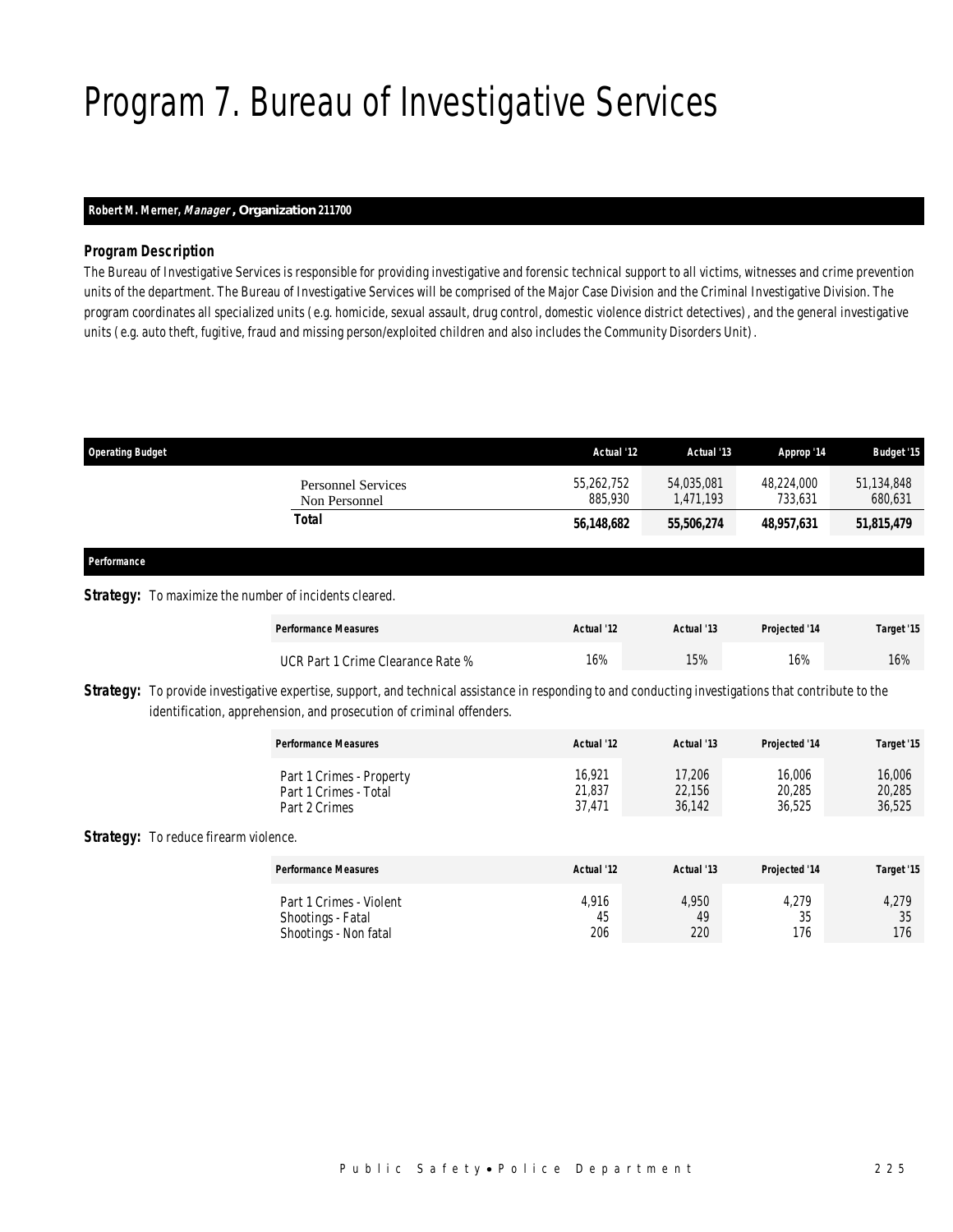# Program 7. Bureau of Investigative Services

**Robert M. Merner, *Manager*, Organization 211700**

### *Program Description*

*The Bureau of Investigative Services is responsible for providing investigative and forensic technical support to all victims, witnesses and crime prevention units of the department. The Bureau of Investigative Services will be comprised of the Major Case Division and the Criminal Investigative Division. The program coordinates all specialized units (e.g. homicide, sexual assault, drug control, domestic violence district detectives), and the general investigative units (e.g. auto theft, fugitive, fraud and missing person/exploited children and also includes the Community Disorders Unit).*

| Operating Budget | Actual '12 | Actual '13 | Approp '14 | Budget '15 |
|---|---|---|---|---|
| Personnel Services | 55,262,752 | 54,035,081 | 48,224,000 | 51,134,848 |
| Non Personnel | 885,930 | 1,471,193 | 733,631 | 680,631 |
| **Total** | **56,148,682** | **55,506,274** | **48,957,631** | **51,815,479** |

### *Performance*

**Strategy:** To maximize the number of incidents cleared.

| Performance Measures | Actual '12 | Actual '13 | Projected '14 | Target '15 |
|---|---|---|---|---|
| UCR Part 1 Crime Clearance Rate % | 16% | 15% | 16% | 16% |

**Strategy:** To provide investigative expertise, support, and technical assistance in responding to and conducting investigations that contribute to the identification, apprehension, and prosecution of criminal offenders.

| Performance Measures | Actual '12 | Actual '13 | Projected '14 | Target '15 |
|---|---|---|---|---|
| Part 1 Crimes - Property | 16,921 | 17,206 | 16,006 | 16,006 |
| Part 1 Crimes - Total | 21,837 | 22,156 | 20,285 | 20,285 |
| Part 2 Crimes | 37,471 | 36,142 | 36,525 | 36,525 |

**Strategy:** To reduce firearm violence.

| Performance Measures | Actual '12 | Actual '13 | Projected '14 | Target '15 |
|---|---|---|---|---|
| Part 1 Crimes - Violent | 4,916 | 4,950 | 4,279 | 4,279 |
| Shootings - Fatal | 45 | 49 | 35 | 35 |
| Shootings - Non fatal | 206 | 220 | 176 | 176 |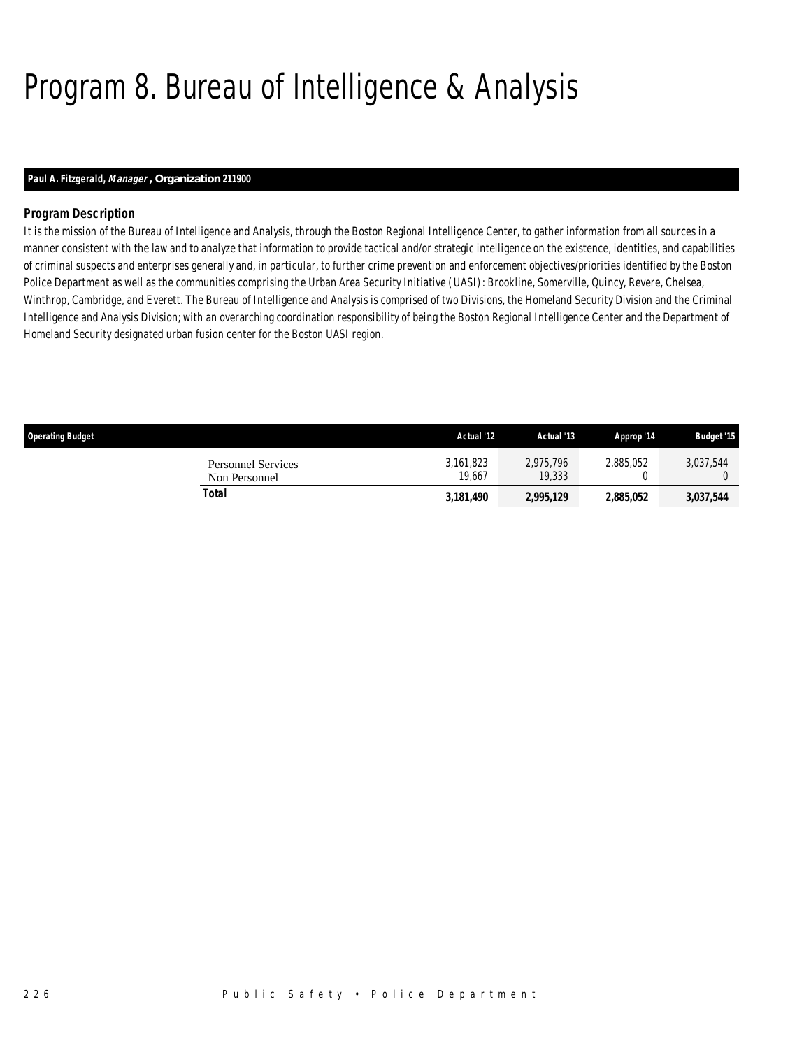# Program 8. Bureau of Intelligence & Analysis

**Paul A. Fitzgerald, *Manager*, Organization 211900**

### Program Description

It is the mission of the Bureau of Intelligence and Analysis, through the Boston Regional Intelligence Center, to gather information from all sources in a manner consistent with the law and to analyze that information to provide tactical and/or strategic intelligence on the existence, identities, and capabilities of criminal suspects and enterprises generally and, in particular, to further crime prevention and enforcement objectives/priorities identified by the Boston Police Department as well as the communities comprising the Urban Area Security Initiative (UASI): Brookline, Somerville, Quincy, Revere, Chelsea, Winthrop, Cambridge, and Everett. The Bureau of Intelligence and Analysis is comprised of two Divisions, the Homeland Security Division and the Criminal Intelligence and Analysis Division; with an overarching coordination responsibility of being the Boston Regional Intelligence Center and the Department of Homeland Security designated urban fusion center for the Boston UASI region.

| Operating Budget | Actual '12 | Actual '13 | Approp '14 | Budget '15 |
|---|---|---|---|---|
| Personnel Services | 3,161,823 | 2,975,796 | 2,885,052 | 3,037,544 |
| Non Personnel | 19,667 | 19,333 | 0 | 0 |
| **Total** | **3,181,490** | **2,995,129** | **2,885,052** | **3,037,544** |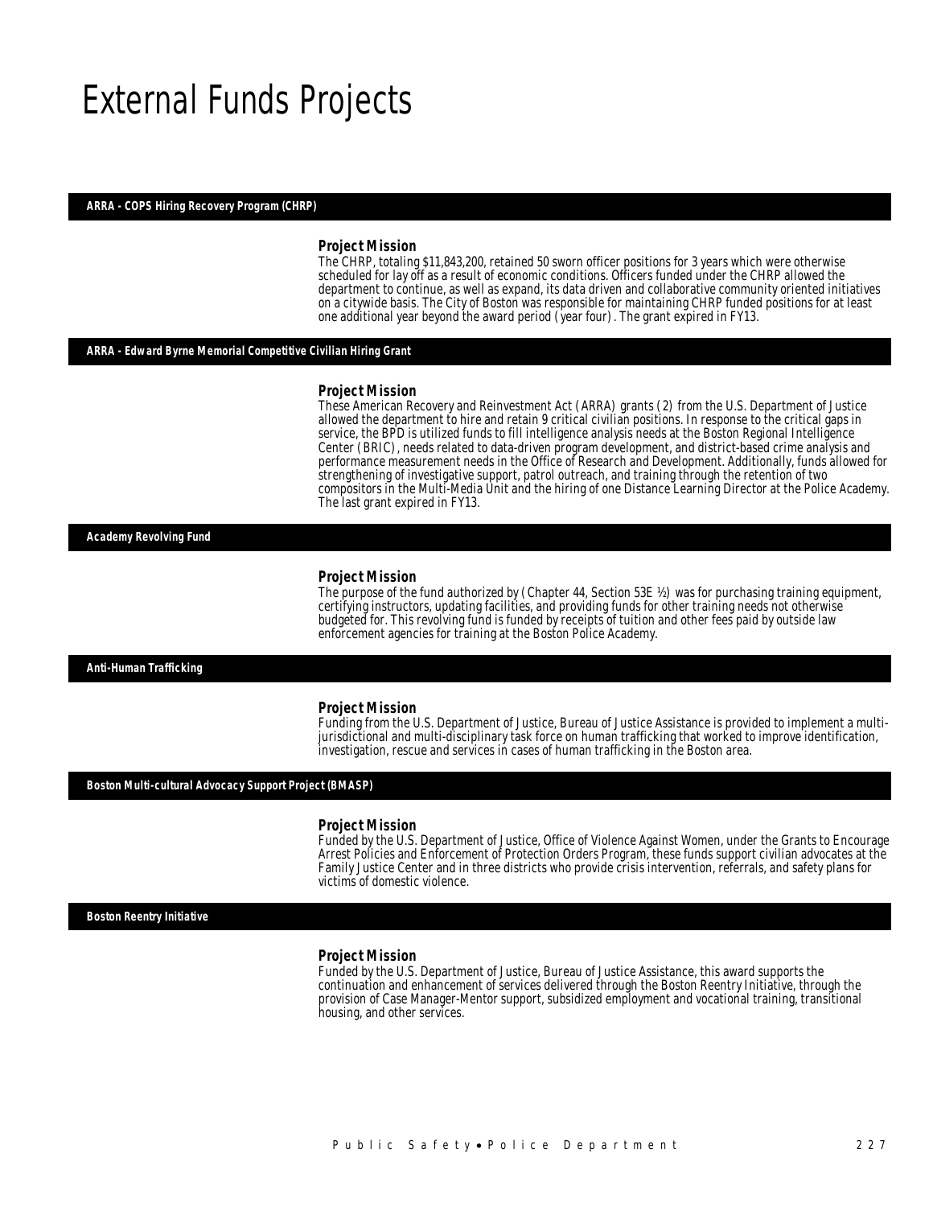# External Funds Projects

## ARRA - COPS Hiring Recovery Program (CHRP)

### Project Mission

The CHRP, totaling $11,843,200, retained 50 sworn officer positions for 3 years which were otherwise scheduled for lay off as a result of economic conditions. Officers funded under the CHRP allowed the department to continue, as well as expand, its data driven and collaborative community oriented initiatives on a citywide basis. The City of Boston was responsible for maintaining CHRP funded positions for at least one additional year beyond the award period (year four). The grant expired in FY13.

## ARRA - Edward Byrne Memorial Competitive Civilian Hiring Grant

### Project Mission

These American Recovery and Reinvestment Act (ARRA) grants (2) from the U.S. Department of Justice allowed the department to hire and retain 9 critical civilian positions. In response to the critical gaps in service, the BPD is utilized funds to fill intelligence analysis needs at the Boston Regional Intelligence Center (BRIC), needs related to data-driven program development, and district-based crime analysis and performance measurement needs in the Office of Research and Development. Additionally, funds allowed for strengthening of investigative support, patrol outreach, and training through the retention of two compositors in the Multi-Media Unit and the hiring of one Distance Learning Director at the Police Academy. The last grant expired in FY13.

## Academy Revolving Fund

### Project Mission

The purpose of the fund authorized by (Chapter 44, Section 53E ½) was for purchasing training equipment, certifying instructors, updating facilities, and providing funds for other training needs not otherwise budgeted for. This revolving fund is funded by receipts of tuition and other fees paid by outside law enforcement agencies for training at the Boston Police Academy.

## Anti-Human Trafficking

### Project Mission

Funding from the U.S. Department of Justice, Bureau of Justice Assistance is provided to implement a multi-jurisdictional and multi-disciplinary task force on human trafficking that worked to improve identification, investigation, rescue and services in cases of human trafficking in the Boston area.

## Boston Multi-cultural Advocacy Support Project (BMASP)

### Project Mission

Funded by the U.S. Department of Justice, Office of Violence Against Women, under the Grants to Encourage Arrest Policies and Enforcement of Protection Orders Program, these funds support civilian advocates at the Family Justice Center and in three districts who provide crisis intervention, referrals, and safety plans for victims of domestic violence.

## Boston Reentry Initiative

### Project Mission

Funded by the U.S. Department of Justice, Bureau of Justice Assistance, this award supports the continuation and enhancement of services delivered through the Boston Reentry Initiative, through the provision of Case Manager-Mentor support, subsidized employment and vocational training, transitional housing, and other services.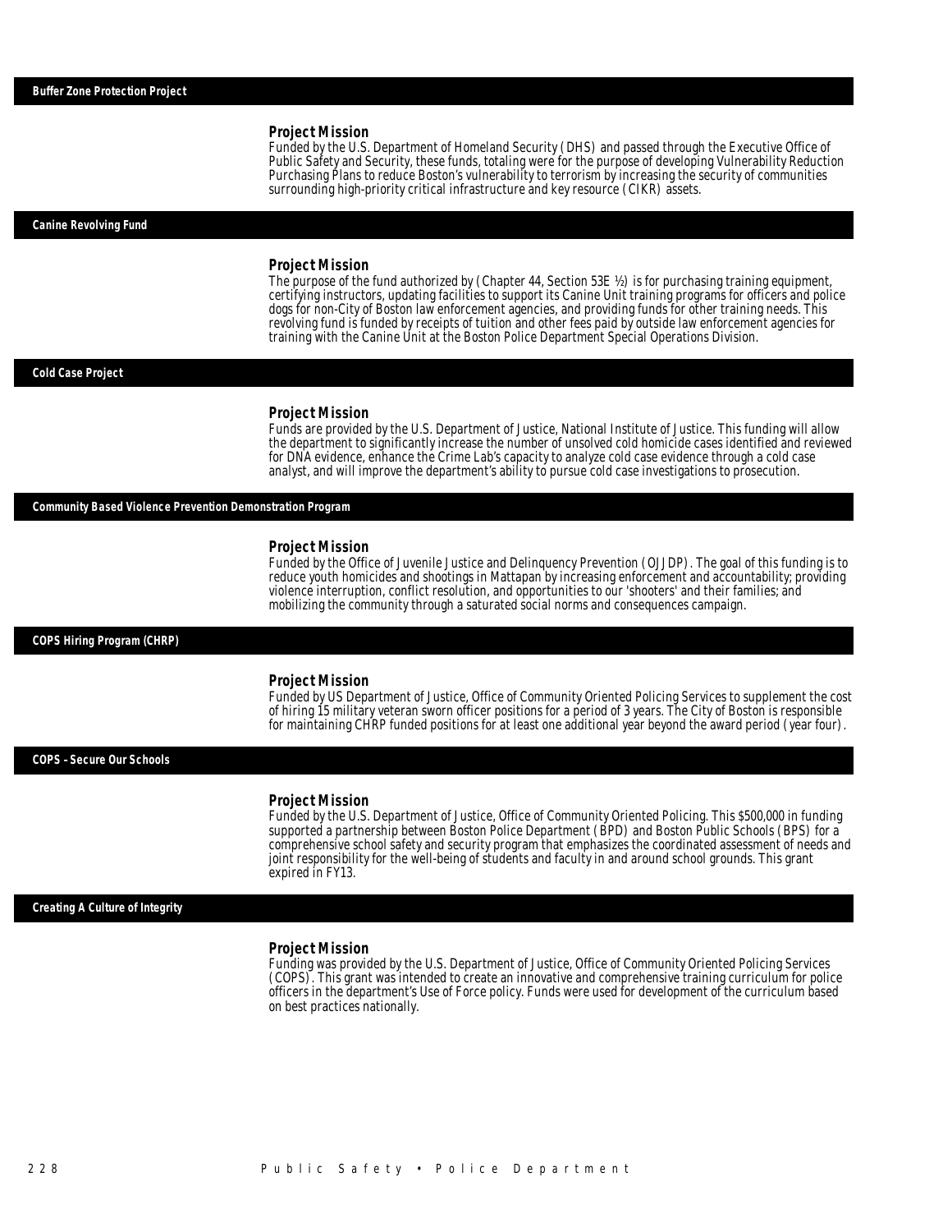## Buffer Zone Protection Project

### Project Mission

Funded by the U.S. Department of Homeland Security (DHS) and passed through the Executive Office of Public Safety and Security, these funds, totaling were for the purpose of developing Vulnerability Reduction Purchasing Plans to reduce Boston's vulnerability to terrorism by increasing the security of communities surrounding high-priority critical infrastructure and key resource (CIKR) assets.

## Canine Revolving Fund

### Project Mission

The purpose of the fund authorized by (Chapter 44, Section 53E ½) is for purchasing training equipment, certifying instructors, updating facilities to support its Canine Unit training programs for officers and police dogs for non-City of Boston law enforcement agencies, and providing funds for other training needs. This revolving fund is funded by receipts of tuition and other fees paid by outside law enforcement agencies for training with the Canine Unit at the Boston Police Department Special Operations Division.

## Cold Case Project

### Project Mission

Funds are provided by the U.S. Department of Justice, National Institute of Justice. This funding will allow the department to significantly increase the number of unsolved cold homicide cases identified and reviewed for DNA evidence, enhance the Crime Lab's capacity to analyze cold case evidence through a cold case analyst, and will improve the department's ability to pursue cold case investigations to prosecution.

## Community Based Violence Prevention Demonstration Program

### Project Mission

Funded by the Office of Juvenile Justice and Delinquency Prevention (OJJDP). The goal of this funding is to reduce youth homicides and shootings in Mattapan by increasing enforcement and accountability; providing violence interruption, conflict resolution, and opportunities to our 'shooters' and their families; and mobilizing the community through a saturated social norms and consequences campaign.

## COPS Hiring Program (CHRP)

### Project Mission

Funded by US Department of Justice, Office of Community Oriented Policing Services to supplement the cost of hiring 15 military veteran sworn officer positions for a period of 3 years. The City of Boston is responsible for maintaining CHRP funded positions for at least one additional year beyond the award period (year four).

## COPS - Secure Our Schools

### Project Mission

Funded by the U.S. Department of Justice, Office of Community Oriented Policing. This $500,000 in funding supported a partnership between Boston Police Department (BPD) and Boston Public Schools (BPS) for a comprehensive school safety and security program that emphasizes the coordinated assessment of needs and joint responsibility for the well-being of students and faculty in and around school grounds. This grant expired in FY13.

## Creating A Culture of Integrity

### Project Mission

Funding was provided by the U.S. Department of Justice, Office of Community Oriented Policing Services (COPS). This grant was intended to create an innovative and comprehensive training curriculum for police officers in the department's Use of Force policy. Funds were used for development of the curriculum based on best practices nationally.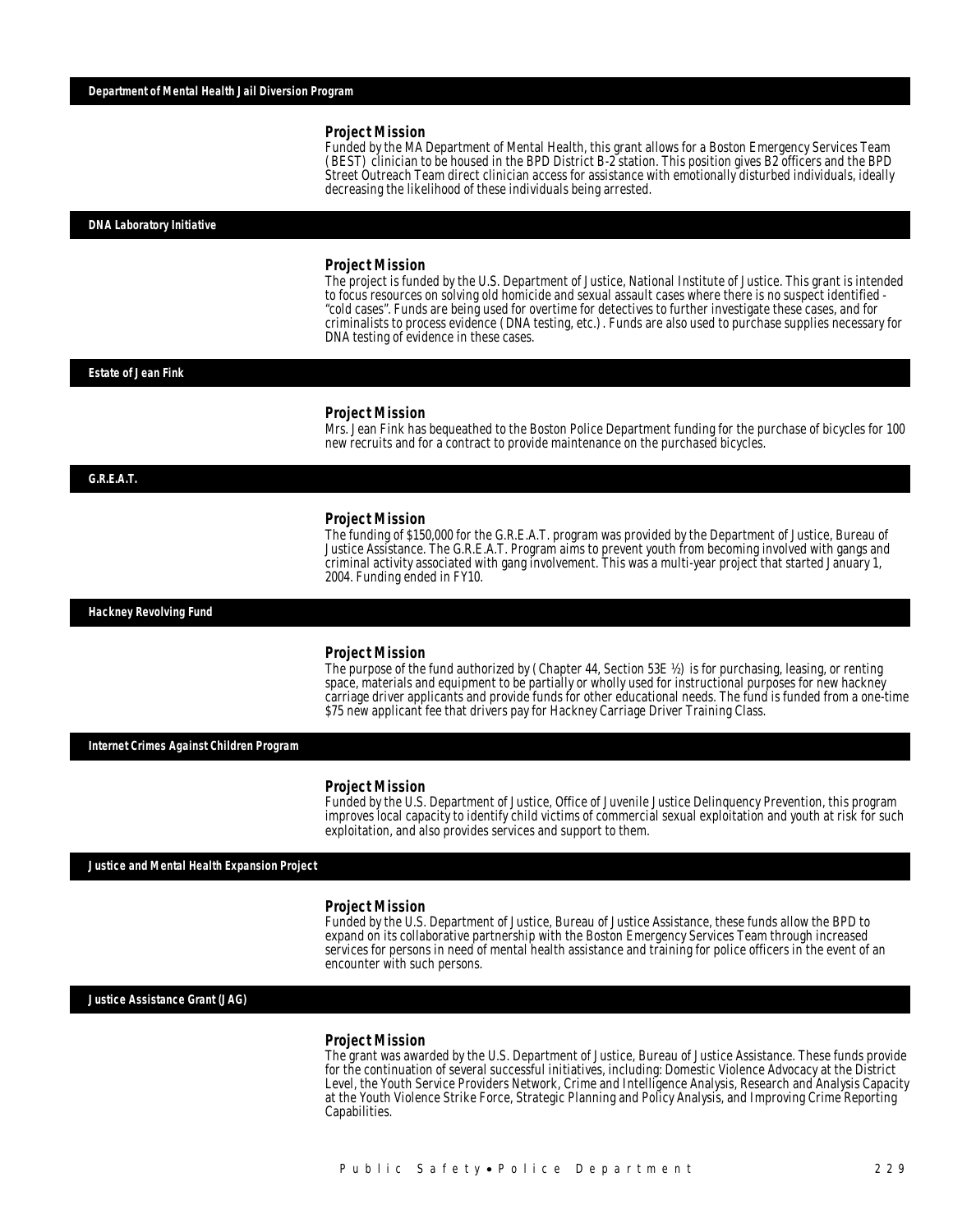## Department of Mental Health Jail Diversion Program

### Project Mission

Funded by the MA Department of Mental Health, this grant allows for a Boston Emergency Services Team (BEST) clinician to be housed in the BPD District B-2 station. This position gives B2 officers and the BPD Street Outreach Team direct clinician access for assistance with emotionally disturbed individuals, ideally decreasing the likelihood of these individuals being arrested.

## DNA Laboratory Initiative

### Project Mission

The project is funded by the U.S. Department of Justice, National Institute of Justice. This grant is intended to focus resources on solving old homicide and sexual assault cases where there is no suspect identified - "cold cases". Funds are being used for overtime for detectives to further investigate these cases, and for criminalists to process evidence (DNA testing, etc.). Funds are also used to purchase supplies necessary for DNA testing of evidence in these cases.

## Estate of Jean Fink

### Project Mission

Mrs. Jean Fink has bequeathed to the Boston Police Department funding for the purchase of bicycles for 100 new recruits and for a contract to provide maintenance on the purchased bicycles.

## G.R.E.A.T.

### Project Mission

The funding of $150,000 for the G.R.E.A.T. program was provided by the Department of Justice, Bureau of Justice Assistance. The G.R.E.A.T. Program aims to prevent youth from becoming involved with gangs and criminal activity associated with gang involvement. This was a multi-year project that started January 1, 2004. Funding ended in FY10.

## Hackney Revolving Fund

### Project Mission

The purpose of the fund authorized by (Chapter 44, Section 53E ½) is for purchasing, leasing, or renting space, materials and equipment to be partially or wholly used for instructional purposes for new hackney carriage driver applicants and provide funds for other educational needs. The fund is funded from a one-time $75 new applicant fee that drivers pay for Hackney Carriage Driver Training Class.

## Internet Crimes Against Children Program

### Project Mission

Funded by the U.S. Department of Justice, Office of Juvenile Justice Delinquency Prevention, this program improves local capacity to identify child victims of commercial sexual exploitation and youth at risk for such exploitation, and also provides services and support to them.

## Justice and Mental Health Expansion Project

### Project Mission

Funded by the U.S. Department of Justice, Bureau of Justice Assistance, these funds allow the BPD to expand on its collaborative partnership with the Boston Emergency Services Team through increased services for persons in need of mental health assistance and training for police officers in the event of an encounter with such persons.

## Justice Assistance Grant (JAG)

### Project Mission

The grant was awarded by the U.S. Department of Justice, Bureau of Justice Assistance. These funds provide for the continuation of several successful initiatives, including: Domestic Violence Advocacy at the District Level, the Youth Service Providers Network, Crime and Intelligence Analysis, Research and Analysis Capacity at the Youth Violence Strike Force, Strategic Planning and Policy Analysis, and Improving Crime Reporting Capabilities.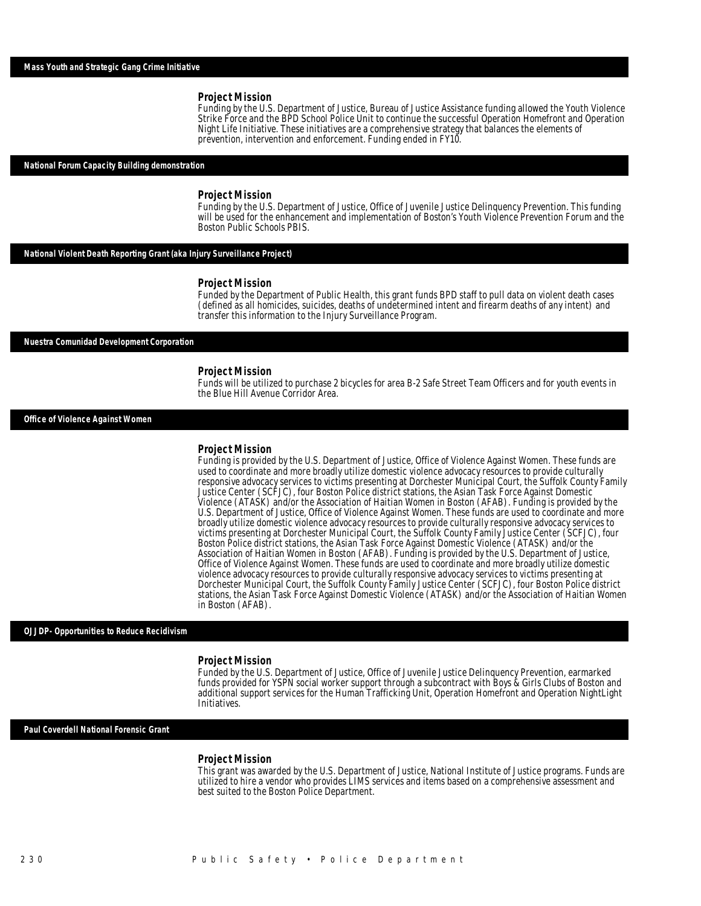## Mass Youth and Strategic Gang Crime Initiative

### Project Mission

Funding by the U.S. Department of Justice, Bureau of Justice Assistance funding allowed the Youth Violence Strike Force and the BPD School Police Unit to continue the successful Operation Homefront and Operation Night Life Initiative. These initiatives are a comprehensive strategy that balances the elements of prevention, intervention and enforcement. Funding ended in FY10.

## National Forum Capacity Building demonstration

### Project Mission

Funding by the U.S. Department of Justice, Office of Juvenile Justice Delinquency Prevention. This funding will be used for the enhancement and implementation of Boston's Youth Violence Prevention Forum and the Boston Public Schools PBIS.

## National Violent Death Reporting Grant (aka Injury Surveillance Project)

### Project Mission

Funded by the Department of Public Health, this grant funds BPD staff to pull data on violent death cases (defined as all homicides, suicides, deaths of undetermined intent and firearm deaths of any intent) and transfer this information to the Injury Surveillance Program.

## Nuestra Comunidad Development Corporation

### Project Mission

Funds will be utilized to purchase 2 bicycles for area B-2 Safe Street Team Officers and for youth events in the Blue Hill Avenue Corridor Area.

## Office of Violence Against Women

### Project Mission

Funding is provided by the U.S. Department of Justice, Office of Violence Against Women. These funds are used to coordinate and more broadly utilize domestic violence advocacy resources to provide culturally responsive advocacy services to victims presenting at Dorchester Municipal Court, the Suffolk County Family Justice Center (SCFJC), four Boston Police district stations, the Asian Task Force Against Domestic Violence (ATASK) and/or the Association of Haitian Women in Boston (AFAB). Funding is provided by the U.S. Department of Justice, Office of Violence Against Women. These funds are used to coordinate and more broadly utilize domestic violence advocacy resources to provide culturally responsive advocacy services to victims presenting at Dorchester Municipal Court, the Suffolk County Family Justice Center (SCFJC), four Boston Police district stations, the Asian Task Force Against Domestic Violence (ATASK) and/or the Association of Haitian Women in Boston (AFAB). Funding is provided by the U.S. Department of Justice, Office of Violence Against Women. These funds are used to coordinate and more broadly utilize domestic violence advocacy resources to provide culturally responsive advocacy services to victims presenting at Dorchester Municipal Court, the Suffolk County Family Justice Center (SCFJC), four Boston Police district stations, the Asian Task Force Against Domestic Violence (ATASK) and/or the Association of Haitian Women in Boston (AFAB).

## OJJDP- Opportunities to Reduce Recidivism

### Project Mission

Funded by the U.S. Department of Justice, Office of Juvenile Justice Delinquency Prevention, earmarked funds provided for YSPN social worker support through a subcontract with Boys & Girls Clubs of Boston and additional support services for the Human Trafficking Unit, Operation Homefront and Operation NightLight Initiatives.

## Paul Coverdell National Forensic Grant

### Project Mission

This grant was awarded by the U.S. Department of Justice, National Institute of Justice programs. Funds are utilized to hire a vendor who provides LIMS services and items based on a comprehensive assessment and best suited to the Boston Police Department.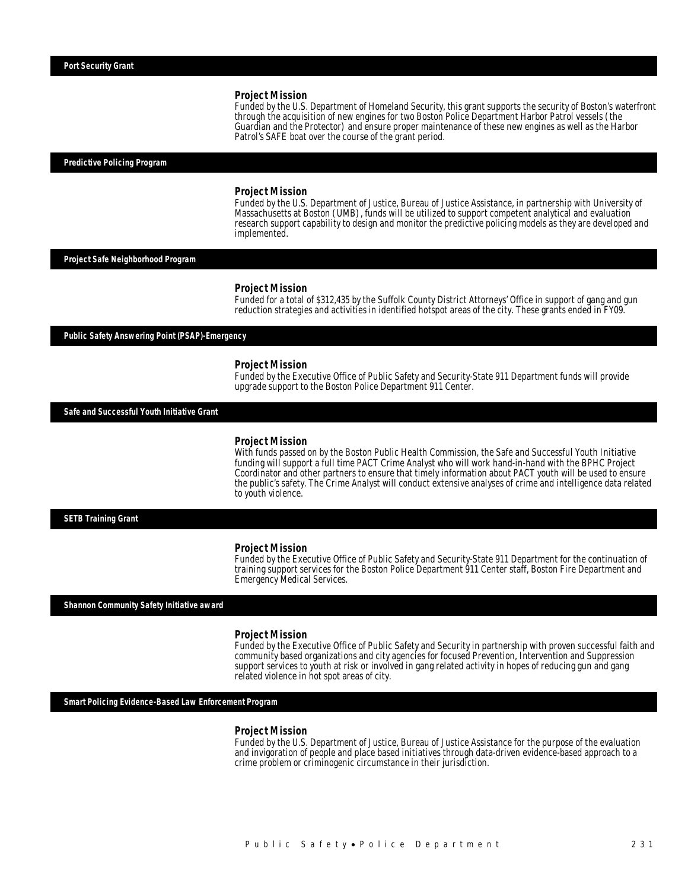## Port Security Grant

### Project Mission

Funded by the U.S. Department of Homeland Security, this grant supports the security of Boston's waterfront through the acquisition of new engines for two Boston Police Department Harbor Patrol vessels (the Guardian and the Protector) and ensure proper maintenance of these new engines as well as the Harbor Patrol's SAFE boat over the course of the grant period.

## Predictive Policing Program

### Project Mission

Funded by the U.S. Department of Justice, Bureau of Justice Assistance, in partnership with University of Massachusetts at Boston (UMB), funds will be utilized to support competent analytical and evaluation research support capability to design and monitor the predictive policing models as they are developed and implemented.

## Project Safe Neighborhood Program

### Project Mission

Funded for a total of $312,435 by the Suffolk County District Attorneys' Office in support of gang and gun reduction strategies and activities in identified hotspot areas of the city. These grants ended in FY09.

## Public Safety Answering Point (PSAP)-Emergency

### Project Mission

Funded by the Executive Office of Public Safety and Security-State 911 Department funds will provide upgrade support to the Boston Police Department 911 Center.

## Safe and Successful Youth Initiative Grant

### Project Mission

With funds passed on by the Boston Public Health Commission, the Safe and Successful Youth Initiative funding will support a full time PACT Crime Analyst who will work hand-in-hand with the BPHC Project Coordinator and other partners to ensure that timely information about PACT youth will be used to ensure the public's safety. The Crime Analyst will conduct extensive analyses of crime and intelligence data related to youth violence.

## SETB Training Grant

### Project Mission

Funded by the Executive Office of Public Safety and Security-State 911 Department for the continuation of training support services for the Boston Police Department 911 Center staff, Boston Fire Department and Emergency Medical Services.

## Shannon Community Safety Initiative award

### Project Mission

Funded by the Executive Office of Public Safety and Security in partnership with proven successful faith and community based organizations and city agencies for focused Prevention, Intervention and Suppression support services to youth at risk or involved in gang related activity in hopes of reducing gun and gang related violence in hot spot areas of city.

## Smart Policing Evidence-Based Law Enforcement Program

### Project Mission

Funded by the U.S. Department of Justice, Bureau of Justice Assistance for the purpose of the evaluation and invigoration of people and place based initiatives through data-driven evidence-based approach to a crime problem or criminogenic circumstance in their jurisdiction.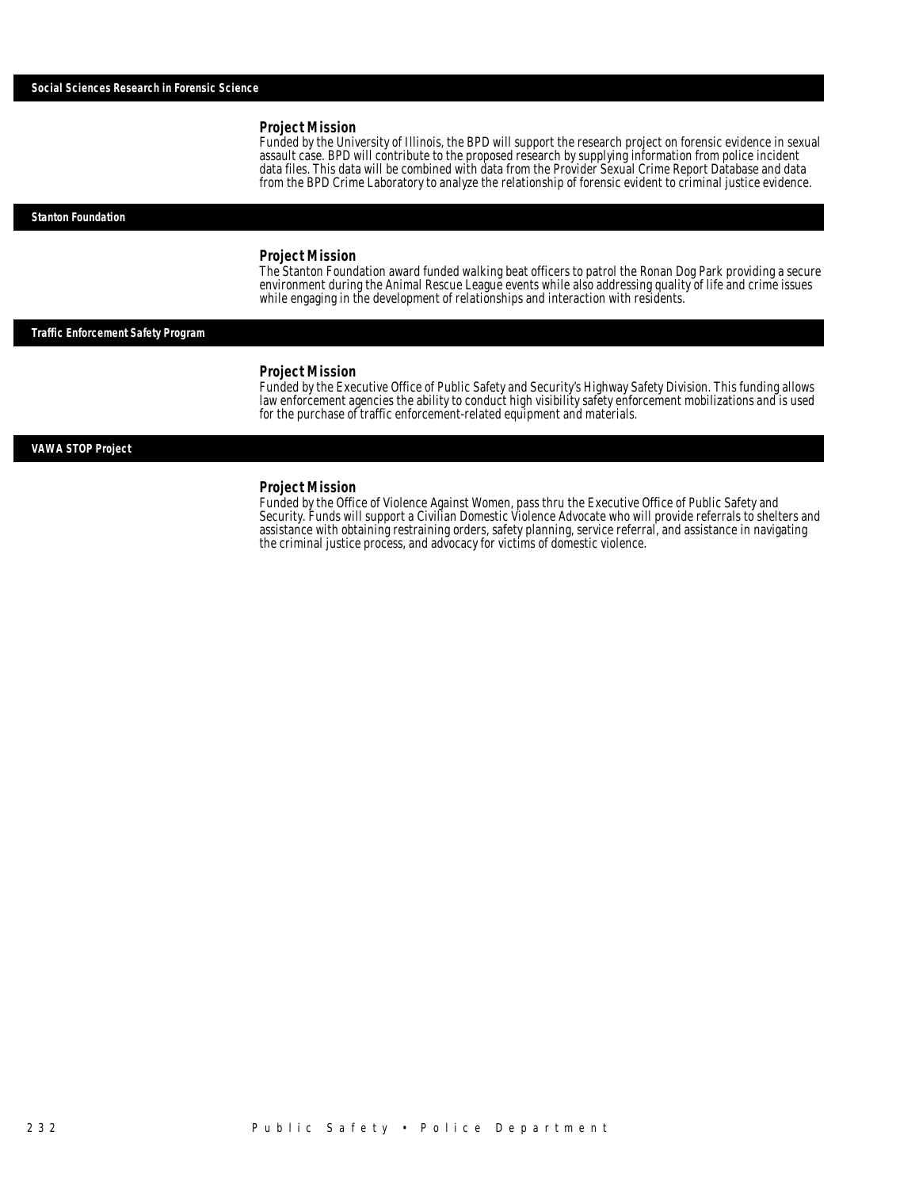## Social Sciences Research in Forensic Science

### Project Mission

Funded by the University of Illinois, the BPD will support the research project on forensic evidence in sexual assault case. BPD will contribute to the proposed research by supplying information from police incident data files. This data will be combined with data from the Provider Sexual Crime Report Database and data from the BPD Crime Laboratory to analyze the relationship of forensic evident to criminal justice evidence.

## Stanton Foundation

### Project Mission

The Stanton Foundation award funded walking beat officers to patrol the Ronan Dog Park providing a secure environment during the Animal Rescue League events while also addressing quality of life and crime issues while engaging in the development of relationships and interaction with residents.

## Traffic Enforcement Safety Program

### Project Mission

Funded by the Executive Office of Public Safety and Security's Highway Safety Division. This funding allows law enforcement agencies the ability to conduct high visibility safety enforcement mobilizations and is used for the purchase of traffic enforcement-related equipment and materials.

## VAWA STOP Project

### Project Mission

Funded by the Office of Violence Against Women, pass thru the Executive Office of Public Safety and Security. Funds will support a Civilian Domestic Violence Advocate who will provide referrals to shelters and assistance with obtaining restraining orders, safety planning, service referral, and assistance in navigating the criminal justice process, and advocacy for victims of domestic violence.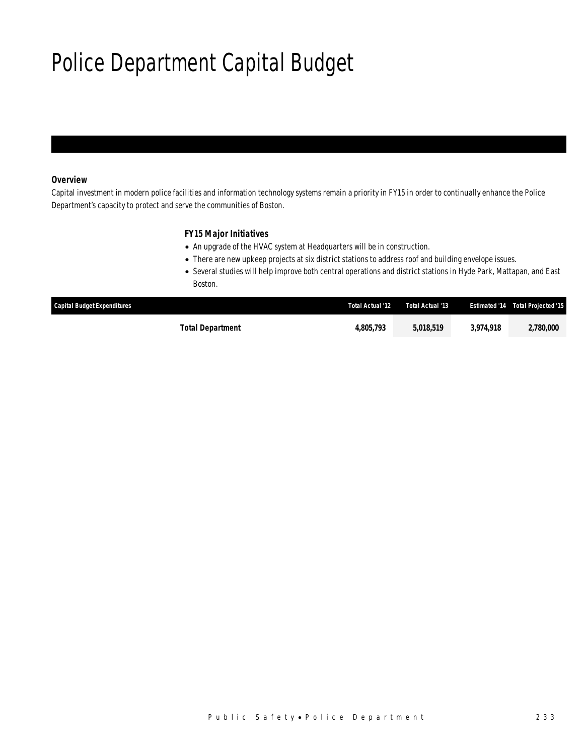# Police Department Capital Budget

***Overview***

*Capital investment in modern police facilities and information technology systems remain a priority in FY15 in order to continually enhance the Police Department's capacity to protect and serve the communities of Boston.*

***FY15 Major Initiatives***

- *An upgrade of the HVAC system at Headquarters will be in construction.*
- *There are new upkeep projects at six district stations to address roof and building envelope issues.*
- *Several studies will help improve both central operations and district stations in Hyde Park, Mattapan, and East Boston.*

| Capital Budget Expenditures | Total Actual '12 | Total Actual '13 | Estimated '14 | Total Projected '15 |
|---|---|---|---|---|
| **Total Department** | **4,805,793** | **5,018,519** | **3,974,918** | **2,780,000** |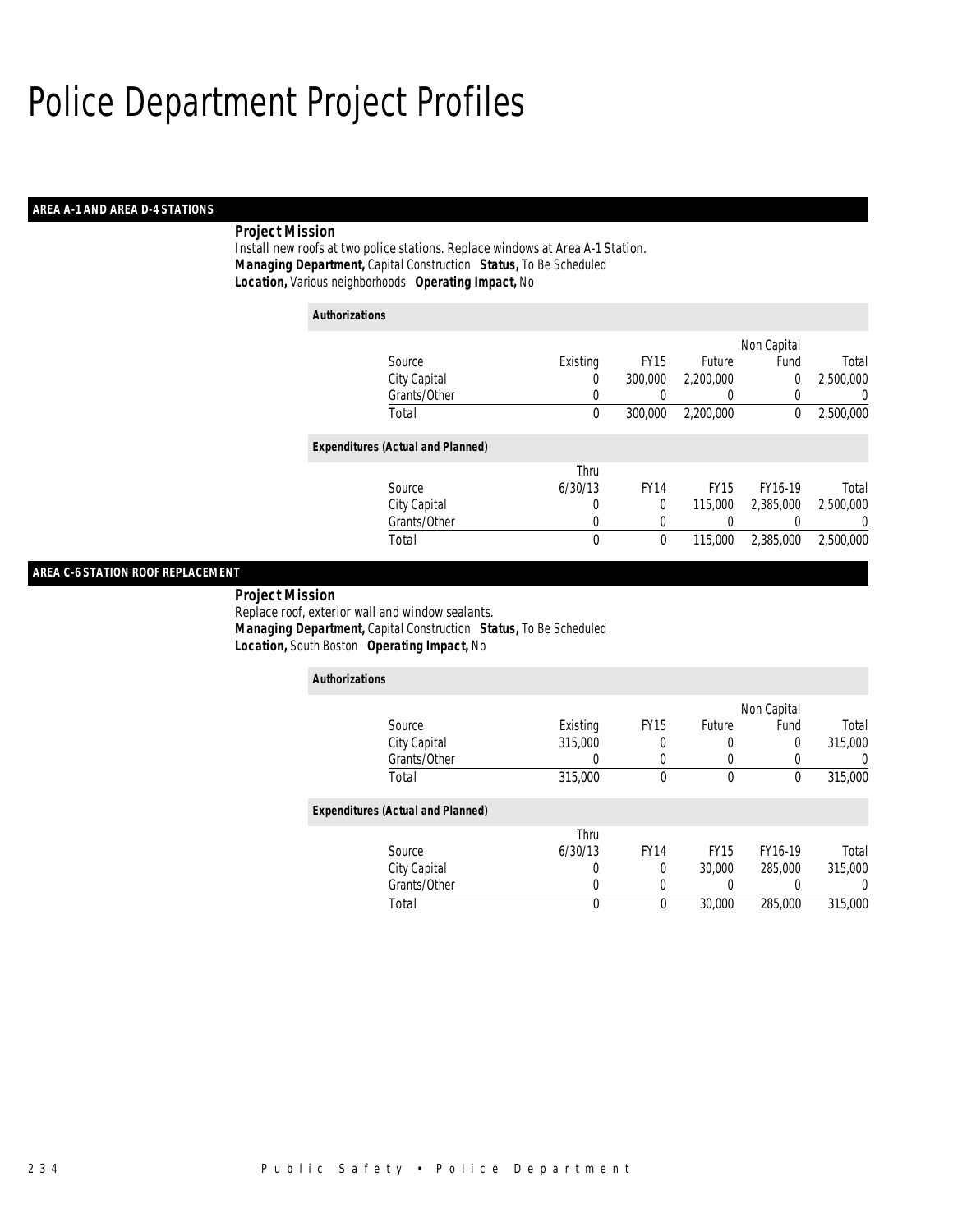# Police Department Project Profiles

## AREA A-1 AND AREA D-4 STATIONS

**Project Mission**

Install new roofs at two police stations. Replace windows at Area A-1 Station.

***Managing Department,*** *Capital Construction* ***Status,*** *To Be Scheduled*

***Location,*** *Various neighborhoods* ***Operating Impact,*** *No*

**Authorizations**

| Source | Existing | FY15 | Future | Non Capital Fund | Total |
|---|---|---|---|---|---|
| City Capital | 0 | 300,000 | 2,200,000 | 0 | 2,500,000 |
| Grants/Other | 0 | 0 | 0 | 0 | 0 |
| Total | 0 | 300,000 | 2,200,000 | 0 | 2,500,000 |

**Expenditures (Actual and Planned)**

| Source | Thru 6/30/13 | FY14 | FY15 | FY16-19 | Total |
|---|---|---|---|---|---|
| City Capital | 0 | 0 | 115,000 | 2,385,000 | 2,500,000 |
| Grants/Other | 0 | 0 | 0 | 0 | 0 |
| Total | 0 | 0 | 115,000 | 2,385,000 | 2,500,000 |

## AREA C-6 STATION ROOF REPLACEMENT

**Project Mission**

Replace roof, exterior wall and window sealants.

***Managing Department,*** *Capital Construction* ***Status,*** *To Be Scheduled*

***Location,*** *South Boston* ***Operating Impact,*** *No*

**Authorizations**

| Source | Existing | FY15 | Future | Non Capital Fund | Total |
|---|---|---|---|---|---|
| City Capital | 315,000 | 0 | 0 | 0 | 315,000 |
| Grants/Other | 0 | 0 | 0 | 0 | 0 |
| Total | 315,000 | 0 | 0 | 0 | 315,000 |

**Expenditures (Actual and Planned)**

| Source | Thru 6/30/13 | FY14 | FY15 | FY16-19 | Total |
|---|---|---|---|---|---|
| City Capital | 0 | 0 | 30,000 | 285,000 | 315,000 |
| Grants/Other | 0 | 0 | 0 | 0 | 0 |
| Total | 0 | 0 | 30,000 | 285,000 | 315,000 |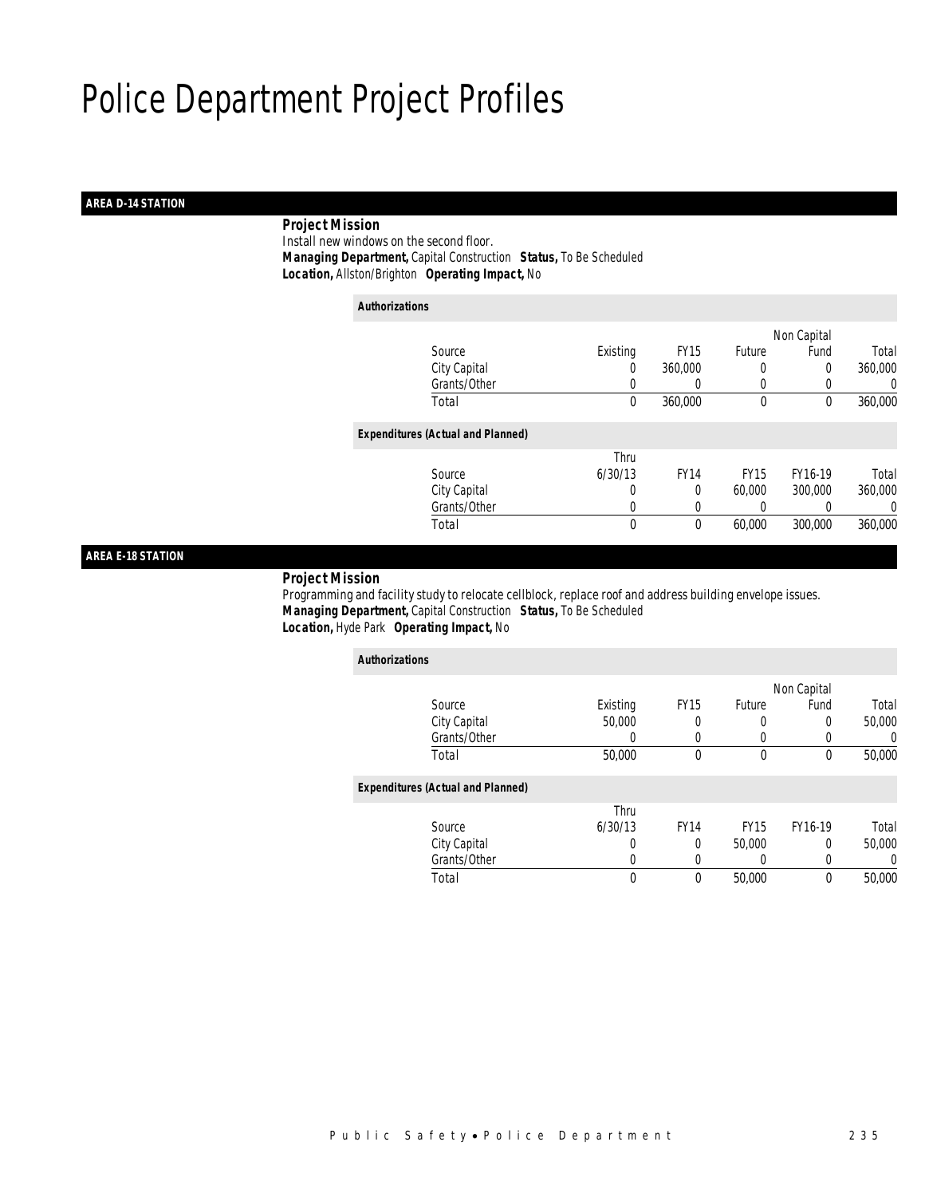# Police Department Project Profiles

## AREA D-14 STATION

***Project Mission***

Install new windows on the second floor.

***Managing Department,*** Capital Construction ***Status,*** To Be Scheduled

***Location,*** Allston/Brighton ***Operating Impact,*** No

***Authorizations***

| Source | Existing | FY15 | Future | Non Capital Fund | Total |
|---|---|---|---|---|---|
| City Capital | 0 | 360,000 | 0 | 0 | 360,000 |
| Grants/Other | 0 | 0 | 0 | 0 | 0 |
| Total | 0 | 360,000 | 0 | 0 | 360,000 |

***Expenditures (Actual and Planned)***

| Source | Thru 6/30/13 | FY14 | FY15 | FY16-19 | Total |
|---|---|---|---|---|---|
| City Capital | 0 | 0 | 60,000 | 300,000 | 360,000 |
| Grants/Other | 0 | 0 | 0 | 0 | 0 |
| Total | 0 | 0 | 60,000 | 300,000 | 360,000 |

## AREA E-18 STATION

***Project Mission***

Programming and facility study to relocate cellblock, replace roof and address building envelope issues.

***Managing Department,*** Capital Construction ***Status,*** To Be Scheduled

***Location,*** Hyde Park ***Operating Impact,*** No

***Authorizations***

| Source | Existing | FY15 | Future | Non Capital Fund | Total |
|---|---|---|---|---|---|
| City Capital | 50,000 | 0 | 0 | 0 | 50,000 |
| Grants/Other | 0 | 0 | 0 | 0 | 0 |
| Total | 50,000 | 0 | 0 | 0 | 50,000 |

***Expenditures (Actual and Planned)***

| Source | Thru 6/30/13 | FY14 | FY15 | FY16-19 | Total |
|---|---|---|---|---|---|
| City Capital | 0 | 0 | 50,000 | 0 | 50,000 |
| Grants/Other | 0 | 0 | 0 | 0 | 0 |
| Total | 0 | 0 | 50,000 | 0 | 50,000 |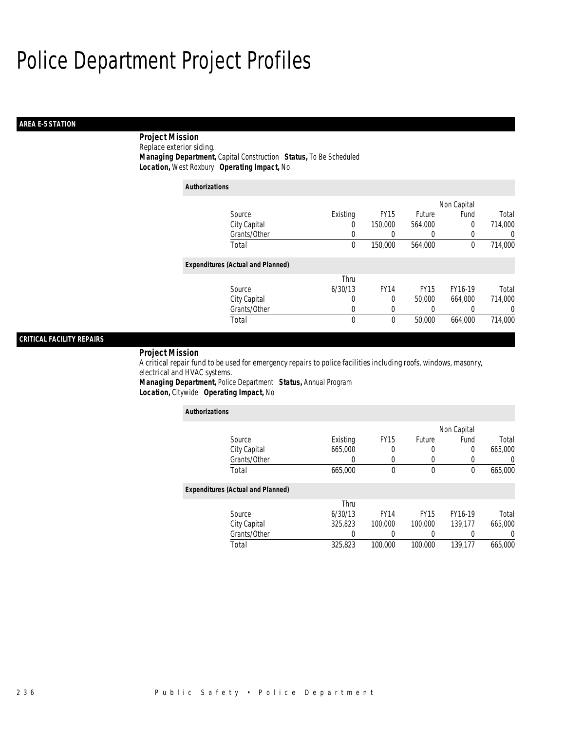# Police Department Project Profiles

## AREA E-5 STATION

**Project Mission**
Replace exterior siding.
**Managing Department,** Capital Construction **Status,** To Be Scheduled
**Location,** West Roxbury **Operating Impact,** No

*Authorizations*

| Source | Existing | FY15 | Future | Non Capital Fund | Total |
|---|---|---|---|---|---|
| City Capital | 0 | 150,000 | 564,000 | 0 | 714,000 |
| Grants/Other | 0 | 0 | 0 | 0 | 0 |
| Total | 0 | 150,000 | 564,000 | 0 | 714,000 |

*Expenditures (Actual and Planned)*

| Source | Thru 6/30/13 | FY14 | FY15 | FY16-19 | Total |
|---|---|---|---|---|---|
| City Capital | 0 | 0 | 50,000 | 664,000 | 714,000 |
| Grants/Other | 0 | 0 | 0 | 0 | 0 |
| Total | 0 | 0 | 50,000 | 664,000 | 714,000 |

## CRITICAL FACILITY REPAIRS

**Project Mission**
A critical repair fund to be used for emergency repairs to police facilities including roofs, windows, masonry, electrical and HVAC systems.
**Managing Department,** Police Department **Status,** Annual Program
**Location,** Citywide **Operating Impact,** No

*Authorizations*

| Source | Existing | FY15 | Future | Non Capital Fund | Total |
|---|---|---|---|---|---|
| City Capital | 665,000 | 0 | 0 | 0 | 665,000 |
| Grants/Other | 0 | 0 | 0 | 0 | 0 |
| Total | 665,000 | 0 | 0 | 0 | 665,000 |

*Expenditures (Actual and Planned)*

| Source | Thru 6/30/13 | FY14 | FY15 | FY16-19 | Total |
|---|---|---|---|---|---|
| City Capital | 325,823 | 100,000 | 100,000 | 139,177 | 665,000 |
| Grants/Other | 0 | 0 | 0 | 0 | 0 |
| Total | 325,823 | 100,000 | 100,000 | 139,177 | 665,000 |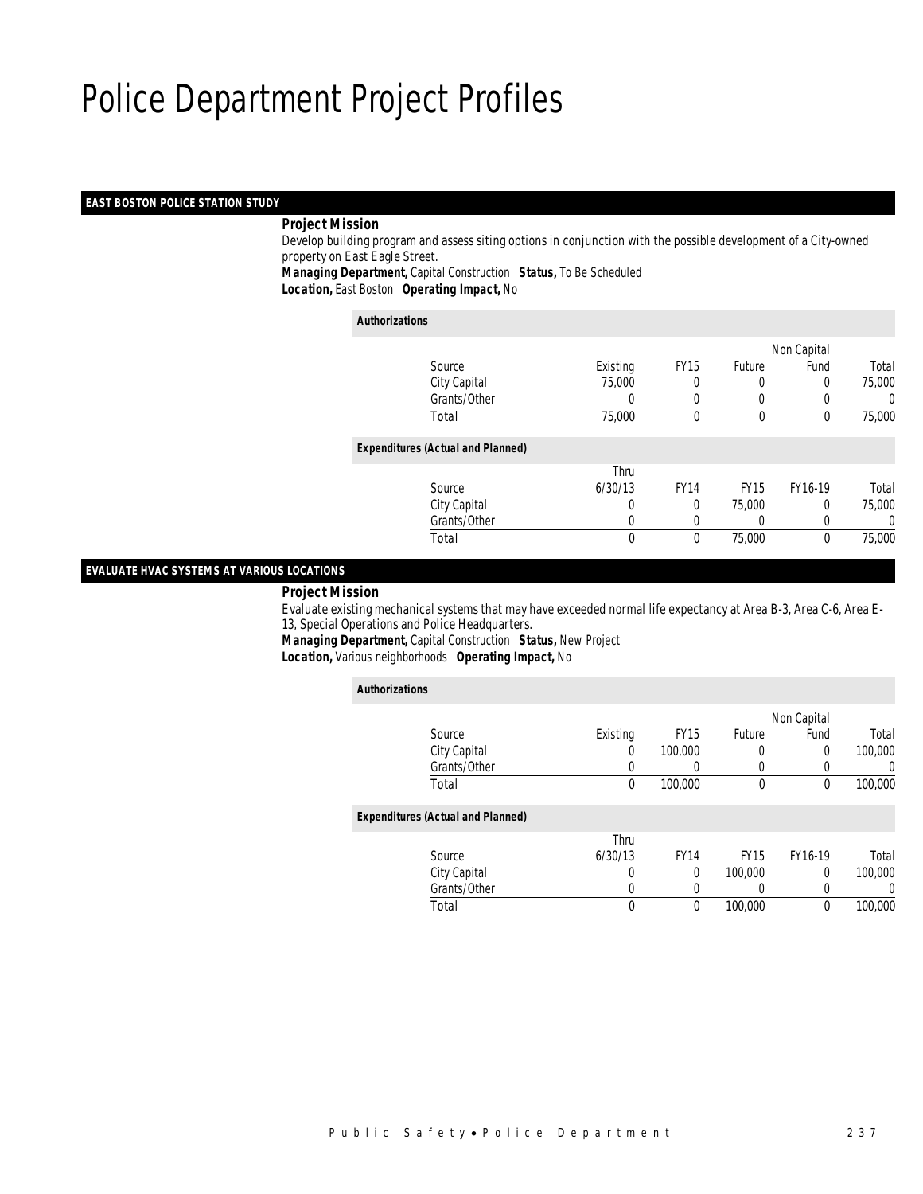# Police Department Project Profiles

## EAST BOSTON POLICE STATION STUDY

***Project Mission***

Develop building program and assess siting options in conjunction with the possible development of a City-owned property on East Eagle Street.

***Managing Department,*** Capital Construction ***Status,*** To Be Scheduled

***Location,*** East Boston ***Operating Impact,*** No

***Authorizations***

| Source | Existing | FY15 | Future | Non Capital Fund | Total |
|---|---|---|---|---|---|
| City Capital | 75,000 | 0 | 0 | 0 | 75,000 |
| Grants/Other | 0 | 0 | 0 | 0 | 0 |
| Total | 75,000 | 0 | 0 | 0 | 75,000 |

***Expenditures (Actual and Planned)***

| Source | Thru 6/30/13 | FY14 | FY15 | FY16-19 | Total |
|---|---|---|---|---|---|
| City Capital | 0 | 0 | 75,000 | 0 | 75,000 |
| Grants/Other | 0 | 0 | 0 | 0 | 0 |
| Total | 0 | 0 | 75,000 | 0 | 75,000 |

## EVALUATE HVAC SYSTEMS AT VARIOUS LOCATIONS

***Project Mission***

Evaluate existing mechanical systems that may have exceeded normal life expectancy at Area B-3, Area C-6, Area E-13, Special Operations and Police Headquarters.

***Managing Department,*** Capital Construction ***Status,*** New Project

***Location,*** Various neighborhoods ***Operating Impact,*** No

***Authorizations***

| Source | Existing | FY15 | Future | Non Capital Fund | Total |
|---|---|---|---|---|---|
| City Capital | 0 | 100,000 | 0 | 0 | 100,000 |
| Grants/Other | 0 | 0 | 0 | 0 | 0 |
| Total | 0 | 100,000 | 0 | 0 | 100,000 |

***Expenditures (Actual and Planned)***

| Source | Thru 6/30/13 | FY14 | FY15 | FY16-19 | Total |
|---|---|---|---|---|---|
| City Capital | 0 | 0 | 100,000 | 0 | 100,000 |
| Grants/Other | 0 | 0 | 0 | 0 | 0 |
| Total | 0 | 0 | 100,000 | 0 | 100,000 |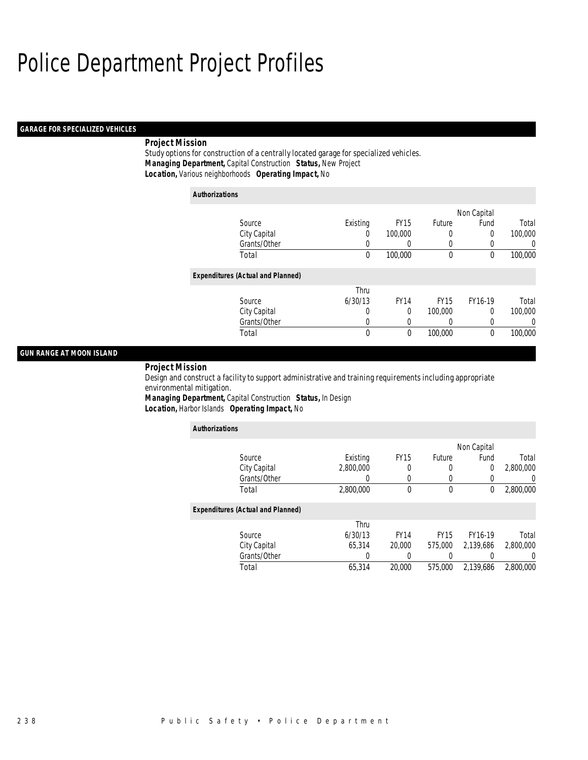# Police Department Project Profiles

## GARAGE FOR SPECIALIZED VEHICLES

**Project Mission**

Study options for construction of a centrally located garage for specialized vehicles.

***Managing Department,*** Capital Construction ***Status,*** New Project

***Location,*** Various neighborhoods ***Operating Impact,*** No

**Authorizations**

| Source | Existing | FY15 | Future | Non Capital Fund | Total |
|---|---|---|---|---|---|
| City Capital | 0 | 100,000 | 0 | 0 | 100,000 |
| Grants/Other | 0 | 0 | 0 | 0 | 0 |
| Total | 0 | 100,000 | 0 | 0 | 100,000 |

**Expenditures (Actual and Planned)**

| Source | Thru 6/30/13 | FY14 | FY15 | FY16-19 | Total |
|---|---|---|---|---|---|
| City Capital | 0 | 0 | 100,000 | 0 | 100,000 |
| Grants/Other | 0 | 0 | 0 | 0 | 0 |
| Total | 0 | 0 | 100,000 | 0 | 100,000 |

## GUN RANGE AT MOON ISLAND

**Project Mission**

Design and construct a facility to support administrative and training requirements including appropriate environmental mitigation.

***Managing Department,*** Capital Construction ***Status,*** In Design

***Location,*** Harbor Islands ***Operating Impact,*** No

**Authorizations**

| Source | Existing | FY15 | Future | Non Capital Fund | Total |
|---|---|---|---|---|---|
| City Capital | 2,800,000 | 0 | 0 | 0 | 2,800,000 |
| Grants/Other | 0 | 0 | 0 | 0 | 0 |
| Total | 2,800,000 | 0 | 0 | 0 | 2,800,000 |

**Expenditures (Actual and Planned)**

| Source | Thru 6/30/13 | FY14 | FY15 | FY16-19 | Total |
|---|---|---|---|---|---|
| City Capital | 65,314 | 20,000 | 575,000 | 2,139,686 | 2,800,000 |
| Grants/Other | 0 | 0 | 0 | 0 | 0 |
| Total | 65,314 | 20,000 | 575,000 | 2,139,686 | 2,800,000 |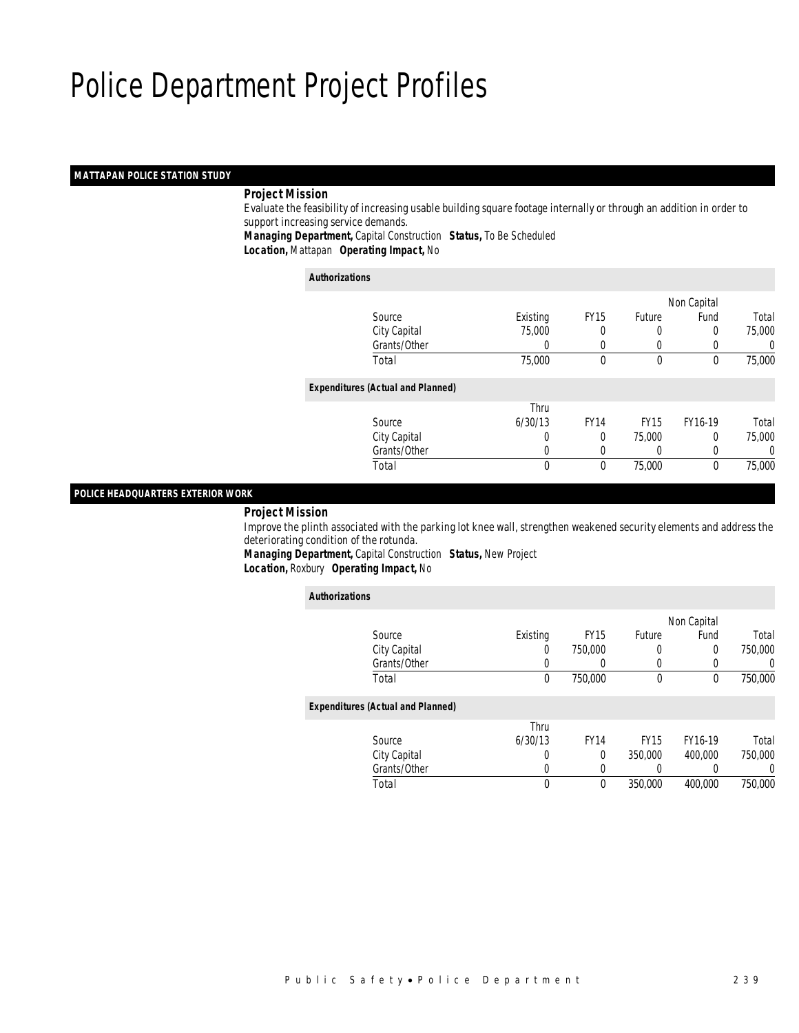# Police Department Project Profiles

## MATTAPAN POLICE STATION STUDY

### Project Mission

Evaluate the feasibility of increasing usable building square footage internally or through an addition in order to support increasing service demands.

**Managing Department,** Capital Construction **Status,** To Be Scheduled
**Location,** Mattapan **Operating Impact,** No

**Authorizations**

| Source | Existing | FY15 | Future | Non Capital Fund | Total |
|---|---|---|---|---|---|
| City Capital | 75,000 | 0 | 0 | 0 | 75,000 |
| Grants/Other | 0 | 0 | 0 | 0 | 0 |
| Total | 75,000 | 0 | 0 | 0 | 75,000 |

**Expenditures (Actual and Planned)**

| Source | Thru 6/30/13 | FY14 | FY15 | FY16-19 | Total |
|---|---|---|---|---|---|
| City Capital | 0 | 0 | 75,000 | 0 | 75,000 |
| Grants/Other | 0 | 0 | 0 | 0 | 0 |
| Total | 0 | 0 | 75,000 | 0 | 75,000 |

## POLICE HEADQUARTERS EXTERIOR WORK

### Project Mission

Improve the plinth associated with the parking lot knee wall, strengthen weakened security elements and address the deteriorating condition of the rotunda.

**Managing Department,** Capital Construction **Status,** New Project
**Location,** Roxbury **Operating Impact,** No

**Authorizations**

| Source | Existing | FY15 | Future | Non Capital Fund | Total |
|---|---|---|---|---|---|
| City Capital | 0 | 750,000 | 0 | 0 | 750,000 |
| Grants/Other | 0 | 0 | 0 | 0 | 0 |
| Total | 0 | 750,000 | 0 | 0 | 750,000 |

**Expenditures (Actual and Planned)**

| Source | Thru 6/30/13 | FY14 | FY15 | FY16-19 | Total |
|---|---|---|---|---|---|
| City Capital | 0 | 0 | 350,000 | 400,000 | 750,000 |
| Grants/Other | 0 | 0 | 0 | 0 | 0 |
| Total | 0 | 0 | 350,000 | 400,000 | 750,000 |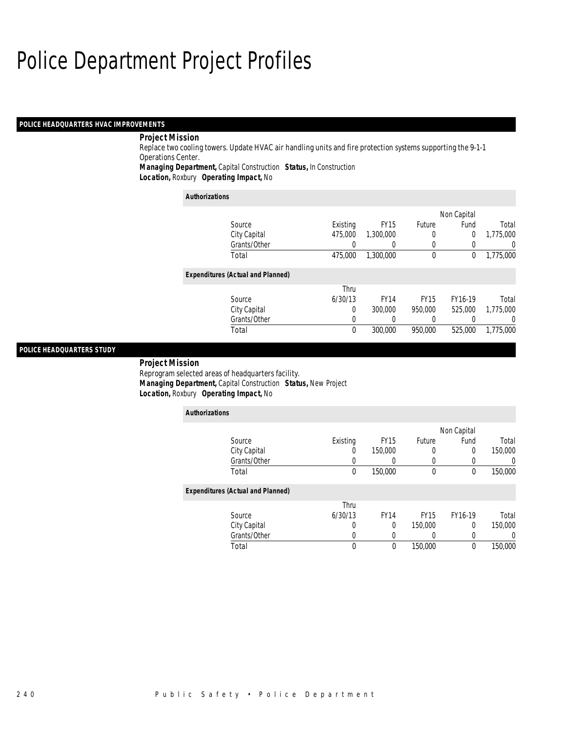# Police Department Project Profiles

## POLICE HEADQUARTERS HVAC IMPROVEMENTS

**Project Mission**

Replace two cooling towers. Update HVAC air handling units and fire protection systems supporting the 9-1-1 Operations Center.

***Managing Department,*** Capital Construction ***Status,*** In Construction

***Location,*** Roxbury ***Operating Impact,*** No

***Authorizations***

| Source | Existing | FY15 | Future | Non Capital Fund | Total |
|---|---|---|---|---|---|
| City Capital | 475,000 | 1,300,000 | 0 | 0 | 1,775,000 |
| Grants/Other | 0 | 0 | 0 | 0 | 0 |
| Total | 475,000 | 1,300,000 | 0 | 0 | 1,775,000 |

***Expenditures (Actual and Planned)***

| Source | Thru 6/30/13 | FY14 | FY15 | FY16-19 | Total |
|---|---|---|---|---|---|
| City Capital | 0 | 300,000 | 950,000 | 525,000 | 1,775,000 |
| Grants/Other | 0 | 0 | 0 | 0 | 0 |
| Total | 0 | 300,000 | 950,000 | 525,000 | 1,775,000 |

## POLICE HEADQUARTERS STUDY

**Project Mission**

Reprogram selected areas of headquarters facility.

***Managing Department,*** Capital Construction ***Status,*** New Project

***Location,*** Roxbury ***Operating Impact,*** No

***Authorizations***

| Source | Existing | FY15 | Future | Non Capital Fund | Total |
|---|---|---|---|---|---|
| City Capital | 0 | 150,000 | 0 | 0 | 150,000 |
| Grants/Other | 0 | 0 | 0 | 0 | 0 |
| Total | 0 | 150,000 | 0 | 0 | 150,000 |

***Expenditures (Actual and Planned)***

| Source | Thru 6/30/13 | FY14 | FY15 | FY16-19 | Total |
|---|---|---|---|---|---|
| City Capital | 0 | 0 | 150,000 | 0 | 150,000 |
| Grants/Other | 0 | 0 | 0 | 0 | 0 |
| Total | 0 | 0 | 150,000 | 0 | 150,000 |